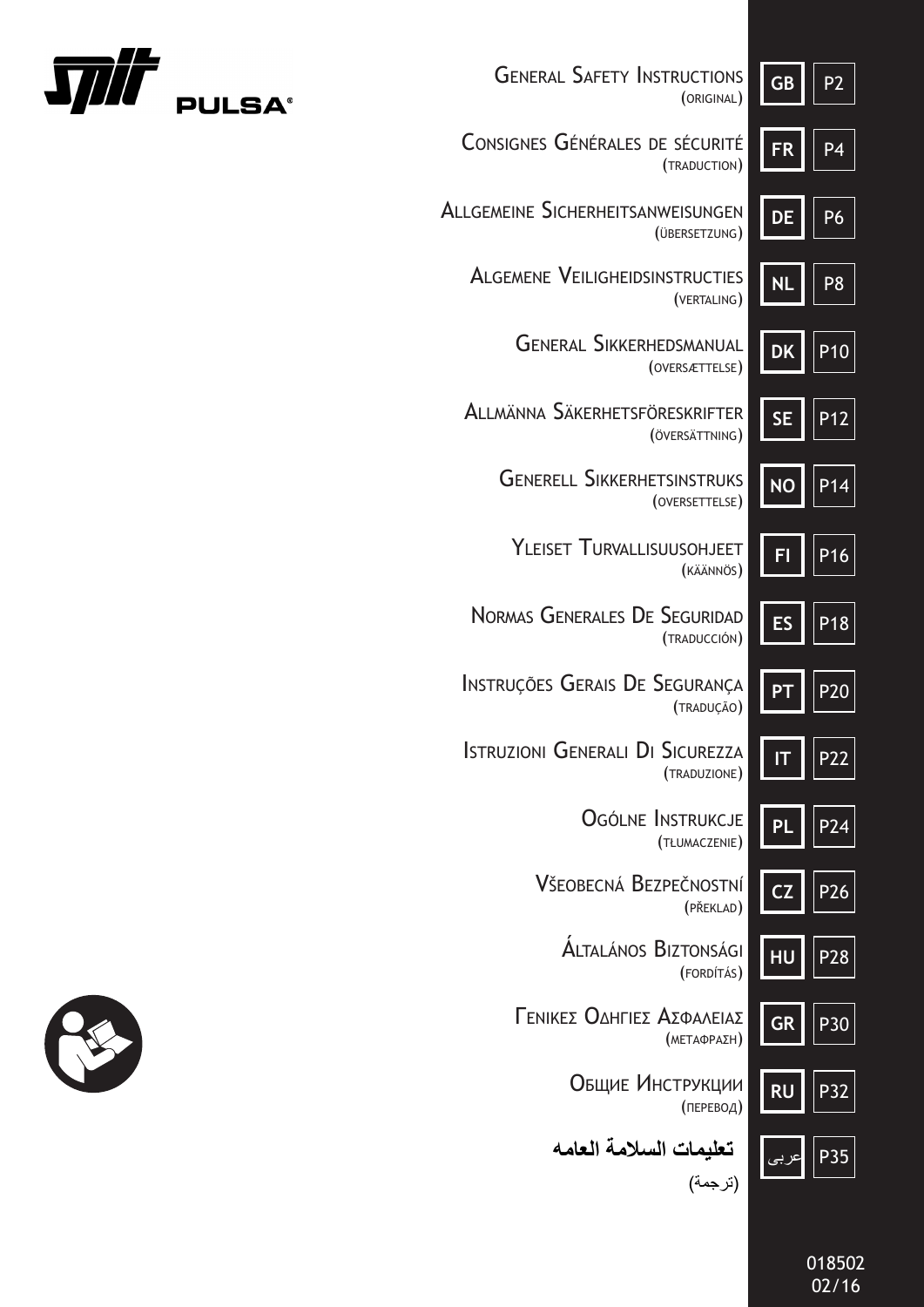**spit PULSA®**

| | | |
|---|---|---|
| GENERAL SAFETY INSTRUCTIONS (ORIGINAL) | GB | P2 |
| CONSIGNES GÉNÉRALES DE SÉCURITÉ (TRADUCTION) | FR | P4 |
| ALLGEMEINE SICHERHEITSANWEISUNGEN (ÜBERSETZUNG) | DE | P6 |
| ALGEMENE VEILIGHEIDSINSTRUCTIES (VERTALING) | NL | P8 |
| GENERAL SIKKERHEDSMANUAL (OVERSÆTTELSE) | DK | P10 |
| ALLMÄNNA SÄKERHETSFÖRESKRIFTER (ÖVERSÄTTNING) | SE | P12 |
| GENERELL SIKKERHETSINSTRUKS (OVERSETTELSE) | NO | P14 |
| YLEISET TURVALLISUUSOHJEET (KÄÄNNÖS) | FI | P16 |
| NORMAS GENERALES DE SEGURIDAD (TRADUCCIÓN) | ES | P18 |
| INSTRUÇÕES GERAIS DE SEGURANÇA (TRADUÇÃO) | PT | P20 |
| ISTRUZIONI GENERALI DI SICUREZZA (TRADUZIONE) | IT | P22 |
| OGÓLNE INSTRUKCJE (TŁUMACZENIE) | PL | P24 |
| VŠEOBECNÁ BEZPEČNOSTNÍ (PŘEKLAD) | CZ | P26 |
| ÁLTALÁNOS BIZTONSÁGI (FORDÍTÁS) | HU | P28 |
| ΓΕΝΙΚΕΣ ΟΔΗΓΙΕΣ ΑΣΦΑΛΕΙΑΣ (ΜΕΤΑΦΡΑΣΗ) | GR | P30 |
| ОБЩИЕ ИНСТРУКЦИИ (ПЕРЕВОД) | RU | P32 |
| تعليمات السلامة العامه (ترجمة) | عربى | P35 |

018502
02/16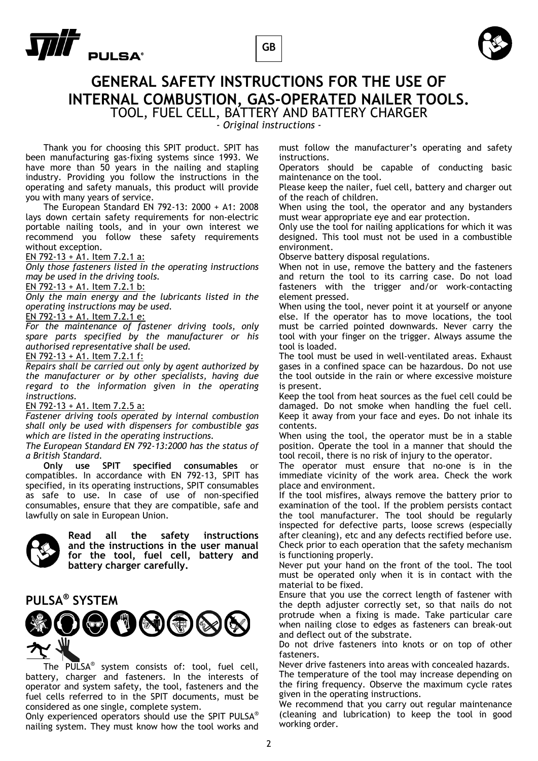# GENERAL SAFETY INSTRUCTIONS FOR THE USE OF INTERNAL COMBUSTION, GAS-OPERATED NAILER TOOLS.

TOOL, FUEL CELL, BATTERY AND BATTERY CHARGER

*- Original instructions -*

Thank you for choosing this SPIT product. SPIT has been manufacturing gas-fixing systems since 1993. We have more than 50 years in the nailing and stapling industry. Providing you follow the instructions in the operating and safety manuals, this product will provide you with many years of service.

The European Standard EN 792-13: 2000 + A1: 2008 lays down certain safety requirements for non-electric portable nailing tools, and in your own interest we recommend you follow these safety requirements without exception.

EN 792-13 + A1. Item 7.2.1 a:

*Only those fasteners listed in the operating instructions may be used in the driving tools.*

EN 792-13 + A1. Item 7.2.1 b:

*Only the main energy and the lubricants listed in the operating instructions may be used.*

EN 792-13 + A1. Item 7.2.1 e:

*For the maintenance of fastener driving tools, only spare parts specified by the manufacturer or his authorised representative shall be used.*

EN 792-13 + A1. Item 7.2.1 f:

*Repairs shall be carried out only by agent authorized by the manufacturer or by other specialists, having due regard to the information given in the operating instructions.*

EN 792-13 + A1. Item 7.2.5 a:

*Fastener driving tools operated by internal combustion shall only be used with dispensers for combustible gas which are listed in the operating instructions.*

*The European Standard EN 792-13:2000 has the status of a British Standard.*

**Only use SPIT specified consumables** or compatibles. In accordance with EN 792-13, SPIT has specified, in its operating instructions, SPIT consumables as safe to use. In case of use of non-specified consumables, ensure that they are compatible, safe and lawfully on sale in European Union.

**Read all the safety instructions and the instructions in the user manual for the tool, fuel cell, battery and battery charger carefully.**

## PULSA® SYSTEM

The PULSA® system consists of: tool, fuel cell, battery, charger and fasteners. In the interests of operator and system safety, the tool, fasteners and the fuel cells referred to in the SPIT documents, must be considered as one single, complete system.

Only experienced operators should use the SPIT PULSA® nailing system. They must know how the tool works and must follow the manufacturer's operating and safety instructions.

Operators should be capable of conducting basic maintenance on the tool.

Please keep the nailer, fuel cell, battery and charger out of the reach of children.

When using the tool, the operator and any bystanders must wear appropriate eye and ear protection.

Only use the tool for nailing applications for which it was designed. This tool must not be used in a combustible environment.

Observe battery disposal regulations.

When not in use, remove the battery and the fasteners and return the tool to its carring case. Do not load fasteners with the trigger and/or work-contacting element pressed.

When using the tool, never point it at yourself or anyone else. If the operator has to move locations, the tool must be carried pointed downwards. Never carry the tool with your finger on the trigger. Always assume the tool is loaded.

The tool must be used in well-ventilated areas. Exhaust gases in a confined space can be hazardous. Do not use the tool outside in the rain or where excessive moisture is present.

Keep the tool from heat sources as the fuel cell could be damaged. Do not smoke when handling the fuel cell. Keep it away from your face and eyes. Do not inhale its contents.

When using the tool, the operator must be in a stable position. Operate the tool in a manner that should the tool recoil, there is no risk of injury to the operator.

The operator must ensure that no-one is in the immediate vicinity of the work area. Check the work place and environment.

If the tool misfires, always remove the battery prior to examination of the tool. If the problem persists contact the tool manufacturer. The tool should be regularly inspected for defective parts, loose screws (especially after cleaning), etc and any defects rectified before use. Check prior to each operation that the safety mechanism is functioning properly.

Never put your hand on the front of the tool. The tool must be operated only when it is in contact with the material to be fixed.

Ensure that you use the correct length of fastener with the depth adjuster correctly set, so that nails do not protrude when a fixing is made. Take particular care when nailing close to edges as fasteners can break-out and deflect out of the substrate.

Do not drive fasteners into knots or on top of other fasteners.

Never drive fasteners into areas with concealed hazards.

The temperature of the tool may increase depending on the firing frequency. Observe the maximum cycle rates given in the operating instructions.

We recommend that you carry out regular maintenance (cleaning and lubrication) to keep the tool in good working order.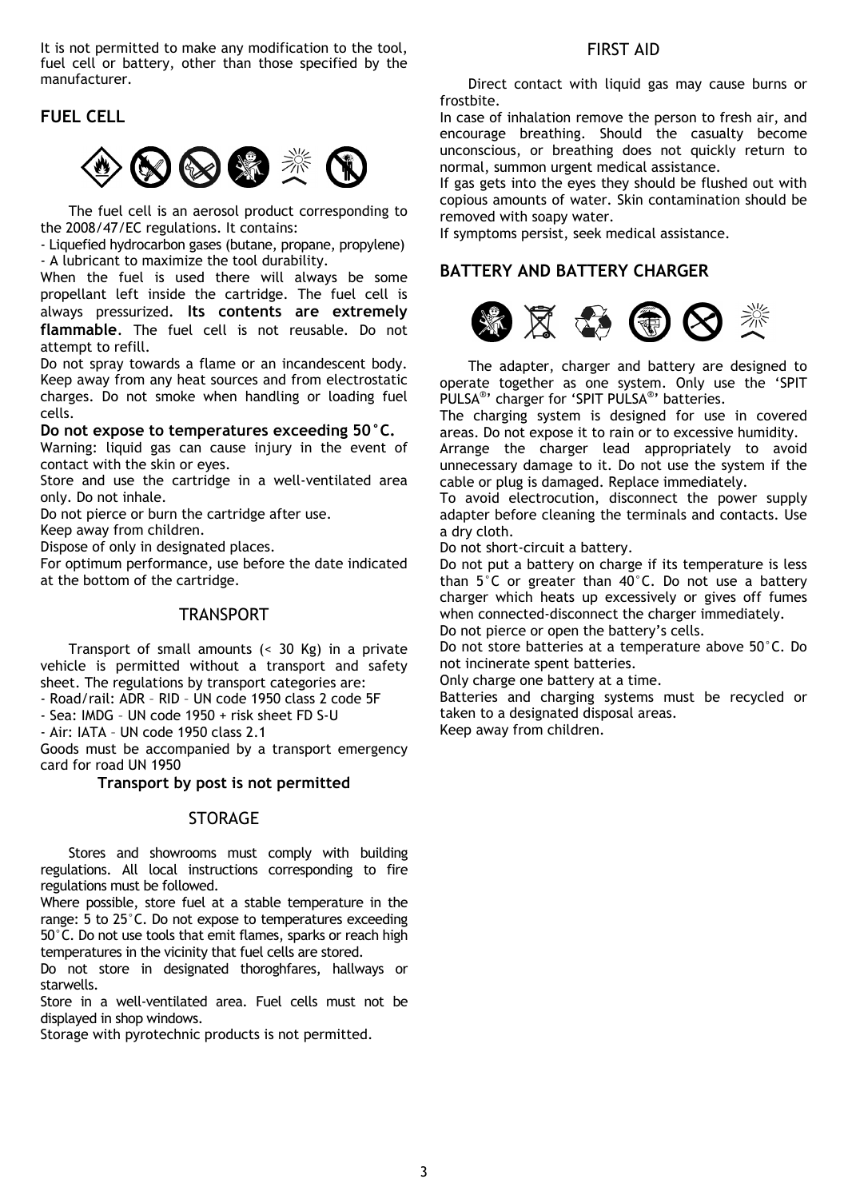It is not permitted to make any modification to the tool, fuel cell or battery, other than those specified by the manufacturer.

## FUEL CELL

The fuel cell is an aerosol product corresponding to the 2008/47/EC regulations. It contains:

- Liquefied hydrocarbon gases (butane, propane, propylene)
- A lubricant to maximize the tool durability.

When the fuel is used there will always be some propellant left inside the cartridge. The fuel cell is always pressurized. **Its contents are extremely flammable**. The fuel cell is not reusable. Do not attempt to refill.

Do not spray towards a flame or an incandescent body. Keep away from any heat sources and from electrostatic charges. Do not smoke when handling or loading fuel cells.

**Do not expose to temperatures exceeding 50°C.**

Warning: liquid gas can cause injury in the event of contact with the skin or eyes.

Store and use the cartridge in a well-ventilated area only. Do not inhale.

Do not pierce or burn the cartridge after use.

Keep away from children.

Dispose of only in designated places.

For optimum performance, use before the date indicated at the bottom of the cartridge.

### TRANSPORT

Transport of small amounts (< 30 Kg) in a private vehicle is permitted without a transport and safety sheet. The regulations by transport categories are:

- Road/rail: ADR – RID – UN code 1950 class 2 code 5F
- Sea: IMDG – UN code 1950 + risk sheet FD S-U
- Air: IATA – UN code 1950 class 2.1

Goods must be accompanied by a transport emergency card for road UN 1950

**Transport by post is not permitted**

### STORAGE

Stores and showrooms must comply with building regulations. All local instructions corresponding to fire regulations must be followed.

Where possible, store fuel at a stable temperature in the range: 5 to 25°C. Do not expose to temperatures exceeding 50°C. Do not use tools that emit flames, sparks or reach high temperatures in the vicinity that fuel cells are stored.

Do not store in designated thoroghfares, hallways or starwells.

Store in a well-ventilated area. Fuel cells must not be displayed in shop windows.

Storage with pyrotechnic products is not permitted.

### FIRST AID

Direct contact with liquid gas may cause burns or frostbite.

In case of inhalation remove the person to fresh air, and encourage breathing. Should the casualty become unconscious, or breathing does not quickly return to normal, summon urgent medical assistance.

If gas gets into the eyes they should be flushed out with copious amounts of water. Skin contamination should be removed with soapy water.

If symptoms persist, seek medical assistance.

## BATTERY AND BATTERY CHARGER

The adapter, charger and battery are designed to operate together as one system. Only use the 'SPIT PULSA®' charger for 'SPIT PULSA®' batteries.

The charging system is designed for use in covered areas. Do not expose it to rain or to excessive humidity.

Arrange the charger lead appropriately to avoid unnecessary damage to it. Do not use the system if the cable or plug is damaged. Replace immediately.

To avoid electrocution, disconnect the power supply adapter before cleaning the terminals and contacts. Use a dry cloth.

Do not short-circuit a battery.

Do not put a battery on charge if its temperature is less than 5°C or greater than 40°C. Do not use a battery charger which heats up excessively or gives off fumes when connected-disconnect the charger immediately.

Do not pierce or open the battery's cells.

Do not store batteries at a temperature above 50°C. Do not incinerate spent batteries.

Only charge one battery at a time.

Batteries and charging systems must be recycled or taken to a designated disposal areas.

Keep away from children.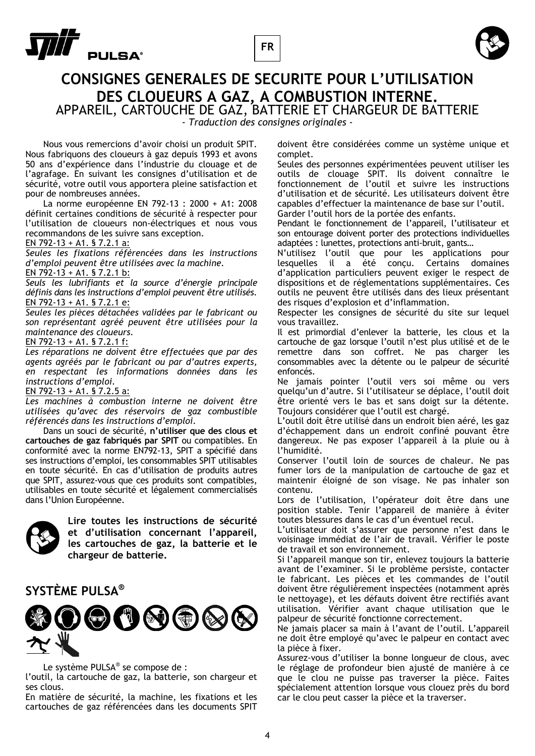FR

# CONSIGNES GENERALES DE SECURITE POUR L'UTILISATION DES CLOUEURS A GAZ, A COMBUSTION INTERNE.

## APPAREIL, CARTOUCHE DE GAZ, BATTERIE ET CHARGEUR DE BATTERIE

*- Traduction des consignes originales -*

Nous vous remercions d'avoir choisi un produit SPIT. Nous fabriquons des cloueurs à gaz depuis 1993 et avons 50 ans d'expérience dans l'industrie du clouage et de l'agrafage. En suivant les consignes d'utilisation et de sécurité, votre outil vous apportera pleine satisfaction et pour de nombreuses années.

La norme européenne EN 792-13 : 2000 + A1: 2008 définit certaines conditions de sécurité à respecter pour l'utilisation de cloueurs non-électriques et nous vous recommandons de les suivre sans exception.

<u>EN 792-13 + A1. § 7.2.1 a:</u>

*Seules les fixations référencées dans les instructions d'emploi peuvent être utilisées avec la machine.*

<u>EN 792-13 + A1. § 7.2.1 b:</u>

*Seuls les lubrifiants et la source d'énergie principale définis dans les instructions d'emploi peuvent être utilisés.*

<u>EN 792-13 + A1. § 7.2.1 e:</u>

*Seules les pièces détachées validées par le fabricant ou son représentant agréé peuvent être utilisées pour la maintenance des cloueurs.*

<u>EN 792-13 + A1. § 7.2.1 f:</u>

*Les réparations ne doivent être effectuées que par des agents agréés par le fabricant ou par d'autres experts, en respectant les informations données dans les instructions d'emploi.*

<u>EN 792-13 + A1. § 7.2.5 a:</u>

*Les machines à combustion interne ne doivent être utilisées qu'avec des réservoirs de gaz combustible référencés dans les instructions d'emploi.*

Dans un souci de sécurité, **n'utiliser que des clous et cartouches de gaz fabriqués par SPIT** ou compatibles. En conformité avec la norme EN792-13, SPIT a spécifié dans ses instructions d'emploi, les consommables SPIT utilisables en toute sécurité. En cas d'utilisation de produits autres que SPIT, assurez-vous que ces produits sont compatibles, utilisables en toute sécurité et légalement commercialisés dans l'Union Européenne.

**Lire toutes les instructions de sécurité et d'utilisation concernant l'appareil, les cartouches de gaz, la batterie et le chargeur de batterie.**

## SYSTÈME PULSA®

Le système PULSA® se compose de :

l'outil, la cartouche de gaz, la batterie, son chargeur et ses clous.

En matière de sécurité, la machine, les fixations et les cartouches de gaz référencées dans les documents SPIT doivent être considérées comme un système unique et complet.

Seules des personnes expérimentées peuvent utiliser les outils de clouage SPIT. Ils doivent connaître le fonctionnement de l'outil et suivre les instructions d'utilisation et de sécurité. Les utilisateurs doivent être capables d'effectuer la maintenance de base sur l'outil.

Garder l'outil hors de la portée des enfants.

Pendant le fonctionnement de l'appareil, l'utilisateur et son entourage doivent porter des protections individuelles adaptées : lunettes, protections anti-bruit, gants…

N'utilisez l'outil que pour les applications pour lesquelles il a été conçu. Certains domaines d'application particuliers peuvent exiger le respect de dispositions et de réglementations supplémentaires. Ces outils ne peuvent être utilisés dans des lieux présentant des risques d'explosion et d'inflammation.

Respecter les consignes de sécurité du site sur lequel vous travaillez.

Il est primordial d'enlever la batterie, les clous et la cartouche de gaz lorsque l'outil n'est plus utilisé et de le remettre dans son coffret. Ne pas charger les consommables avec la détente ou le palpeur de sécurité enfoncés.

Ne jamais pointer l'outil vers soi même ou vers quelqu'un d'autre. Si l'utilisateur se déplace, l'outil doit être orienté vers le bas et sans doigt sur la détente. Toujours considérer que l'outil est chargé.

L'outil doit être utilisé dans un endroit bien aéré, les gaz d'échappement dans un endroit confiné pouvant être dangereux. Ne pas exposer l'appareil à la pluie ou à l'humidité.

Conserver l'outil loin de sources de chaleur. Ne pas fumer lors de la manipulation de cartouche de gaz et maintenir éloigné de son visage. Ne pas inhaler son contenu.

Lors de l'utilisation, l'opérateur doit être dans une position stable. Tenir l'appareil de manière à éviter toutes blessures dans le cas d'un éventuel recul.

L'utilisateur doit s'assurer que personne n'est dans le voisinage immédiat de l'air de travail. Vérifier le poste de travail et son environnement.

Si l'appareil manque son tir, enlevez toujours la batterie avant de l'examiner. Si le problème persiste, contacter le fabricant. Les pièces et les commandes de l'outil doivent être régulièrement inspectées (notamment après le nettoyage), et les défauts doivent être rectifiés avant utilisation. Vérifier avant chaque utilisation que le palpeur de sécurité fonctionne correctement.

Ne jamais placer sa main à l'avant de l'outil. L'appareil ne doit être employé qu'avec le palpeur en contact avec la pièce à fixer.

Assurez-vous d'utiliser la bonne longueur de clous, avec le réglage de profondeur bien ajusté de manière à ce que le clou ne puisse pas traverser la pièce. Faites spécialement attention lorsque vous clouez près du bord car le clou peut casser la pièce et la traverser.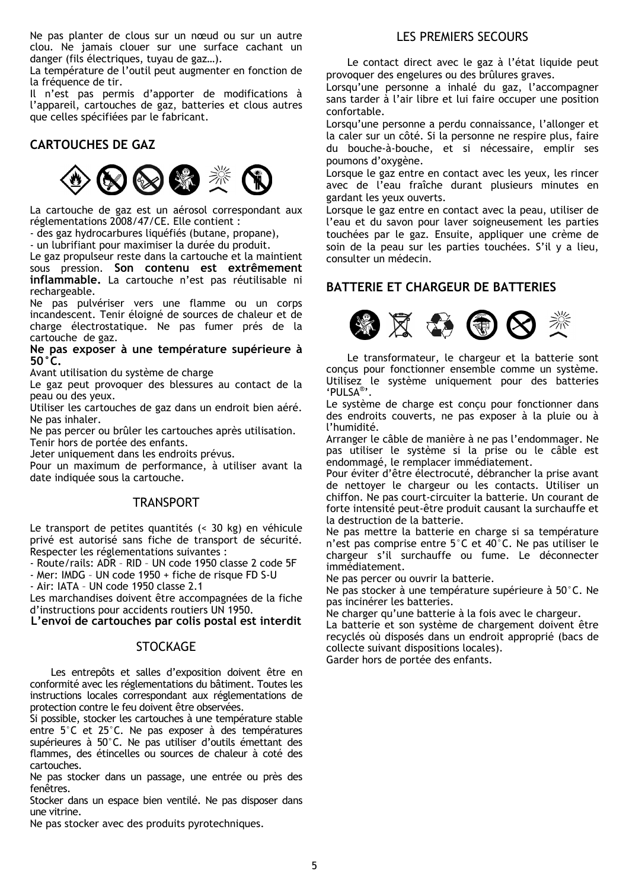Ne pas planter de clous sur un nœud ou sur un autre clou. Ne jamais clouer sur une surface cachant un danger (fils électriques, tuyau de gaz…).
La température de l'outil peut augmenter en fonction de la fréquence de tir.
Il n'est pas permis d'apporter de modifications à l'appareil, cartouches de gaz, batteries et clous autres que celles spécifiées par le fabricant.

## CARTOUCHES DE GAZ

La cartouche de gaz est un aérosol correspondant aux réglementations 2008/47/CE. Elle contient :
- des gaz hydrocarbures liquéfiés (butane, propane),
- un lubrifiant pour maximiser la durée du produit.

Le gaz propulseur reste dans la cartouche et la maintient sous pression. **Son contenu est extrêmement inflammable.** La cartouche n'est pas réutilisable ni rechargeable.
Ne pas pulvériser vers une flamme ou un corps incandescent. Tenir éloigné de sources de chaleur et de charge électrostatique. Ne pas fumer prés de la cartouche de gaz.
**Ne pas exposer à une température supérieure à 50°C.**
Avant utilisation du système de charge
Le gaz peut provoquer des blessures au contact de la peau ou des yeux.
Utiliser les cartouches de gaz dans un endroit bien aéré. Ne pas inhaler.
Ne pas percer ou brûler les cartouches après utilisation.
Tenir hors de portée des enfants.
Jeter uniquement dans les endroits prévus.
Pour un maximum de performance, à utiliser avant la date indiquée sous la cartouche.

## TRANSPORT

Le transport de petites quantités (< 30 kg) en véhicule privé est autorisé sans fiche de transport de sécurité. Respecter les réglementations suivantes :
- Route/rails: ADR – RID – UN code 1950 classe 2 code 5F
- Mer: IMDG – UN code 1950 + fiche de risque FD S-U
- Air: IATA – UN code 1950 classe 2.1

Les marchandises doivent être accompagnées de la fiche d'instructions pour accidents routiers UN 1950.
**L'envoi de cartouches par colis postal est interdit**

## STOCKAGE

Les entrepôts et salles d'exposition doivent être en conformité avec les réglementations du bâtiment. Toutes les instructions locales correspondant aux réglementations de protection contre le feu doivent être observées.
Si possible, stocker les cartouches à une température stable entre 5°C et 25°C. Ne pas exposer à des températures supérieures à 50°C. Ne pas utiliser d'outils émettant des flammes, des étincelles ou sources de chaleur à coté des cartouches.
Ne pas stocker dans un passage, une entrée ou près des fenêtres.
Stocker dans un espace bien ventilé. Ne pas disposer dans une vitrine.
Ne pas stocker avec des produits pyrotechniques.

## LES PREMIERS SECOURS

Le contact direct avec le gaz à l'état liquide peut provoquer des engelures ou des brûlures graves.
Lorsqu'une personne a inhalé du gaz, l'accompagner sans tarder à l'air libre et lui faire occuper une position confortable.
Lorsqu'une personne a perdu connaissance, l'allonger et la caler sur un côté. Si la personne ne respire plus, faire du bouche-à-bouche, et si nécessaire, emplir ses poumons d'oxygène.
Lorsque le gaz entre en contact avec les yeux, les rincer avec de l'eau fraîche durant plusieurs minutes en gardant les yeux ouverts.
Lorsque le gaz entre en contact avec la peau, utiliser de l'eau et du savon pour laver soigneusement les parties touchées par le gaz. Ensuite, appliquer une crème de soin de la peau sur les parties touchées. S'il y a lieu, consulter un médecin.

## BATTERIE ET CHARGEUR DE BATTERIES

Le transformateur, le chargeur et la batterie sont conçus pour fonctionner ensemble comme un système. Utilisez le système uniquement pour des batteries 'PULSA®'.
Le système de charge est conçu pour fonctionner dans des endroits couverts, ne pas exposer à la pluie ou à l'humidité.
Arranger le câble de manière à ne pas l'endommager. Ne pas utiliser le système si la prise ou le câble est endommagé, le remplacer immédiatement.
Pour éviter d'être électrocuté, débrancher la prise avant de nettoyer le chargeur ou les contacts. Utiliser un chiffon. Ne pas court-circuiter la batterie. Un courant de forte intensité peut-être produit causant la surchauffe et la destruction de la batterie.
Ne pas mettre la batterie en charge si sa température n'est pas comprise entre 5°C et 40°C. Ne pas utiliser le chargeur s'il surchauffe ou fume. Le déconnecter immédiatement.
Ne pas percer ou ouvrir la batterie.
Ne pas stocker à une température supérieure à 50°C. Ne pas incinérer les batteries.
Ne charger qu'une batterie à la fois avec le chargeur.
La batterie et son système de chargement doivent être recyclés où disposés dans un endroit approprié (bacs de collecte suivant dispositions locales).
Garder hors de portée des enfants.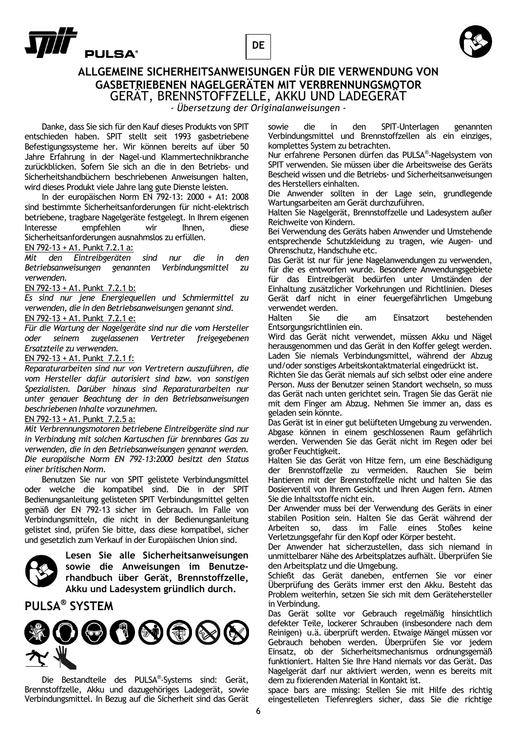DE

# ALLGEMEINE SICHERHEITSANWEISUNGEN FÜR DIE VERWENDUNG VON GASBETRIEBENEN NAGELGERÄTEN MIT VERBRENNUNGSMOTOR

## GERÄT, BRENNSTOFFZELLE, AKKU UND LADEGERÄT

*- Übersetzung der Originalanweisungen -*

Danke, dass Sie sich für den Kauf dieses Produkts von SPIT entschieden haben. SPIT stellt seit 1993 gasbetriebene Befestigungssysteme her. Wir können bereits auf über 50 Jahre Erfahrung in der Nagel-und Klammertechnikbranche zurückblicken. Sofern Sie sich an die in den Betriebs- und Sicherheitshandbüchern beschriebenen Anweisungen halten, wird dieses Produkt viele Jahre lang gute Dienste leisten.

In der europäischen Norm EN 792-13: 2000 + A1: 2008 sind bestimmte Sicherheitsanforderungen für nicht-elektrisch betriebene, tragbare Nagelgeräte festgelegt. In Ihrem eigenen Interesse empfehlen wir Ihnen, diese Sicherheitsanforderungen ausnahmslos zu erfüllen.

EN 792-13 + A1. Punkt 7.2.1 a:

*Mit den Eintreibgeräten sind nur die in den Betriebsanweisungen genannten Verbindungsmittel zu verwenden.*

EN 792-13 + A1. Punkt 7.2.1 b:

*Es sind nur jene Energiequellen und Schmiermittel zu verwenden, die in den Betriebsanweisungen genannt sind.*

EN 792-13 + A1. Punkt 7.2.1 e:

*Für die Wartung der Nagelgeräte sind nur die vom Hersteller oder seinem zugelassenen Vertreter freigegebenen Ersatzteile zu verwenden.*

EN 792-13 + A1. Punkt 7.2.1 f:

*Reparaturarbeiten sind nur von Vertretern auszuführen, die vom Hersteller dafür autorisiert sind bzw. von sonstigen Spezialisten. Darüber hinaus sind Reparaturarbeiten nur unter genauer Beachtung der in den Betriebsanweisungen beschriebenen Inhalte vorzunehmen.*

EN 792-13 + A1. Punkt 7.2.5 a:

*Mit Verbrennungsmotoren betriebene Eintreibgeräte sind nur in Verbindung mit solchen Kartuschen für brennbares Gas zu verwenden, die in den Betriebsanweisungen genannt werden. Die europäische Norm EN 792-13:2000 besitzt den Status einer britischen Norm.*

Benutzen Sie nur von SPIT gelistete Verbindungsmittel oder welche die kompatibel sind. Die in der SPIT Bedienungsanleitung gelisteten SPIT Verbindungsmittel gelten gemäß der EN 792-13 sicher im Gebrauch. Im Falle von Verbindungsmitteln, die nicht in der Bedienungsanleitung gelistet sind, prüfen Sie bitte, dass diese kompatibel, sicher und gesetzlich zum Verkauf in der Europäischen Union sind.

**Lesen Sie alle Sicherheitsanweisungen sowie die Anweisungen im Benutzerhandbuch über Gerät, Brennstoffzelle, Akku und Ladesystem gründlich durch.**

## PULSA® SYSTEM

Die Bestandteile des PULSA®-Systems sind: Gerät, Brennstoffzelle, Akku und dazugehöriges Ladegerät, sowie Verbindungsmittel. In Bezug auf die Sicherheit sind das Gerät sowie die in den SPIT-Unterlagen genannten Verbindungsmittel und Brennstoffzellen als ein einziges, komplettes System zu betrachten.

Nur erfahrene Personen dürfen das PULSA®-Nagelsystem von SPIT verwenden. Sie müssen über die Arbeitsweise des Geräts Bescheid wissen und die Betriebs- und Sicherheitsanweisungen des Herstellers einhalten.

Die Anwender sollten in der Lage sein, grundlegende Wartungsarbeiten am Gerät durchzuführen.

Halten Sie Nagelgerät, Brennstoffzelle und Ladesystem außer Reichweite von Kindern.

Bei Verwendung des Geräts haben Anwender und Umstehende entsprechende Schutzkleidung zu tragen, wie Augen- und Ohrenschutz, Handschuhe etc.

Das Gerät ist nur für jene Nagelanwendungen zu verwenden, für die es entworfen wurde. Besondere Anwendungsgebiete für das Eintreibgerät bedürfen unter Umständen der Einhaltung zusätzlicher Vorkehrungen und Richtlinien. Dieses Gerät darf nicht in einer feuergefährlichen Umgebung verwendet werden.

Halten Sie die am Einsatzort bestehenden Entsorgungsrichtlinien ein.

Wird das Gerät nicht verwendet, müssen Akku und Nägel herausgenommen und das Gerät in den Koffer gelegt werden. Laden Sie niemals Verbindungsmittel, während der Abzug und/oder sonstiges Arbeitskontaktmaterial eingedrückt ist.

Richten Sie das Gerät niemals auf sich selbst oder eine andere Person. Muss der Benutzer seinen Standort wechseln, so muss das Gerät nach unten gerichtet sein. Tragen Sie das Gerät nie mit dem Finger am Abzug. Nehmen Sie immer an, dass es geladen sein könnte.

Das Gerät ist in einer gut belüfteten Umgebung zu verwenden. Abgase können in einem geschlossenen Raum gefährlich werden. Verwenden Sie das Gerät nicht im Regen oder bei großer Feuchtigkeit.

Halten Sie das Gerät von Hitze fern, um eine Beschädigung der Brennstoffzelle zu vermeiden. Rauchen Sie beim Hantieren mit der Brennstoffzelle nicht und halten Sie das Dosierventil von Ihrem Gesicht und Ihren Augen fern. Atmen Sie die Inhaltsstoffe nicht ein.

Der Anwender muss bei der Verwendung des Geräts in einer stabilen Position sein. Halten Sie das Gerät während der Arbeiten so, dass im Falle eines Stoßes keine Verletzungsgefahr für den Kopf oder Körper besteht.

Der Anwender hat sicherzustellen, dass sich niemand in unmittelbarer Nähe des Arbeitsplatzes aufhält. Überprüfen Sie den Arbeitsplatz und die Umgebung.

Schießt das Gerät daneben, entfernen Sie vor einer Überprüfung des Geräts immer erst den Akku. Besteht das Problem weiterhin, setzen Sie sich mit dem Gerätehersteller in Verbindung.

Das Gerät sollte vor Gebrauch regelmäßig hinsichtlich defekter Teile, lockerer Schrauben (insbesondere nach dem Reinigen) u.ä. überprüft werden. Etwaige Mängel müssen vor Gebrauch behoben werden. Überprüfen Sie vor jedem Einsatz, ob der Sicherheitsmechanismus ordnungsgemäß funktioniert. Halten Sie Ihre Hand niemals vor das Gerät. Das Nagelgerät darf nur aktiviert werden, wenn es bereits mit dem zu fixierenden Material in Kontakt ist.

space bars are missing: Stellen Sie mit Hilfe des richtig eingestellten Tiefenreglers sicher, dass Sie die richtige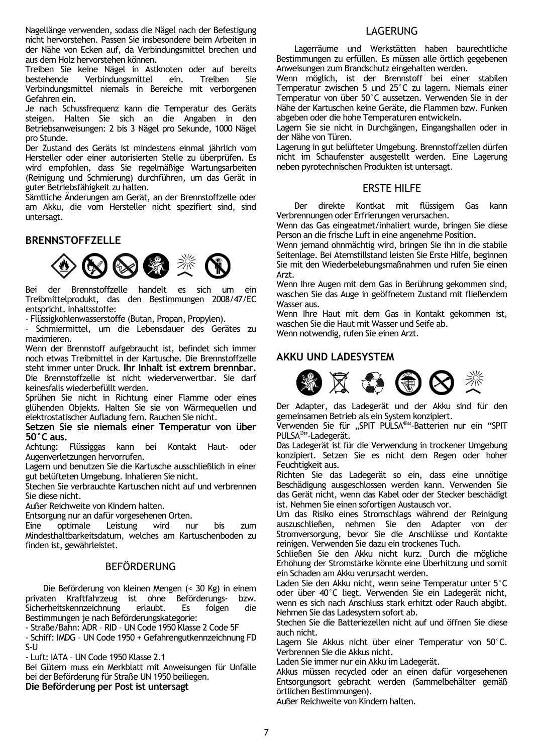Nagellänge verwenden, sodass die Nägel nach der Befestigung nicht hervorstehen. Passen Sie insbesondere beim Arbeiten in der Nähe von Ecken auf, da Verbindungsmittel brechen und aus dem Holz hervorstehen können.
Treiben Sie keine Nägel in Astknoten oder auf bereits bestehende Verbindungsmittel ein. Treiben Sie Verbindungsmittel niemals in Bereiche mit verborgenen Gefahren ein.
Je nach Schussfrequenz kann die Temperatur des Geräts steigen. Halten Sie sich an die Angaben in den Betriebsanweisungen: 2 bis 3 Nägel pro Sekunde, 1000 Nägel pro Stunde.
Der Zustand des Geräts ist mindestens einmal jährlich vom Hersteller oder einer autorisierten Stelle zu überprüfen. Es wird empfohlen, dass Sie regelmäßige Wartungsarbeiten (Reinigung und Schmierung) durchführen, um das Gerät in guter Betriebsfähigkeit zu halten.
Sämtliche Änderungen am Gerät, an der Brennstoffzelle oder am Akku, die vom Hersteller nicht spezifiert sind, sind untersagt.

## BRENNSTOFFZELLE

Bei der Brennstoffzelle handelt es sich um ein Treibmittelprodukt, das den Bestimmungen 2008/47/EC entspricht. Inhaltsstoffe:
- Flüssigkohlenwasserstoffe (Butan, Propan, Propylen).
- Schmiermittel, um die Lebensdauer des Gerätes zu maximieren.

Wenn der Brennstoff aufgebraucht ist, befindet sich immer noch etwas Treibmittel in der Kartusche. Die Brennstoffzelle steht immer unter Druck. **Ihr Inhalt ist extrem brennbar.** Die Brennstoffzelle ist nicht wiederverwertbar. Sie darf keinesfalls wiederbefüllt werden.
Sprühen Sie nicht in Richtung einer Flamme oder eines glühenden Objekts. Halten Sie sie von Wärmequellen und elektrostatischer Aufladung fern. Rauchen Sie nicht.
**Setzen Sie sie niemals einer Temperatur von über 50°C aus.**
Achtung: Flüssiggas kann bei Kontakt Haut- oder Augenverletzungen hervorrufen.
Lagern und benutzen Sie die Kartusche ausschließlich in einer gut belüfteten Umgebung. Inhalieren Sie nicht.
Stechen Sie verbrauchte Kartuschen nicht auf und verbrennen Sie diese nicht.
Außer Reichweite von Kindern halten.
Entsorgung nur an dafür vorgesehenen Orten.
Eine optimale Leistung wird nur bis zum Mindesthaltbarkeitsdatum, welches am Kartuschenboden zu finden ist, gewährleistet.

### BEFÖRDERUNG

Die Beförderung von kleinen Mengen (< 30 Kg) in einem privaten Kraftfahrzeug ist ohne Beförderungs- bzw. Sicherheitskennzeichnung erlaubt. Es folgen die Bestimmungen je nach Beförderungskategorie:
- Straße/Bahn: ADR – RID – UN Code 1950 Klasse 2 Code 5F
- Schiff: IMDG – UN Code 1950 + Gefahrengutkennzeichnung FD S-U
- Luft: IATA – UN Code 1950 Klasse 2.1

Bei Gütern muss ein Merkblatt mit Anweisungen für Unfälle bei der Beförderung für Straße UN 1950 beiliegen.
**Die Beförderung per Post ist untersagt**

### LAGERUNG

Lagerräume und Werkstätten haben baurechtliche Bestimmungen zu erfüllen. Es müssen alle örtlich gegebenen Anweisungen zum Brandschutz eingehalten werden.
Wenn möglich, ist der Brennstoff bei einer stabilen Temperatur zwischen 5 und 25°C zu lagern. Niemals einer Temperatur von über 50°C aussetzen. Verwenden Sie in der Nähe der Kartuschen keine Geräte, die Flammen bzw. Funken abgeben oder die hohe Temperaturen entwickeln.
Lagern Sie sie nicht in Durchgängen, Eingangshallen oder in der Nähe von Türen.
Lagerung in gut belüfteter Umgebung. Brennstoffzellen dürfen nicht im Schaufenster ausgestellt werden. Eine Lagerung neben pyrotechnischen Produkten ist untersagt.

### ERSTE HILFE

Der direkte Kontkat mit flüssigem Gas kann Verbrennungen oder Erfrierungen verursachen.
Wenn das Gas eingeatmet/inhaliert wurde, bringen Sie diese Person an die frische Luft in eine angenehme Position.
Wenn jemand ohnmächtig wird, bringen Sie ihn in die stabile Seitenlage. Bei Atemstillstand leisten Sie Erste Hilfe, beginnen Sie mit den Wiederbelebungsmaßnahmen und rufen Sie einen Arzt.
Wenn Ihre Augen mit dem Gas in Berührung gekommen sind, waschen Sie das Auge in geöffnetem Zustand mit fließendem Wasser aus.
Wenn Ihre Haut mit dem Gas in Kontakt gekommen ist, waschen Sie die Haut mit Wasser und Seife ab.
Wenn notwendig, rufen Sie einen Arzt.

## AKKU UND LADESYSTEM

Der Adapter, das Ladegerät und der Akku sind für den gemeinsamen Betrieb als ein System konzipiert.
Verwenden Sie für „SPIT PULSA®"-Batterien nur ein "SPIT PULSA®"-Ladegerät.
Das Ladegerät ist für die Verwendung in trockener Umgebung konzipiert. Setzen Sie es nicht dem Regen oder hoher Feuchtigkeit aus.
Richten Sie das Ladegerät so ein, dass eine unnötige Beschädigung ausgeschlossen werden kann. Verwenden Sie das Gerät nicht, wenn das Kabel oder der Stecker beschädigt ist. Nehmen Sie einen sofortigen Austausch vor.
Um das Risiko eines Stromschlags während der Reinigung auszuschließen, nehmen Sie den Adapter von der Stromversorgung, bevor Sie die Anschlüsse und Kontakte reinigen. Verwenden Sie dazu ein trockenes Tuch.
Schließen Sie den Akku nicht kurz. Durch die mögliche Erhöhung der Stromstärke könnte eine Überhitzung und somit ein Schaden am Akku verursacht werden.
Laden Sie den Akku nicht, wenn seine Temperatur unter 5°C oder über 40°C liegt. Verwenden Sie ein Ladegerät nicht, wenn es sich nach Anschluss stark erhitzt oder Rauch abgibt. Nehmen Sie das Ladesystem sofort ab.
Stechen Sie die Batteriezellen nicht auf und öffnen Sie diese auch nicht.
Lagern Sie Akkus nicht über einer Temperatur von 50°C. Verbrennen Sie die Akkus nicht.
Laden Sie immer nur ein Akku im Ladegerät.
Akkus müssen recycled oder an einen dafür vorgesehenen Entsorgungsort gebracht werden (Sammelbehälter gemäß örtlichen Bestimmungen).
Außer Reichweite von Kindern halten.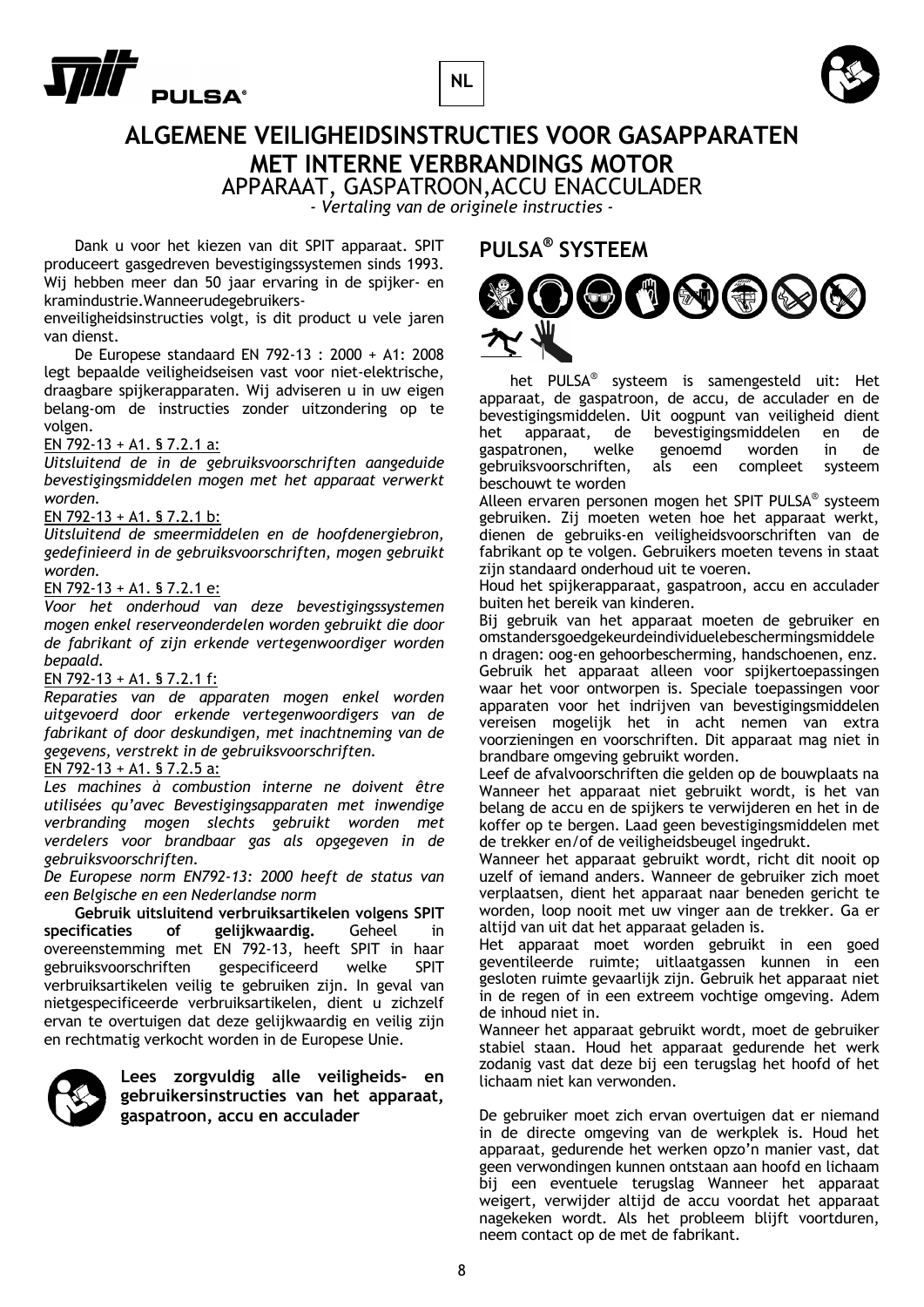NL

# ALGEMENE VEILIGHEIDSINSTRUCTIES VOOR GASAPPARATEN MET INTERNE VERBRANDINGS MOTOR

APPARAAT, GASPATROON,ACCU ENACCULADER

*- Vertaling van de originele instructies -*

Dank u voor het kiezen van dit SPIT apparaat. SPIT produceert gasgedreven bevestigingssystemen sinds 1993. Wij hebben meer dan 50 jaar ervaring in de spijker- en kramindustrie.Wanneerudegebruikers-enveiligheidsinstructies volgt, is dit product u vele jaren van dienst.

De Europese standaard EN 792-13 : 2000 + A1: 2008 legt bepaalde veiligheidseisen vast voor niet-elektrische, draagbare spijkerapparaten. Wij adviseren u in uw eigen belang-om de instructies zonder uitzondering op te volgen.

EN 792-13 + A1. § 7.2.1 a:

*Uitsluitend de in de gebruiksvoorschriften aangeduide bevestigingsmiddelen mogen met het apparaat verwerkt worden.*

EN 792-13 + A1. § 7.2.1 b:

*Uitsluitend de smeermiddelen en de hoofdenergiebron, gedefinieerd in de gebruiksvoorschriften, mogen gebruikt worden.*

EN 792-13 + A1. § 7.2.1 e:

*Voor het onderhoud van deze bevestigingssystemen mogen enkel reserveonderdelen worden gebruikt die door de fabrikant of zijn erkende vertegenwoordiger worden bepaald.*

EN 792-13 + A1. § 7.2.1 f:

*Reparaties van de apparaten mogen enkel worden uitgevoerd door erkende vertegenwoordigers van de fabrikant of door deskundigen, met inachtneming van de gegevens, verstrekt in de gebruiksvoorschriften.*

EN 792-13 + A1. § 7.2.5 a:

*Les machines à combustion interne ne doivent être utilisées qu'avec Bevestigingsapparaten met inwendige verbranding mogen slechts gebruikt worden met verdelers voor brandbaar gas als opgegeven in de gebruiksvoorschriften.*

*De Europese norm EN792-13: 2000 heeft de status van een Belgische en een Nederlandse norm*

**Gebruik uitsluitend verbruiksartikelen volgens SPIT specificaties of gelijkwaardig.** Geheel in overeenstemming met EN 792-13, heeft SPIT in haar gebruiksvoorschriften gespecificeerd welke SPIT verbruiksartikelen veilig te gebruiken zijn. In geval van nietgespecificeerde verbruiksartikelen, dient u zichzelf ervan te overtuigen dat deze gelijkwaardig en veilig zijn en rechtmatig verkocht worden in de Europese Unie.

**Lees zorgvuldig alle veiligheids- en gebruikersinstructies van het apparaat, gaspatroon, accu en acculader**

## PULSA® SYSTEEM

het PULSA® systeem is samengesteld uit: Het apparaat, de gaspatroon, de accu, de acculader en de bevestigingsmiddelen. Uit oogpunt van veiligheid dient het apparaat, de bevestigingsmiddelen en de gaspatronen, welke genoemd worden in de gebruiksvoorschriften, als een compleet systeem beschouwt te worden

Alleen ervaren personen mogen het SPIT PULSA® systeem gebruiken. Zij moeten weten hoe het apparaat werkt, dienen de gebruiks-en veiligheidsvoorschriften van de fabrikant op te volgen. Gebruikers moeten tevens in staat zijn standaard onderhoud uit te voeren.

Houd het spijkerapparaat, gaspatroon, accu en acculader buiten het bereik van kinderen.

Bij gebruik van het apparaat moeten de gebruiker en omstandersgoedgekeurdeindividuelebeschermingsmiddelen dragen: oog-en gehoorbescherming, handschoenen, enz.

Gebruik het apparaat alleen voor spijkertoepassingen waar het voor ontworpen is. Speciale toepassingen voor apparaten voor het indrijven van bevestigingsmiddelen vereisen mogelijk het in acht nemen van extra voorzieningen en voorschriften. Dit apparaat mag niet in brandbare omgeving gebruikt worden.

Leef de afvalvoorschriften die gelden op de bouwplaats na Wanneer het apparaat niet gebruikt wordt, is het van belang de accu en de spijkers te verwijderen en het in de koffer op te bergen. Laad geen bevestigingsmiddelen met de trekker en/of de veiligheidsbeugel ingedrukt.

Wanneer het apparaat gebruikt wordt, richt dit nooit op uzelf of iemand anders. Wanneer de gebruiker zich moet verplaatsen, dient het apparaat naar beneden gericht te worden, loop nooit met uw vinger aan de trekker. Ga er altijd van uit dat het apparaat geladen is.

Het apparaat moet worden gebruikt in een goed geventileerde ruimte; uitlaatgassen kunnen in een gesloten ruimte gevaarlijk zijn. Gebruik het apparaat niet in de regen of in een extreem vochtige omgeving. Adem de inhoud niet in.

Wanneer het apparaat gebruikt wordt, moet de gebruiker stabiel staan. Houd het apparaat gedurende het werk zodanig vast dat deze bij een terugslag het hoofd of het lichaam niet kan verwonden.

De gebruiker moet zich ervan overtuigen dat er niemand in de directe omgeving van de werkplek is. Houd het apparaat, gedurende het werken opzo'n manier vast, dat geen verwondingen kunnen ontstaan aan hoofd en lichaam bij een eventuele terugslag Wanneer het apparaat weigert, verwijder altijd de accu voordat het apparaat nagekeken wordt. Als het probleem blijft voortduren, neem contact op de met de fabrikant.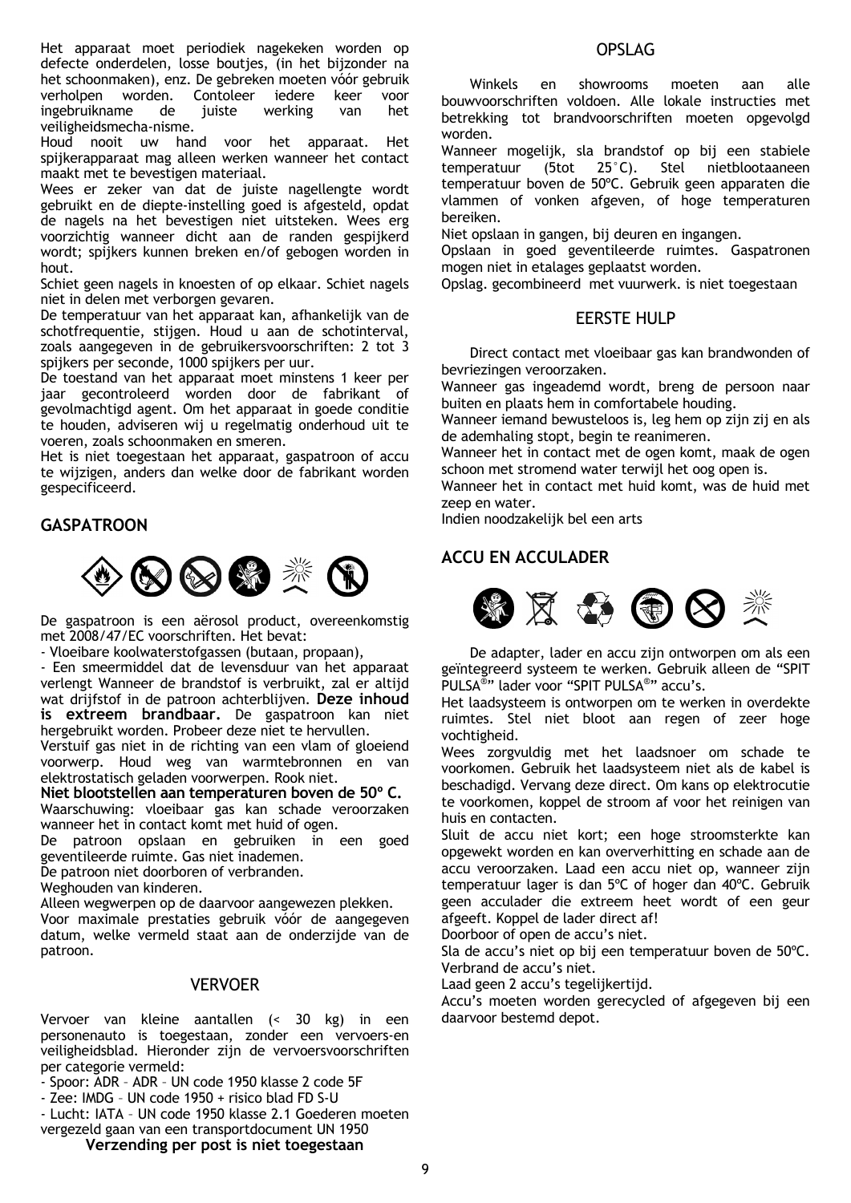Het apparaat moet periodiek nagekeken worden op defecte onderdelen, losse boutjes, (in het bijzonder na het schoonmaken), enz. De gebreken moeten vóór gebruik verholpen worden. Contoleer iedere keer voor ingebruikname de juiste werking van het veiligheidsmecha-nisme.

Houd nooit uw hand voor het apparaat. Het spijkerapparaat mag alleen werken wanneer het contact maakt met te bevestigen materiaal.

Wees er zeker van dat de juiste nagellengte wordt gebruikt en de diepte-instelling goed is afgesteld, opdat de nagels na het bevestigen niet uitsteken. Wees erg voorzichtig wanneer dicht aan de randen gespijkerd wordt; spijkers kunnen breken en/of gebogen worden in hout.

Schiet geen nagels in knoesten of op elkaar. Schiet nagels niet in delen met verborgen gevaren.

De temperatuur van het apparaat kan, afhankelijk van de schotfrequentie, stijgen. Houd u aan de schotinterval, zoals aangegeven in de gebruikersvoorschriften: 2 tot 3 spijkers per seconde, 1000 spijkers per uur.

De toestand van het apparaat moet minstens 1 keer per jaar gecontroleerd worden door de fabrikant of gevolmachtigd agent. Om het apparaat in goede conditie te houden, adviseren wij u regelmatig onderhoud uit te voeren, zoals schoonmaken en smeren.

Het is niet toegestaan het apparaat, gaspatroon of accu te wijzigen, anders dan welke door de fabrikant worden gespecificeerd.

## GASPATROON

De gaspatroon is een aërosol product, overeenkomstig met 2008/47/EC voorschriften. Het bevat:

- Vloeibare koolwaterstofgassen (butaan, propaan),
- Een smeermiddel dat de levensduur van het apparaat verlengt Wanneer de brandstof is verbruikt, zal er altijd wat drijfstof in de patroon achterblijven. **Deze inhoud is extreem brandbaar.** De gaspatroon kan niet hergebruikt worden. Probeer deze niet te hervullen.

Verstuif gas niet in de richting van een vlam of gloeiend voorwerp. Houd weg van warmtebronnen en van elektrostatisch geladen voorwerpen. Rook niet.

**Niet blootstellen aan temperaturen boven de 50º C.**

Waarschuwing: vloeibaar gas kan schade veroorzaken wanneer het in contact komt met huid of ogen.

De patroon opslaan en gebruiken in een goed geventileerde ruimte. Gas niet inademen.

De patroon niet doorboren of verbranden.

Weghouden van kinderen.

Alleen wegwerpen op de daarvoor aangewezen plekken.

Voor maximale prestaties gebruik vóór de aangegeven datum, welke vermeld staat aan de onderzijde van de patroon.

### VERVOER

Vervoer van kleine aantallen (< 30 kg) in een personenauto is toegestaan, zonder een vervoers-en veiligheidsblad. Hieronder zijn de vervoersvoorschriften per categorie vermeld:

- Spoor: ADR – ADR – UN code 1950 klasse 2 code 5F
- Zee: IMDG – UN code 1950 + risico blad FD S-U
- Lucht: IATA – UN code 1950 klasse 2.1 Goederen moeten vergezeld gaan van een transportdocument UN 1950

**Verzending per post is niet toegestaan**

### OPSLAG

Winkels en showrooms moeten aan alle bouwvoorschriften voldoen. Alle lokale instructies met betrekking tot brandvoorschriften moeten opgevolgd worden.

Wanneer mogelijk, sla brandstof op bij een stabiele temperatuur (5tot 25°C). Stel nietblootaaneen temperatuur boven de 50ºC. Gebruik geen apparaten die vlammen of vonken afgeven, of hoge temperaturen bereiken.

Niet opslaan in gangen, bij deuren en ingangen.

Opslaan in goed geventileerde ruimtes. Gaspatronen mogen niet in etalages geplaatst worden.

Opslag. gecombineerd met vuurwerk. is niet toegestaan

### EERSTE HULP

Direct contact met vloeibaar gas kan brandwonden of bevriezingen veroorzaken.

Wanneer gas ingeademd wordt, breng de persoon naar buiten en plaats hem in comfortabele houding.

Wanneer iemand bewusteloos is, leg hem op zijn zij en als de ademhaling stopt, begin te reanimeren.

Wanneer het in contact met de ogen komt, maak de ogen schoon met stromend water terwijl het oog open is.

Wanneer het in contact met huid komt, was de huid met zeep en water.

Indien noodzakelijk bel een arts

## ACCU EN ACCULADER

De adapter, lader en accu zijn ontworpen om als een geïntegreerd systeem te werken. Gebruik alleen de "SPIT PULSA®" lader voor "SPIT PULSA®" accu's.

Het laadsysteem is ontworpen om te werken in overdekte ruimtes. Stel niet bloot aan regen of zeer hoge vochtigheid.

Wees zorgvuldig met het laadsnoer om schade te voorkomen. Gebruik niet het laadsysteem niet als de kabel is beschadigd. Vervang deze direct. Om kans op elektrocutie te voorkomen, koppel de stroom af voor het reinigen van huis en contacten.

Sluit de accu niet kort; een hoge stroomsterkte kan opgewekt worden en kan oververhitting en schade aan de accu veroorzaken. Laad een accu niet op, wanneer zijn temperatuur lager is dan 5ºC of hoger dan 40ºC. Gebruik geen acculader die extreem heet wordt of een geur afgeeft. Koppel de lader direct af!

Doorboor of open de accu's niet.

Sla de accu's niet op bij een temperatuur boven de 50ºC.

Verbrand de accu's niet.

Laad geen 2 accu's tegelijkertijd.

Accu's moeten worden gerecycled of afgegeven bij een daarvoor bestemd depot.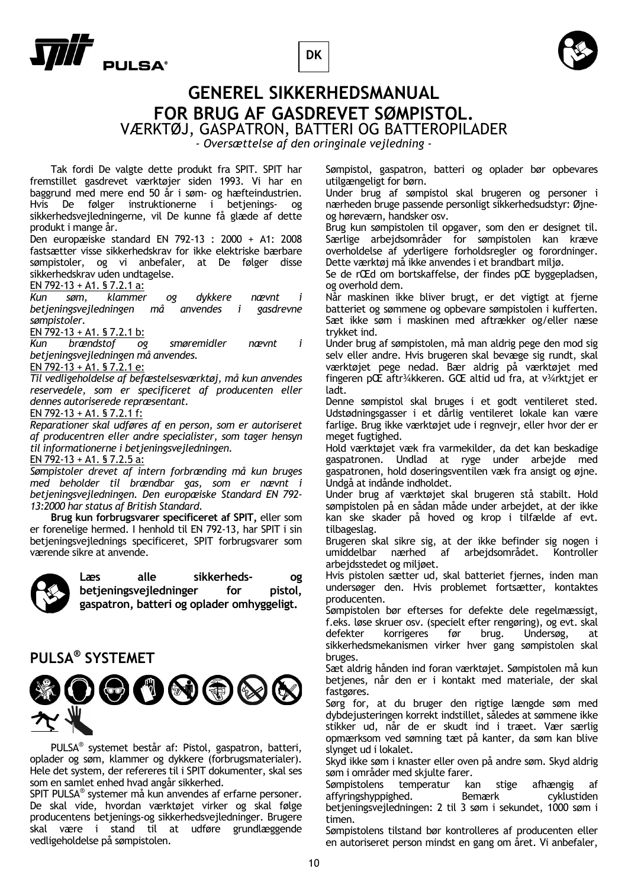DK

# GENEREL SIKKERHEDSMANUAL FOR BRUG AF GASDREVET SØMPISTOL.

## VÆRKTØJ, GASPATRON, BATTERI OG BATTEROPILADER

*- Oversættelse af den oringinale vejledning -*

Tak fordi De valgte dette produkt fra SPIT. SPIT har fremstillet gasdrevet værktøjer siden 1993. Vi har en baggrund med mere end 50 år i søm- og hæfteindustrien. Hvis De følger instruktionerne i betjenings- og sikkerhedsvejledningerne, vil De kunne få glæde af dette produkt i mange år.

Den europæiske standard EN 792-13 : 2000 + A1: 2008 fastsætter visse sikkerhedskrav for ikke elektriske bærbare sømpistoler, og vi anbefaler, at De følger disse sikkerhedskrav uden undtagelse.

EN 792-13 + A1. § 7.2.1 a:

*Kun søm, klammer og dykkere nævnt i betjeningsvejledningen må anvendes i gasdrevne sømpistoler.*

EN 792-13 + A1. § 7.2.1 b:

*Kun brændstof og smøremidler nævnt i betjeningsvejledningen må anvendes.*

EN 792-13 + A1. § 7.2.1 e:

*Til vedligeholdelse af befæstelsesværktøj, må kun anvendes reservedele, som er specificeret af producenten eller dennes autoriserede repræsentant.*

EN 792-13 + A1. § 7.2.1 f:

*Reparationer skal udføres af en person, som er autoriseret af producentren eller andre specialister, som tager hensyn til informationerne i betjeningsvejledningen.*

EN 792-13 + A1. § 7.2.5 a:

*Sømpistoler drevet af intern forbrænding må kun bruges med beholder til brændbar gas, som er nævnt i betjeningsvejledningen. Den europæiske Standard EN 792-13:2000 har status af British Standard.*

**Brug kun forbrugsvarer specificeret af SPIT,** eller som er forenelige hermed. I henhold til EN 792-13, har SPIT i sin betjeningsvejlednings specificeret, SPIT forbrugsvarer som værende sikre at anvende.

**Læs alle sikkerheds- og betjeningsvejledninger for pistol, gaspatron, batteri og oplader omhyggeligt.**

## PULSA® SYSTEMET

PULSA® systemet består af: Pistol, gaspatron, batteri, oplader og søm, klammer og dykkere (forbrugsmaterialer). Hele det system, der refereres til i SPIT dokumenter, skal ses som en samlet enhed hvad angår sikkerhed.

SPIT PULSA® systemer må kun anvendes af erfarne personer. De skal vide, hvordan værktøjet virker og skal følge producentens betjenings-og sikkerhedsvejledninger. Brugere skal være i stand til at udføre grundlæggende vedligeholdelse på sømpistolen.

Sømpistol, gaspatron, batteri og oplader bør opbevares utilgængeligt for børn.

Under brug af sømpistol skal brugeren og personer i nærheden bruge passende personligt sikkerhedsudstyr: Øjne- og høreværn, handsker osv.

Brug kun sømpistolen til opgaver, som den er designet til. Særlige arbejdsområder for sømpistolen kan kræve overholdelse af yderligere forholdsregler og forordninger. Dette værktøj må ikke anvendes i et brandbart miljø.

Se de rŒd om bortskaffelse, der findes pŒ byggepladsen, og overhold dem.

Når maskinen ikke bliver brugt, er det vigtigt at fjerne batteriet og sømmene og opbevare sømpistolen i kufferten. Sæt ikke søm i maskinen med aftrækker og/eller næse trykket ind.

Under brug af sømpistolen, må man aldrig pege den mod sig selv eller andre. Hvis brugeren skal bevæge sig rundt, skal værktøjet pege nedad. Bær aldrig på værktøjet med fingeren pŒ aftr¾kkeren. GŒ altid ud fra, at v¾rkt¿jet er ladt.

Denne sømpistol skal bruges i et godt ventileret sted. Udstødningsgasser i et dårlig ventileret lokale kan være farlige. Brug ikke værktøjet ude i regnvejr, eller hvor der er meget fugtighed.

Hold værktøjet væk fra varmekilder, da det kan beskadige gaspatronen. Undlad at ryge under arbejde med gaspatronen, hold doseringsventilen væk fra ansigt og øjne. Undgå at indånde indholdet.

Under brug af værktøjet skal brugeren stå stabilt. Hold sømpistolen på en sådan måde under arbejdet, at der ikke kan ske skader på hoved og krop i tilfælde af evt. tilbageslag.

Brugeren skal sikre sig, at der ikke befinder sig nogen i umiddelbar nærhed af arbejdsområdet. Kontroller arbejdsstedet og miljøet.

Hvis pistolen sætter ud, skal batteriet fjernes, inden man undersøger den. Hvis problemet fortsætter, kontaktes producenten.

Sømpistolen bør efterses for defekte dele regelmæssigt, f.eks. løse skruer osv. (specielt efter rengøring), og evt. skal defekter korrigeres før brug. Undersøg, at sikkerhedsmekanismen virker hver gang sømpistolen skal bruges.

Sæt aldrig hånden ind foran værktøjet. Sømpistolen må kun betjenes, når den er i kontakt med materiale, der skal fastgøres.

Sørg for, at du bruger den rigtige længde søm med dybdejusteringen korrekt indstillet, således at sømmene ikke stikker ud, når de er skudt ind i træet. Vær særlig opmærksom ved sømning tæt på kanter, da søm kan blive slynget ud i lokalet.

Skyd ikke søm i knaster eller oven på andre søm. Skyd aldrig søm i områder med skjulte farer.

Sømpistolens temperatur kan stige afhængig af affyringshyppighed. Bemærk cyklustiden betjeningsvejledningen: 2 til 3 søm i sekundet, 1000 søm i timen.

Sømpistolens tilstand bør kontrolleres af producenten eller en autoriseret person mindst en gang om året. Vi anbefaler,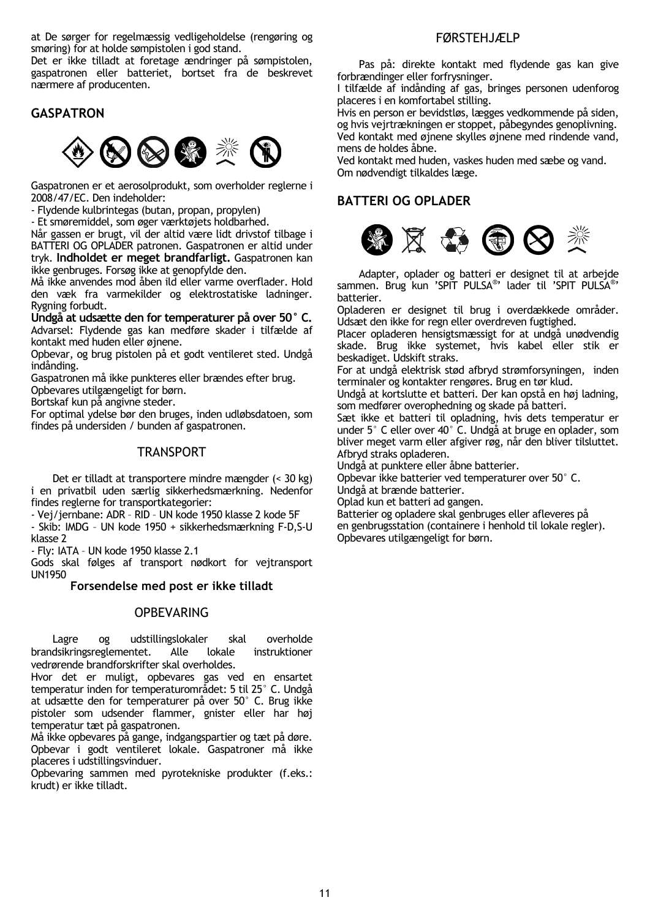at De sørger for regelmæssig vedligeholdelse (rengøring og smøring) for at holde sømpistolen i god stand.
Det er ikke tilladt at foretage ændringer på sømpistolen, gaspatronen eller batteriet, bortset fra de beskrevet nærmere af producenten.

## GASPATRON

Gaspatronen er et aerosolprodukt, som overholder reglerne i 2008/47/EC. Den indeholder:

- Flydende kulbrintegas (butan, propan, propylen)
- Et smøremiddel, som øger værktøjets holdbarhed.

Når gassen er brugt, vil der altid være lidt drivstof tilbage i BATTERI OG OPLADER patronen. Gaspatronen er altid under tryk. **Indholdet er meget brandfarligt.** Gaspatronen kan ikke genbruges. Forsøg ikke at genopfylde den.
Må ikke anvendes mod åben ild eller varme overflader. Hold den væk fra varmekilder og elektrostatiske ladninger. Rygning forbudt.
**Undgå at udsætte den for temperaturer på over 50° C.**
Advarsel: Flydende gas kan medføre skader i tilfælde af kontakt med huden eller øjnene.
Opbevar, og brug pistolen på et godt ventileret sted. Undgå indånding.
Gaspatronen må ikke punkteres eller brændes efter brug.
Opbevares utilgængeligt for børn.
Bortskaf kun på angivne steder.
For optimal ydelse bør den bruges, inden udløbsdatoen, som findes på undersiden / bunden af gaspatronen.

## TRANSPORT

Det er tilladt at transportere mindre mængder (< 30 kg) i en privatbil uden særlig sikkerhedsmærkning. Nedenfor findes reglerne for transportkategorier:

- Vej/jernbane: ADR – RID – UN kode 1950 klasse 2 kode 5F
- Skib: IMDG – UN kode 1950 + sikkerhedsmærkning F-D,S-U klasse 2
- Fly: IATA – UN kode 1950 klasse 2.1

Gods skal følges af transport nødkort for vejtransport UN1950

**Forsendelse med post er ikke tilladt**

## OPBEVARING

Lagre og udstillingslokaler skal overholde brandsikringsreglementet. Alle lokale instruktioner vedrørende brandforskrifter skal overholdes.
Hvor det er muligt, opbevares gas ved en ensartet temperatur inden for temperaturområdet: 5 til 25° C. Undgå at udsætte den for temperaturer på over 50° C. Brug ikke pistoler som udsender flammer, gnister eller har høj temperatur tæt på gaspatronen.
Må ikke opbevares på gange, indgangspartier og tæt på døre. Opbevar i godt ventileret lokale. Gaspatroner må ikke placeres i udstillingsvinduer.
Opbevaring sammen med pyrotekniske produkter (f.eks.: krudt) er ikke tilladt.

## FØRSTEHJÆLP

Pas på: direkte kontakt med flydende gas kan give forbrændinger eller forfrysninger.
I tilfælde af indånding af gas, bringes personen udenforog placeres i en komfortabel stilling.
Hvis en person er bevidstløs, lægges vedkommende på siden, og hvis vejrtrækningen er stoppet, påbegyndes genoplivning.
Ved kontakt med øjnene skylles øjnene med rindende vand, mens de holdes åbne.
Ved kontakt med huden, vaskes huden med sæbe og vand.
Om nødvendigt tilkaldes læge.

## BATTERI OG OPLADER

Adapter, oplader og batteri er designet til at arbejde sammen. Brug kun 'SPIT PULSA®' lader til 'SPIT PULSA®' batterier.
Opladeren er designet til brug i overdækkede områder. Udsæt den ikke for regn eller overdreven fugtighed.
Placer opladeren hensigtsmæssigt for at undgå unødvendig skade. Brug ikke systemet, hvis kabel eller stik er beskadiget. Udskift straks.
For at undgå elektrisk stød afbryd strømforsyningen, inden terminaler og kontakter rengøres. Brug en tør klud.
Undgå at kortslutte et batteri. Der kan opstå en høj ladning, som medfører overophedning og skade på batteri.
Sæt ikke et batteri til opladning, hvis dets temperatur er under 5° C eller over 40° C. Undgå at bruge en oplader, som bliver meget varm eller afgiver røg, når den bliver tilsluttet. Afbryd straks opladeren.
Undgå at punktere eller åbne batterier.
Opbevar ikke batterier ved temperaturer over 50° C.
Undgå at brænde batterier.
Oplad kun et batteri ad gangen.
Batterier og opladere skal genbruges eller afleveres på en genbrugsstation (containere i henhold til lokale regler).
Opbevares utilgængeligt for børn.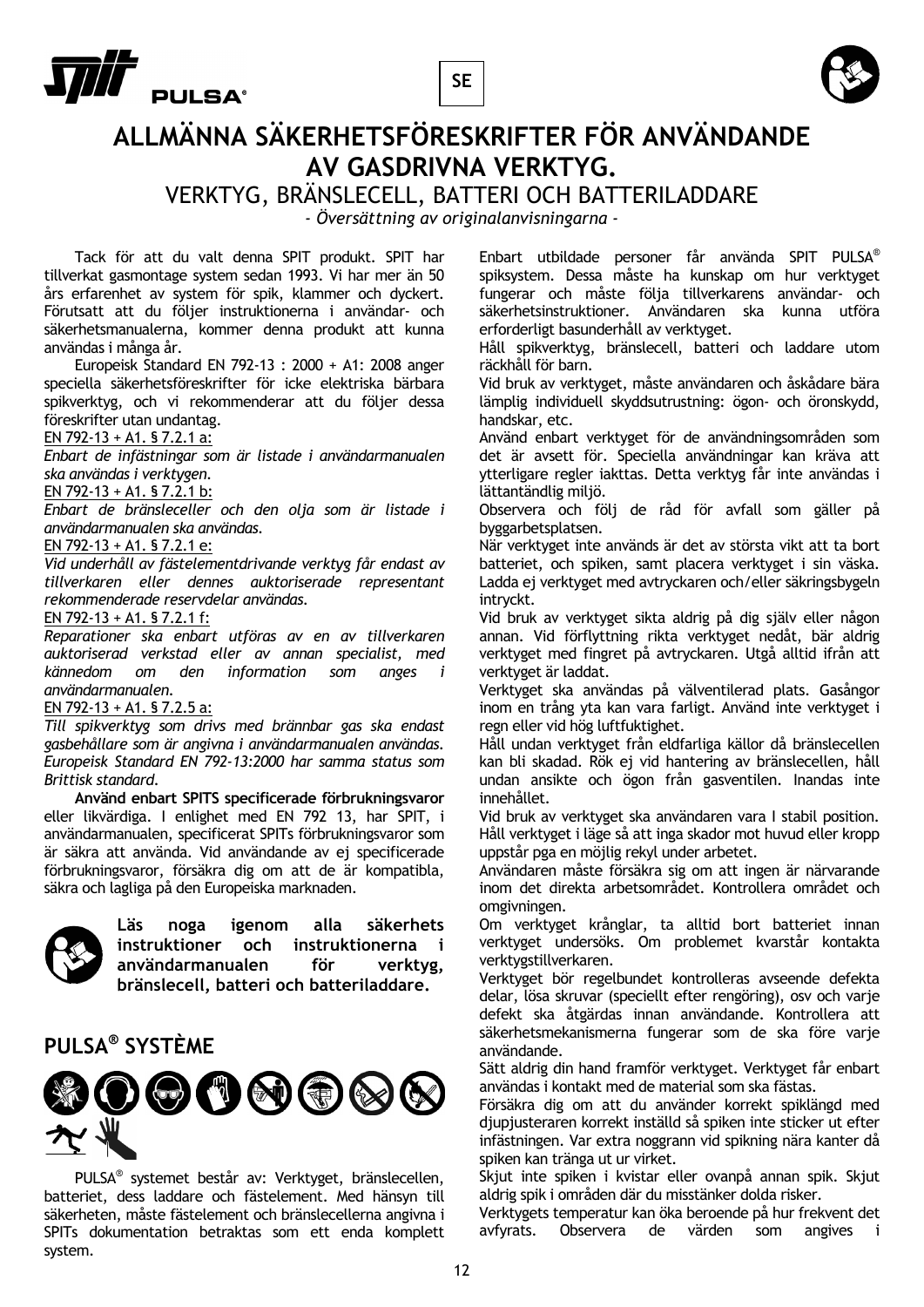SE

# ALLMÄNNA SÄKERHETSFÖRESKRIFTER FÖR ANVÄNDANDE AV GASDRIVNA VERKTYG.

## VERKTYG, BRÄNSLECELL, BATTERI OCH BATTERILADDARE

*- Översättning av originalanvisningarna -*

Tack för att du valt denna SPIT produkt. SPIT har tillverkat gasmontage system sedan 1993. Vi har mer än 50 års erfarenhet av system för spik, klammer och dyckert. Förutsatt att du följer instruktionerna i användar- och säkerhetsmanualerna, kommer denna produkt att kunna användas i många år.

Europeisk Standard EN 792-13 : 2000 + A1: 2008 anger speciella säkerhetsföreskrifter för icke elektriska bärbara spikverktyg, och vi rekommenderar att du följer dessa föreskrifter utan undantag.

EN 792-13 + A1. § 7.2.1 a:

*Enbart de infästningar som är listade i användarmanualen ska användas i verktygen.*

EN 792-13 + A1. § 7.2.1 b:

*Enbart de bränsleceller och den olja som är listade i användarmanualen ska användas.*

EN 792-13 + A1. § 7.2.1 e:

*Vid underhåll av fästelementdrivande verktyg får endast av tillverkaren eller dennes auktoriserade representant rekommenderade reservdelar användas.*

EN 792-13 + A1. § 7.2.1 f:

*Reparationer ska enbart utföras av en av tillverkaren auktoriserad verkstad eller av annan specialist, med kännedom om den information som anges i användarmanualen.*

EN 792-13 + A1. § 7.2.5 a:

*Till spikverktyg som drivs med brännbar gas ska endast gasbehållare som är angivna i användarmanualen användas. Europeisk Standard EN 792-13:2000 har samma status som Brittisk standard.*

**Använd enbart SPITS specificerade förbrukningsvaror** eller likvärdiga. I enlighet med EN 792 13, har SPIT, i användarmanualen, specificerat SPITs förbrukningsvaror som är säkra att använda. Vid användande av ej specificerade förbrukningsvaror, försäkra dig om att de är kompatibla, säkra och lagliga på den Europeiska marknaden.

**Läs noga igenom alla säkerhets instruktioner och instruktionerna i användarmanualen för verktyg, bränslecell, batteri och batteriladdare.**

## PULSA® SYSTÈME

PULSA® systemet består av: Verktyget, bränslecellen, batteriet, dess laddare och fästelement. Med hänsyn till säkerheten, måste fästelement och bränslecellerna angivna i SPITs dokumentation betraktas som ett enda komplett system.

Enbart utbildade personer får använda SPIT PULSA® spiksystem. Dessa måste ha kunskap om hur verktyget fungerar och måste följa tillverkarens användar- och säkerhetsinstruktioner. Användaren ska kunna utföra erforderligt basunderhåll av verktyget.

Håll spikverktyg, bränslecell, batteri och laddare utom räckhåll för barn.

Vid bruk av verktyget, måste användaren och åskådare bära lämplig individuell skyddsutrustning: ögon- och öronskydd, handskar, etc.

Använd enbart verktyget för de användningsområden som det är avsett för. Speciella användningar kan kräva att ytterligare regler iakttas. Detta verktyg får inte användas i lättantändlig miljö.

Observera och följ de råd för avfall som gäller på byggarbetsplatsen.

När verktyget inte används är det av största vikt att ta bort batteriet, och spiken, samt placera verktyget i sin väska. Ladda ej verktyget med avtryckaren och/eller säkringsbygeln intryckt.

Vid bruk av verktyget sikta aldrig på dig själv eller någon annan. Vid förflyttning rikta verktyget nedåt, bär aldrig verktyget med fingret på avtryckaren. Utgå alltid ifrån att verktyget är laddat.

Verktyget ska användas på välventilerad plats. Gasångor inom en trång yta kan vara farligt. Använd inte verktyget i regn eller vid hög luftfuktighet.

Håll undan verktyget från eldfarliga källor då bränslecellen kan bli skadad. Rök ej vid hantering av bränslecellen, håll undan ansikte och ögon från gasventilen. Inandas inte innehållet.

Vid bruk av verktyget ska användaren vara I stabil position. Håll verktyget i läge så att inga skador mot huvud eller kropp uppstår pga en möjlig rekyl under arbetet.

Användaren måste försäkra sig om att ingen är närvarande inom det direkta arbetsområdet. Kontrollera området och omgivningen.

Om verktyget krånglar, ta alltid bort batteriet innan verktyget undersöks. Om problemet kvarstår kontakta verktygstillverkaren.

Verktyget bör regelbundet kontrolleras avseende defekta delar, lösa skruvar (speciellt efter rengöring), osv och varje defekt ska åtgärdas innan användande. Kontrollera att säkerhetsmekanismerna fungerar som de ska före varje användande.

Sätt aldrig din hand framför verktyget. Verktyget får enbart användas i kontakt med de material som ska fästas.

Försäkra dig om att du använder korrekt spiklängd med djupjusteraren korrekt inställd så spiken inte sticker ut efter infästningen. Var extra noggrann vid spikning nära kanter då spiken kan tränga ut ur virket.

Skjut inte spiken i kvistar eller ovanpå annan spik. Skjut aldrig spik i områden där du misstänker dolda risker.

Verktygets temperatur kan öka beroende på hur frekvent det avfyrats. Observera de värden som angives i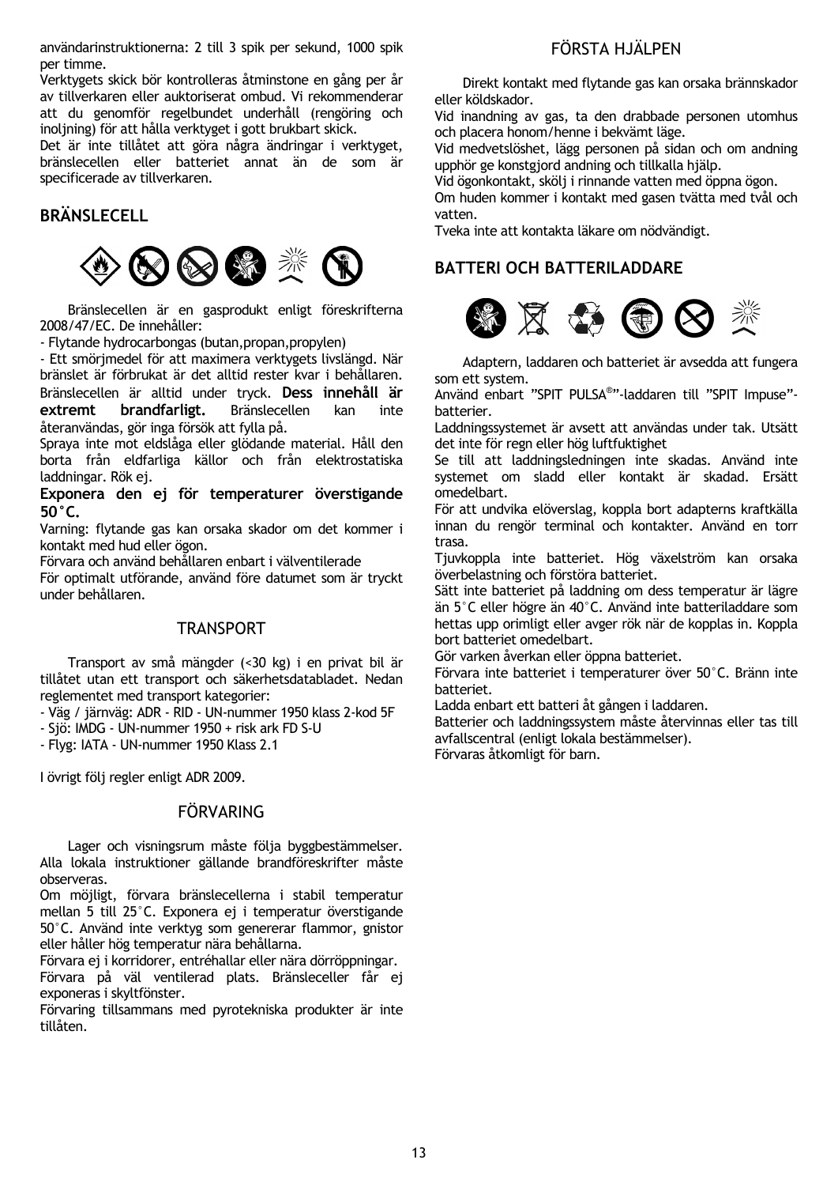användarinstruktionerna: 2 till 3 spik per sekund, 1000 spik per timme.
Verktygets skick bör kontrolleras åtminstone en gång per år av tillverkaren eller auktoriserat ombud. Vi rekommenderar att du genomför regelbundet underhåll (rengöring och inoljning) för att hålla verktyget i gott brukbart skick.
Det är inte tillåtet att göra några ändringar i verktyget, bränslecellen eller batteriet annat än de som är specificerade av tillverkaren.

## BRÄNSLECELL

Bränslecellen är en gasprodukt enligt föreskrifterna 2008/47/EC. De innehåller:

- Flytande hydrocarbongas (butan,propan,propylen)
- Ett smörjmedel för att maximera verktygets livslängd. När bränslet är förbrukat är det alltid rester kvar i behållaren.

Bränslecellen är alltid under tryck. **Dess innehåll är extremt brandfarligt.** Bränslecellen kan inte återanvändas, gör inga försök att fylla på.
Spraya inte mot eldslåga eller glödande material. Håll den borta från eldfarliga källor och från elektrostatiska laddningar. Rök ej.

**Exponera den ej för temperaturer överstigande 50°C.**

Varning: flytande gas kan orsaka skador om det kommer i kontakt med hud eller ögon.
Förvara och använd behållaren enbart i välventilerade
För optimalt utförande, använd före datumet som är tryckt under behållaren.

## TRANSPORT

Transport av små mängder (<30 kg) i en privat bil är tillåtet utan ett transport och säkerhetsdatabladet. Nedan reglementet med transport kategorier:

- Väg / järnväg: ADR - RID - UN-nummer 1950 klass 2-kod 5F
- Sjö: IMDG - UN-nummer 1950 + risk ark FD S-U
- Flyg: IATA - UN-nummer 1950 Klass 2.1

I övrigt följ regler enligt ADR 2009.

## FÖRVARING

Lager och visningsrum måste följa byggbestämmelser. Alla lokala instruktioner gällande brandföreskrifter måste observeras.
Om möjligt, förvara bränslecellerna i stabil temperatur mellan 5 till 25°C. Exponera ej i temperatur överstigande 50°C. Använd inte verktyg som genererar flammor, gnistor eller håller hög temperatur nära behållarna.
Förvara ej i korridorer, entréhallar eller nära dörröppningar.
Förvara på väl ventilerad plats. Bränsleceller får ej exponeras i skyltfönster.
Förvaring tillsammans med pyrotekniska produkter är inte tillåten.

## FÖRSTA HJÄLPEN

Direkt kontakt med flytande gas kan orsaka brännskador eller köldskador.
Vid inandning av gas, ta den drabbade personen utomhus och placera honom/henne i bekvämt läge.
Vid medvetslöshet, lägg personen på sidan och om andning upphör ge konstgjord andning och tillkalla hjälp.
Vid ögonkontakt, skölj i rinnande vatten med öppna ögon.
Om huden kommer i kontakt med gasen tvätta med tvål och vatten.
Tveka inte att kontakta läkare om nödvändigt.

## BATTERI OCH BATTERILADDARE

Adaptern, laddaren och batteriet är avsedda att fungera som ett system.
Använd enbart "SPIT PULSA®"-laddaren till "SPIT Impuse"-batterier.
Laddningssystemet är avsett att användas under tak. Utsätt det inte för regn eller hög luftfuktighet
Se till att laddningsledningen inte skadas. Använd inte systemet om sladd eller kontakt är skadad. Ersätt omedelbart.
För att undvika elöverslag, koppla bort adapterns kraftkälla innan du rengör terminal och kontakter. Använd en torr trasa.
Tjuvkoppla inte batteriet. Hög växelström kan orsaka överbelastning och förstöra batteriet.
Sätt inte batteriet på laddning om dess temperatur är lägre än 5°C eller högre än 40°C. Använd inte batteriladdare som hettas upp orimligt eller avger rök när de kopplas in. Koppla bort batteriet omedelbart.
Gör varken åverkan eller öppna batteriet.
Förvara inte batteriet i temperaturer över 50°C. Bränn inte batteriet.
Ladda enbart ett batteri åt gången i laddaren.
Batterier och laddningssystem måste återvinnas eller tas till avfallscentral (enligt lokala bestämmelser).
Förvaras åtkomligt för barn.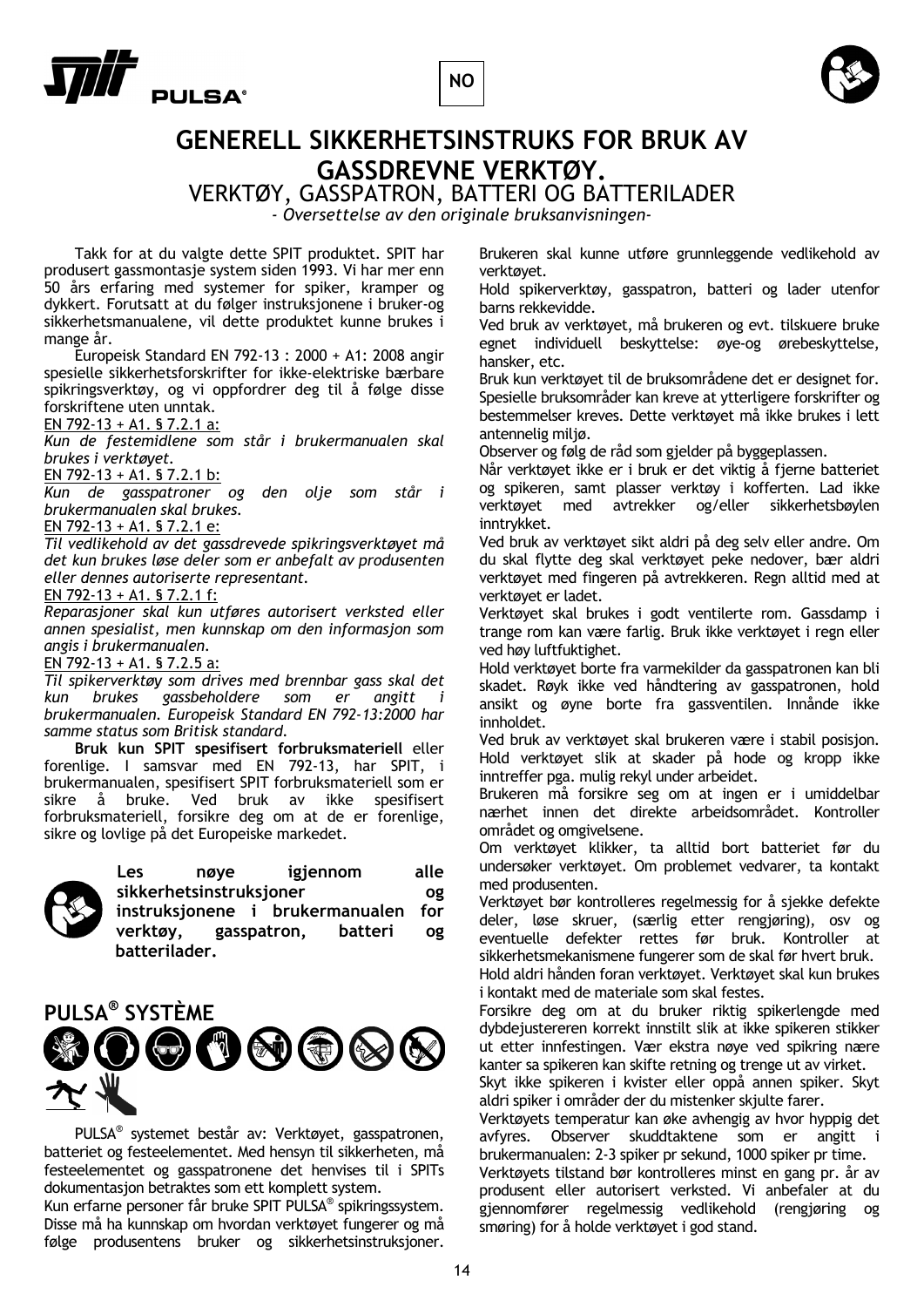NO

# GENERELL SIKKERHETSINSTRUKS FOR BRUK AV GASSDREVNE VERKTØY.

## VERKTØY, GASSPATRON, BATTERI OG BATTERILADER

*- Oversettelse av den originale bruksanvisningen-*

Takk for at du valgte dette SPIT produktet. SPIT har produsert gassmontasje system siden 1993. Vi har mer enn 50 års erfaring med systemer for spiker, kramper og dykkert. Forutsatt at du følger instruksjonene i bruker-og sikkerhetsmanualene, vil dette produktet kunne brukes i mange år.

Europeisk Standard EN 792-13 : 2000 + A1: 2008 angir spesielle sikkerhetsforskrifter for ikke-elektriske bærbare spikringsverktøy, og vi oppfordrer deg til å følge disse forskriftene uten unntak.

EN 792-13 + A1. § 7.2.1 a:

*Kun de festemidlene som står i brukermanualen skal brukes i verktøyet.*

EN 792-13 + A1. § 7.2.1 b:

*Kun de gasspatroner og den olje som står i brukermanualen skal brukes.*

EN 792-13 + A1. § 7.2.1 e:

*Til vedlikehold av det gassdrevede spikringsverktøyet må det kun brukes løse deler som er anbefalt av produsenten eller dennes autoriserte representant.*

EN 792-13 + A1. § 7.2.1 f:

*Reparasjoner skal kun utføres autorisert verksted eller annen spesialist, men kunnskap om den informasjon som angis i brukermanualen.*

EN 792-13 + A1. § 7.2.5 a:

*Til spikerverktøy som drives med brennbar gass skal det kun brukes gassbeholdere som er angitt i brukermanualen. Europeisk Standard EN 792-13:2000 har samme status som Britisk standard.*

**Bruk kun SPIT spesifisert forbruksmateriell** eller forenlige. I samsvar med EN 792-13, har SPIT, i brukermanualen, spesifisert SPIT forbruksmateriell som er sikre å bruke. Ved bruk av ikke spesifisert forbruksmateriell, forsikre deg om at de er forenlige, sikre og lovlige på det Europeiske markedet.

**Les nøye igjennom alle sikkerhetsinstruksjoner og instruksjonene i brukermanualen for verktøy, gasspatron, batteri og batterilader.**

## PULSA® SYSTÈME

PULSA® systemet består av: Verktøyet, gasspatronen, batteriet og festeelementet. Med hensyn til sikkerheten, må festeelementet og gasspatronene det henvises til i SPITs dokumentasjon betraktes som ett komplett system.

Kun erfarne personer får bruke SPIT PULSA® spikringssystem. Disse må ha kunnskap om hvordan verktøyet fungerer og må følge produsentens bruker og sikkerhetsinstruksjoner. Brukeren skal kunne utføre grunnleggende vedlikehold av verktøyet.

Hold spikerverktøy, gasspatron, batteri og lader utenfor barns rekkevidde.

Ved bruk av verktøyet, må brukeren og evt. tilskuere bruke egnet individuell beskyttelse: øye-og ørebeskyttelse, hansker, etc.

Bruk kun verktøyet til de bruksområdene det er designet for. Spesielle bruksområder kan kreve at ytterligere forskrifter og bestemmelser kreves. Dette verktøyet må ikke brukes i lett antennelig miljø.

Observer og følg de råd som gjelder på byggeplassen.

Når verktøyet ikke er i bruk er det viktig å fjerne batteriet og spikeren, samt plasser verktøy i kofferten. Lad ikke verktøyet med avtrekker og/eller sikkerhetsbøylen inntrykket.

Ved bruk av verktøyet sikt aldri på deg selv eller andre. Om du skal flytte deg skal verktøyet peke nedover, bær aldri verktøyet med fingeren på avtrekkeren. Regn alltid med at verktøyet er ladet.

Verktøyet skal brukes i godt ventilerte rom. Gassdamp i trange rom kan være farlig. Bruk ikke verktøyet i regn eller ved høy luftfuktighet.

Hold verktøyet borte fra varmekilder da gasspatronen kan bli skadet. Røyk ikke ved håndtering av gasspatronen, hold ansikt og øyne borte fra gassventilen. Innånde ikke innholdet.

Ved bruk av verktøyet skal brukeren være i stabil posisjon. Hold verktøyet slik at skader på hode og kropp ikke inntreffer pga. mulig rekyl under arbeidet.

Brukeren må forsikre seg om at ingen er i umiddelbar nærhet innen det direkte arbeidsområdet. Kontroller området og omgivelsene.

Om verktøyet klikker, ta alltid bort batteriet før du undersøker verktøyet. Om problemet vedvarer, ta kontakt med produsenten.

Verktøyet bør kontrolleres regelmessig for å sjekke defekte deler, løse skruer, (særlig etter rengjøring), osv og eventuelle defekter rettes før bruk. Kontroller at sikkerhetsmekanismene fungerer som de skal før hvert bruk.

Hold aldri hånden foran verktøyet. Verktøyet skal kun brukes i kontakt med de materiale som skal festes.

Forsikre deg om at du bruker riktig spikerlengde med dybdejustereren korrekt innstilt slik at ikke spikeren stikker ut etter innfestingen. Vær ekstra nøye ved spikring nære kanter sa spikeren kan skifte retning og trenge ut av virket.

Skyt ikke spikeren i kvister eller oppå annen spiker. Skyt aldri spiker i områder der du mistenker skjulte farer.

Verktøyets temperatur kan øke avhengig av hvor hyppig det avfyres. Observer skuddtaktene som er angitt i brukermanualen: 2-3 spiker pr sekund, 1000 spiker pr time.

Verktøyets tilstand bør kontrolleres minst en gang pr. år av produsent eller autorisert verksted. Vi anbefaler at du gjennomfører regelmessig vedlikehold (rengjøring og smøring) for å holde verktøyet i god stand.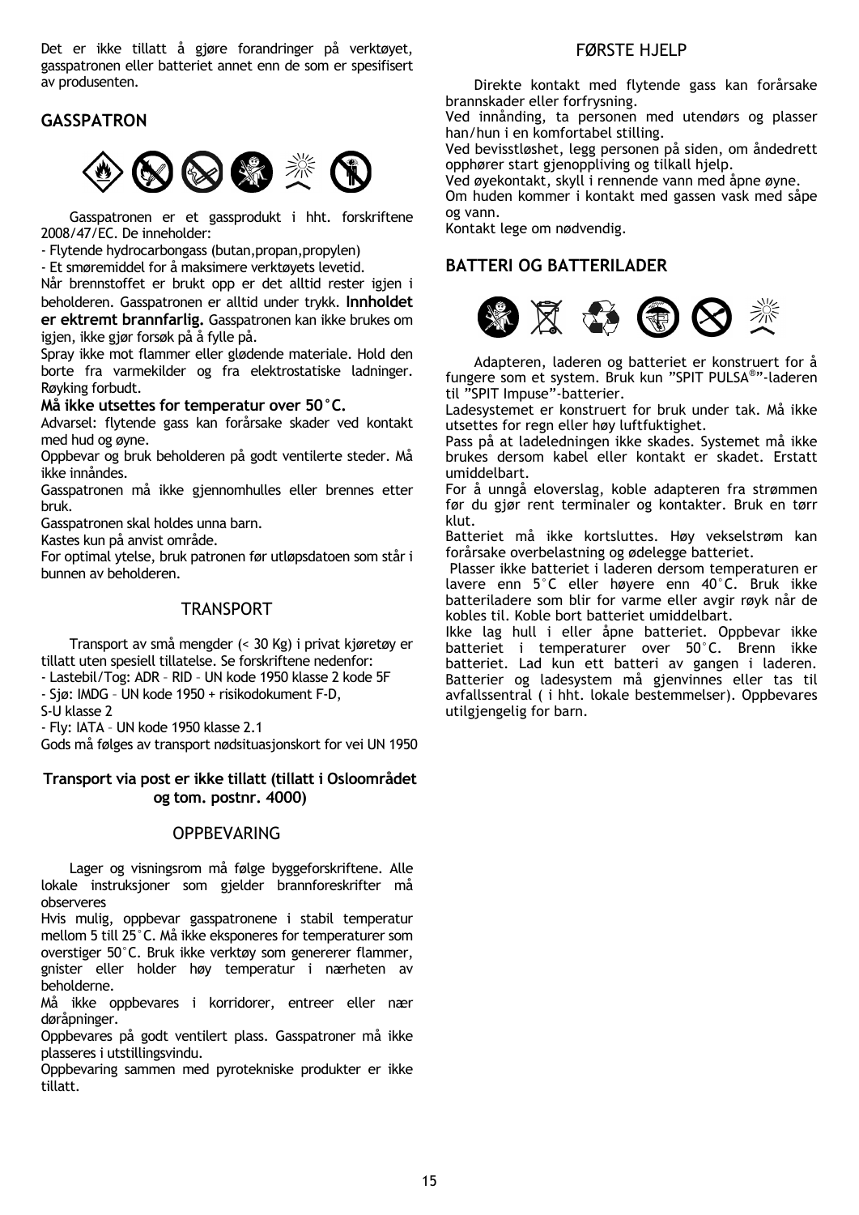Det er ikke tillatt å gjøre forandringer på verktøyet, gasspatronen eller batteriet annet enn de som er spesifisert av produsenten.

## GASSPATRON

Gasspatronen er et gassprodukt i hht. forskriftene 2008/47/EC. De inneholder:

- Flytende hydrocarbongass (butan,propan,propylen)
- Et smøremiddel for å maksimere verktøyets levetid.

Når brennstoffet er brukt opp er det alltid rester igjen i beholderen. Gasspatronen er alltid under trykk. **Innholdet er ektremt brannfarlig.** Gasspatronen kan ikke brukes om igjen, ikke gjør forsøk på å fylle på.

Spray ikke mot flammer eller glødende materiale. Hold den borte fra varmekilder og fra elektrostatiske ladninger. Røyking forbudt.

**Må ikke utsettes for temperatur over 50°C.**

Advarsel: flytende gass kan forårsake skader ved kontakt med hud og øyne.

Oppbevar og bruk beholderen på godt ventilerte steder. Må ikke innåndes.

Gasspatronen må ikke gjennomhulles eller brennes etter bruk.

Gasspatronen skal holdes unna barn.

Kastes kun på anvist område.

For optimal ytelse, bruk patronen før utløpsdatoen som står i bunnen av beholderen.

## TRANSPORT

Transport av små mengder (< 30 Kg) i privat kjøretøy er tillatt uten spesiell tillatelse. Se forskriftene nedenfor:

- Lastebil/Tog: ADR – RID – UN kode 1950 klasse 2 kode 5F
- Sjø: IMDG – UN kode 1950 + risikodokument F-D, S-U klasse 2
- Fly: IATA – UN kode 1950 klasse 2.1

Gods må følges av transport nødsituasjonskort for vei UN 1950

**Transport via post er ikke tillatt (tillatt i Osloområdet og tom. postnr. 4000)**

## OPPBEVARING

Lager og visningsrom må følge byggeforskriftene. Alle lokale instruksjoner som gjelder brannforeskrifter må observeres

Hvis mulig, oppbevar gasspatronene i stabil temperatur mellom 5 till 25°C. Må ikke eksponeres for temperaturer som overstiger 50°C. Bruk ikke verktøy som genererer flammer, gnister eller holder høy temperatur i nærheten av beholderne.

Må ikke oppbevares i korridorer, entreer eller nær døråpninger.

Oppbevares på godt ventilert plass. Gasspatroner må ikke plasseres i utstillingsvindu.

Oppbevaring sammen med pyrotekniske produkter er ikke tillatt.

## FØRSTE HJELP

Direkte kontakt med flytende gass kan forårsake brannskader eller forfrysning.

Ved innånding, ta personen med utendørs og plasser han/hun i en komfortabel stilling.

Ved bevisstløshet, legg personen på siden, om åndedrett opphører start gjenoppliving og tilkall hjelp.

Ved øyekontakt, skyll i rennende vann med åpne øyne.

Om huden kommer i kontakt med gassen vask med såpe og vann.

Kontakt lege om nødvendig.

## BATTERI OG BATTERILADER

Adapteren, laderen og batteriet er konstruert for å fungere som et system. Bruk kun "SPIT PULSA®"-laderen til "SPIT Impuse"-batterier.

Ladesystemet er konstruert for bruk under tak. Må ikke utsettes for regn eller høy luftfuktighet.

Pass på at ladeledningen ikke skades. Systemet må ikke brukes dersom kabel eller kontakt er skadet. Erstatt umiddelbart.

For å unngå eloverslag, koble adapteren fra strømmen før du gjør rent terminaler og kontakter. Bruk en tørr klut.

Batteriet må ikke kortsluttes. Høy vekselstrøm kan forårsake overbelastning og ødelegge batteriet.

Plasser ikke batteriet i laderen dersom temperaturen er lavere enn 5°C eller høyere enn 40°C. Bruk ikke batteriladere som blir for varme eller avgir røyk når de kobles til. Koble bort batteriet umiddelbart.

Ikke lag hull i eller åpne batteriet. Oppbevar ikke batteriet i temperaturer over 50°C. Brenn ikke batteriet. Lad kun ett batteri av gangen i laderen. Batterier og ladesystem må gjenvinnes eller tas til avfallssentral ( i hht. lokale bestemmelser). Oppbevares utilgjengelig for barn.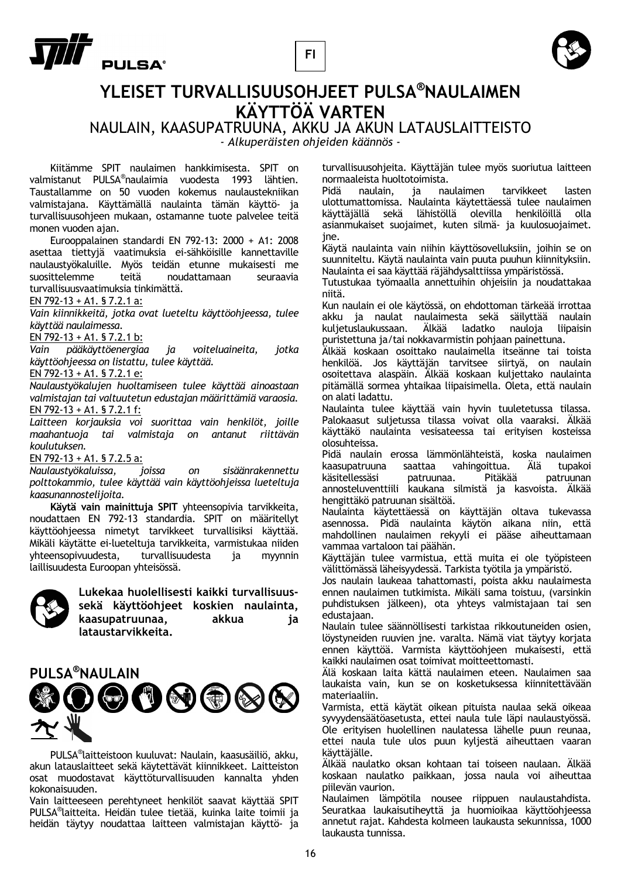FI

# YLEISET TURVALLISUUSOHJEET PULSA®NAULAIMEN KÄYTTÖÄ VARTEN

## NAULAIN, KAASUPATRUUNA, AKKU JA AKUN LATAUSLAITTEISTO

*- Alkuperäisten ohjeiden käännös -*

Kiitämme SPIT naulaimen hankkimisesta. SPIT on valmistanut PULSA®naulaimia vuodesta 1993 lähtien. Taustallamme on 50 vuoden kokemus naulaustekniikan valmistajana. Käyttämällä naulainta tämän käyttö- ja turvallisuusohjeen mukaan, ostamanne tuote palvelee teitä monen vuoden ajan.

Eurooppalainen standardi EN 792-13: 2000 + A1: 2008 asettaa tiettyjä vaatimuksia ei-sähköisille kannettaville naulaustyökaluille. Myös teidän etunne mukaisesti me suosittelemme teitä noudattamaan seuraavia turvallisuusvaatimuksia tinkimättä.

EN 792-13 + A1. § 7.2.1 a:

*Vain kiinnikkeitä, jotka ovat lueteltu käyttöohjeessa, tulee käyttää naulaimessa.*

EN 792-13 + A1. § 7.2.1 b:

*Vain pääkäyttöenergiaa ja voiteluaineita, jotka käyttöohjeessa on listattu, tulee käyttää.*

EN 792-13 + A1. § 7.2.1 e:

*Naulaustyökalujen huoltamiseen tulee käyttää ainoastaan valmistajan tai valtuutetun edustajan määrittämiä varaosia.*

EN 792-13 + A1. § 7.2.1 f:

*Laitteen korjauksia voi suorittaa vain henkilöt, joille maahantuoja tai valmistaja on antanut riittävän koulutuksen.*

EN 792-13 + A1. § 7.2.5 a:

*Naulaustyökaluissa, joissa on sisäänrakennettu polttokammio, tulee käyttää vain käyttöohjeissa lueteltuja kaasunannostelijoita.*

**Käytä vain mainittuja SPIT** yhteensopivia tarvikkeita, noudattaen EN 792-13 standardia. SPIT on määritellyt käyttöohjeessa nimetyt tarvikkeet turvallisiksi käyttää. Mikäli käytätte ei-lueteltuja tarvikkeita, varmistukaa niiden yhteensopivuudesta, turvallisuudesta ja myynnin laillisuudesta Euroopan yhteisössä.

**Lukekaa huolellisesti kaikki turvallisuus- sekä käyttöohjeet koskien naulainta, kaasupatruunaa, akkua ja lataustarvikkeita.**

## PULSA®NAULAIN

PULSA®laitteistoon kuuluvat: Naulain, kaasusäiliö, akku, akun latauslaitteet sekä käytettävät kiinnikkeet. Laitteiston osat muodostavat käyttöturvallisuuden kannalta yhden kokonaisuuden.

Vain laitteeseen perehtyneet henkilöt saavat käyttää SPIT PULSA®laitteita. Heidän tulee tietää, kuinka laite toimii ja heidän täytyy noudattaa laitteen valmistajan käyttö- ja turvallisuusohjeita. Käyttäjän tulee myös suoriutua laitteen normaaleista huoltotoimista.

Pidä naulain, ja naulaimen tarvikkeet lasten ulottumattomissa. Naulainta käytettäessä tulee naulaimen käyttäjällä sekä lähistöllä olevilla henkilöillä olla asianmukaiset suojaimet, kuten silmä- ja kuulosuojaimet. jne.

Käytä naulainta vain niihin käyttösovelluksiin, joihin se on suunniteltu. Käytä naulainta vain puuta puuhun kiinnityksiin. Naulainta ei saa käyttää räjähdysalttiissa ympäristössä.

Tutustukaa työmaalla annettuihin ohjeisiin ja noudattakaa niitä.

Kun naulain ei ole käytössä, on ehdottoman tärkeää irrottaa akku ja naulat naulaimesta sekä säilyttää naulain kuljetuslaukussaan. Älkää ladatko nauloja liipaisin puristettuna ja/tai nokkavarmistin pohjaan painettuna.

Älkää koskaan osoittako naulaimella itseänne tai toista henkilöä. Jos käyttäjän tarvitsee siirtyä, on naulain osoitettava alaspäin. Älkää koskaan kuljettako naulainta pitämällä sormea yhtaikaa liipaisimella. Oleta, että naulain on alati ladattu.

Naulainta tulee käyttää vain hyvin tuuletetussa tilassa. Palokaasut suljetussa tilassa voivat olla vaaraksi. Älkää käyttäkö naulainta vesisateessa tai erityisen kosteissa olosuhteissa.

Pidä naulain erossa lämmönlähteistä, koska naulaimen kaasupatruuna saattaa vahingoittua. Älä tupakoi käsitellessäsi patruunaa. Pitäkää patruunan annosteluventtiili kaukana silmistä ja kasvoista. Älkää hengittäkö patruunan sisältöä.

Naulainta käytettäessä on käyttäjän oltava tukevassa asennossa. Pidä naulainta käytön aikana niin, että mahdollinen naulaimen rekyyli ei pääse aiheuttamaan vammaa vartaloon tai päähän.

Käyttäjän tulee varmistua, että muita ei ole työpisteen välittömässä läheisyydessä. Tarkista työtila ja ympäristö.

Jos naulain laukeaa tahattomasti, poista akku naulaimesta ennen naulaimen tutkimista. Mikäli sama toistuu, (varsinkin puhdistuksen jälkeen), ota yhteys valmistajaan tai sen edustajaan.

Naulain tulee säännöllisesti tarkistaa rikkoutuneiden osien, löystyneiden ruuvien jne. varalta. Nämä viat täytyy korjata ennen käyttöä. Varmista käyttöohjeen mukaisesti, että kaikki naulaimen osat toimivat moitteettomasti.

Älä koskaan laita kättä naulaimen eteen. Naulaimen saa laukaista vain, kun se on kosketuksessa kiinnitettävään materiaaliin.

Varmista, että käytät oikean pituista naulaa sekä oikeaa syvyydensäätöasetusta, ettei naula tule läpi naulaustyössä. Ole erityisen huolellinen naulatessa lähelle puun reunaa, ettei naula tule ulos puun kyljestä aiheuttaen vaaran käyttäjälle.

Älkää naulatko oksan kohtaan tai toiseen naulaan. Älkää koskaan naulatko paikkaan, jossa naula voi aiheuttaa piilevän vaurion.

Naulaimen lämpötila nousee riippuen naulaustahdista. Seuratkaa laukaisutiheyttä ja huomioikaa käyttöohjeessa annetut rajat. Kahdesta kolmeen laukausta sekunnissa, 1000 laukausta tunnissa.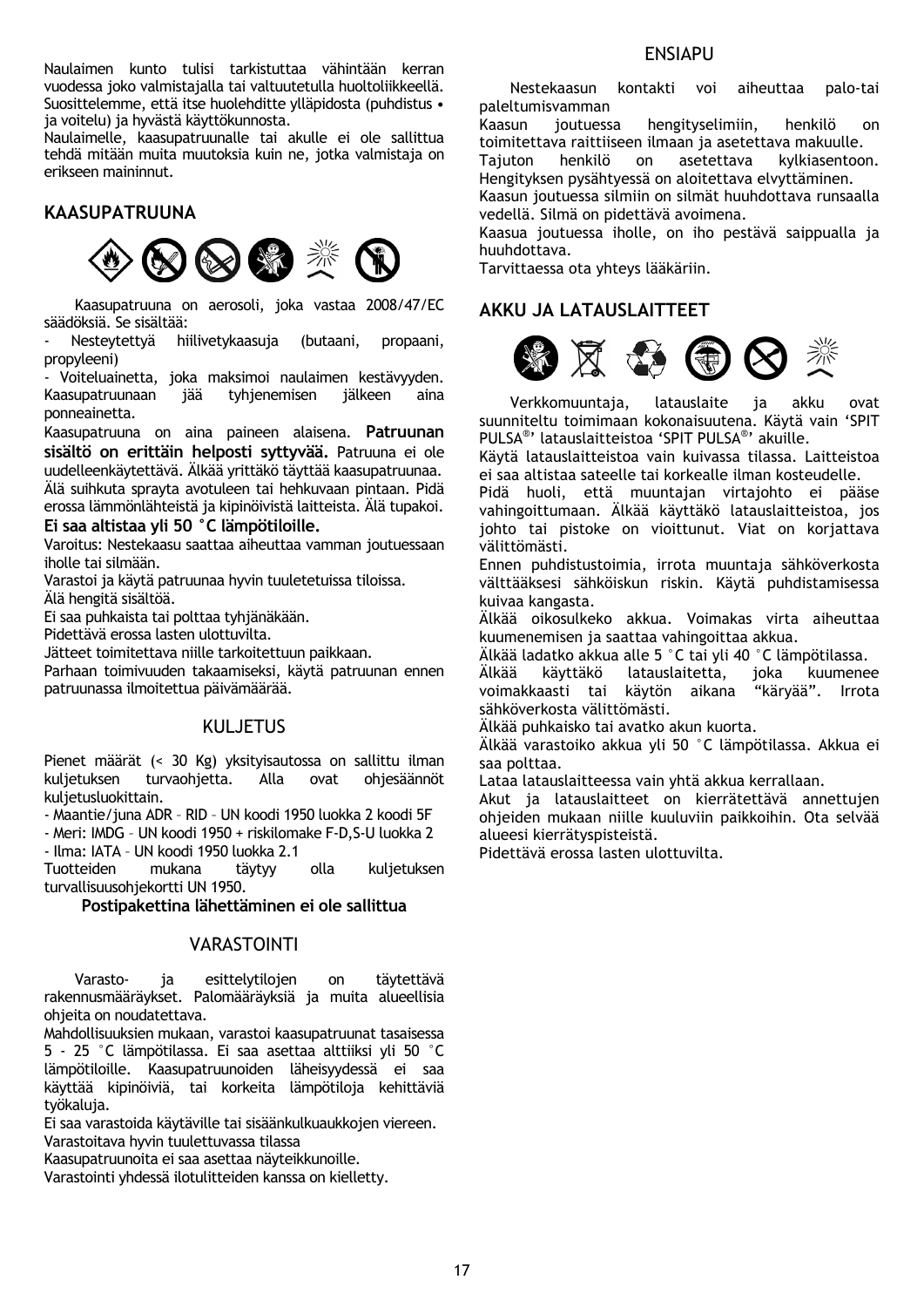Naulaimen kunto tulisi tarkistuttaa vähintään kerran vuodessa joko valmistajalla tai valtuutetulla huoltoliikkeellä. Suosittelemme, että itse huolehditte ylläpidosta (puhdistus • ja voitelu) ja hyvästä käyttökunnosta.
Naulaimelle, kaasupatruunalle tai akulle ei ole sallittua tehdä mitään muita muutoksia kuin ne, jotka valmistaja on erikseen maininnut.

## KAASUPATRUUNA

Kaasupatruuna on aerosoli, joka vastaa 2008/47/EC säädöksiä. Se sisältää:

- Nesteytettyä hiilivetykaasuja (butaani, propaani, propyleeni)
- Voiteluainetta, joka maksimoi naulaimen kestävyyden.

Kaasupatruunaan jää tyhjenemisen jälkeen aina ponneainetta.
Kaasupatruuna on aina paineen alaisena. **Patruunan sisältö on erittäin helposti syttyvää.** Patruuna ei ole uudelleenkäytettävä. Älkää yrittäkö täyttää kaasupatruunaa. Älä suihkuta sprayta avotuleen tai hehkuvaan pintaan. Pidä erossa lämmönlähteistä ja kipinöivistä laitteista. Älä tupakoi.
**Ei saa altistaa yli 50 °C lämpötiloille.**
Varoitus: Nestekaasu saattaa aiheuttaa vamman joutuessaan iholle tai silmään.
Varastoi ja käytä patruunaa hyvin tuuletetuissa tiloissa.
Älä hengitä sisältöä.
Ei saa puhkaista tai polttaa tyhjänäkään.
Pidettävä erossa lasten ulottuvilta.
Jätteet toimitettava niille tarkoitettuun paikkaan.
Parhaan toimivuuden takaamiseksi, käytä patruunan ennen patruunassa ilmoitettua päivämäärää.

## KULJETUS

Pienet määrät (< 30 Kg) yksityisautossa on sallittu ilman kuljetuksen turvaohjetta. Alla ovat ohjesäännöt kuljetusluokittain.

- Maantie/juna ADR – RID – UN koodi 1950 luokka 2 koodi 5F
- Meri: IMDG – UN koodi 1950 + riskilomake F-D,S-U luokka 2
- Ilma: IATA – UN koodi 1950 luokka 2.1

Tuotteiden mukana täytyy olla kuljetuksen turvallisuusohjekortti UN 1950.

**Postipakettina lähettäminen ei ole sallittua**

## VARASTOINTI

Varasto- ja esittelytilojen on täytettävä rakennusmääräykset. Palomääräyksiä ja muita alueellisia ohjeita on noudatettava.
Mahdollisuuksien mukaan, varastoi kaasupatruunat tasaisessa 5 - 25 °C lämpötilassa. Ei saa asettaa alttiiksi yli 50 °C lämpötiloille. Kaasupatruunoiden läheisyydessä ei saa käyttää kipinöiviä, tai korkeita lämpötiloja kehittäviä työkaluja.
Ei saa varastoida käytäville tai sisäänkulkuaukkojen viereen.
Varastoitava hyvin tuulettuvassa tilassa
Kaasupatruunoita ei saa asettaa näyteikkunoille.
Varastointi yhdessä ilotulitteiden kanssa on kielletty.

## ENSIAPU

Nestekaasun kontakti voi aiheuttaa palo-tai paleltumisvamman
Kaasun joutuessa hengityselimiin, henkilö on toimitettava raittiiseen ilmaan ja asetettava makuulle.
Tajuton henkilö on asetettava kylkiasentoon. Hengityksen pysähtyessä on aloitettava elvyttäminen.
Kaasun joutuessa silmiin on silmät huuhdottava runsaalla vedellä. Silmä on pidettävä avoimena.
Kaasua joutuessa iholle, on iho pestävä saippualla ja huuhdottava.
Tarvittaessa ota yhteys lääkäriin.

## AKKU JA LATAUSLAITTEET

Verkkomuuntaja, latauslaite ja akku ovat suunniteltu toimimaan kokonaisuutena. Käytä vain 'SPIT PULSA®' latauslaitteistoa 'SPIT PULSA®' akuille.
Käytä latauslaitteistoa vain kuivassa tilassa. Laitteistoa ei saa altistaa sateelle tai korkealle ilman kosteudelle.
Pidä huoli, että muuntajan virtajohto ei pääse vahingoittumaan. Älkää käyttäkö latauslaitteistoa, jos johto tai pistoke on vioittunut. Viat on korjattava välittömästi.
Ennen puhdistustoimia, irrota muuntaja sähköverkosta välttääksesi sähköiskun riskin. Käytä puhdistamisessa kuivaa kangasta.
Älkää oikosulkeko akkua. Voimakas virta aiheuttaa kuumenemisen ja saattaa vahingoittaa akkua.
Älkää ladatko akkua alle 5 °C tai yli 40 °C lämpötilassa.
Älkää käyttäkö latauslaitetta, joka kuumenee voimakkaasti tai käytön aikana "käryää". Irrota sähköverkosta välittömästi.
Älkää puhkaisko tai avatko akun kuorta.
Älkää varastoiko akkua yli 50 °C lämpötilassa. Akkua ei saa polttaa.
Lataa latauslaitteessa vain yhtä akkua kerrallaan.
Akut ja latauslaitteet on kierrätettävä annettujen ohjeiden mukaan niille kuuluviin paikkoihin. Ota selvää alueesi kierrätyspisteistä.
Pidettävä erossa lasten ulottuvilta.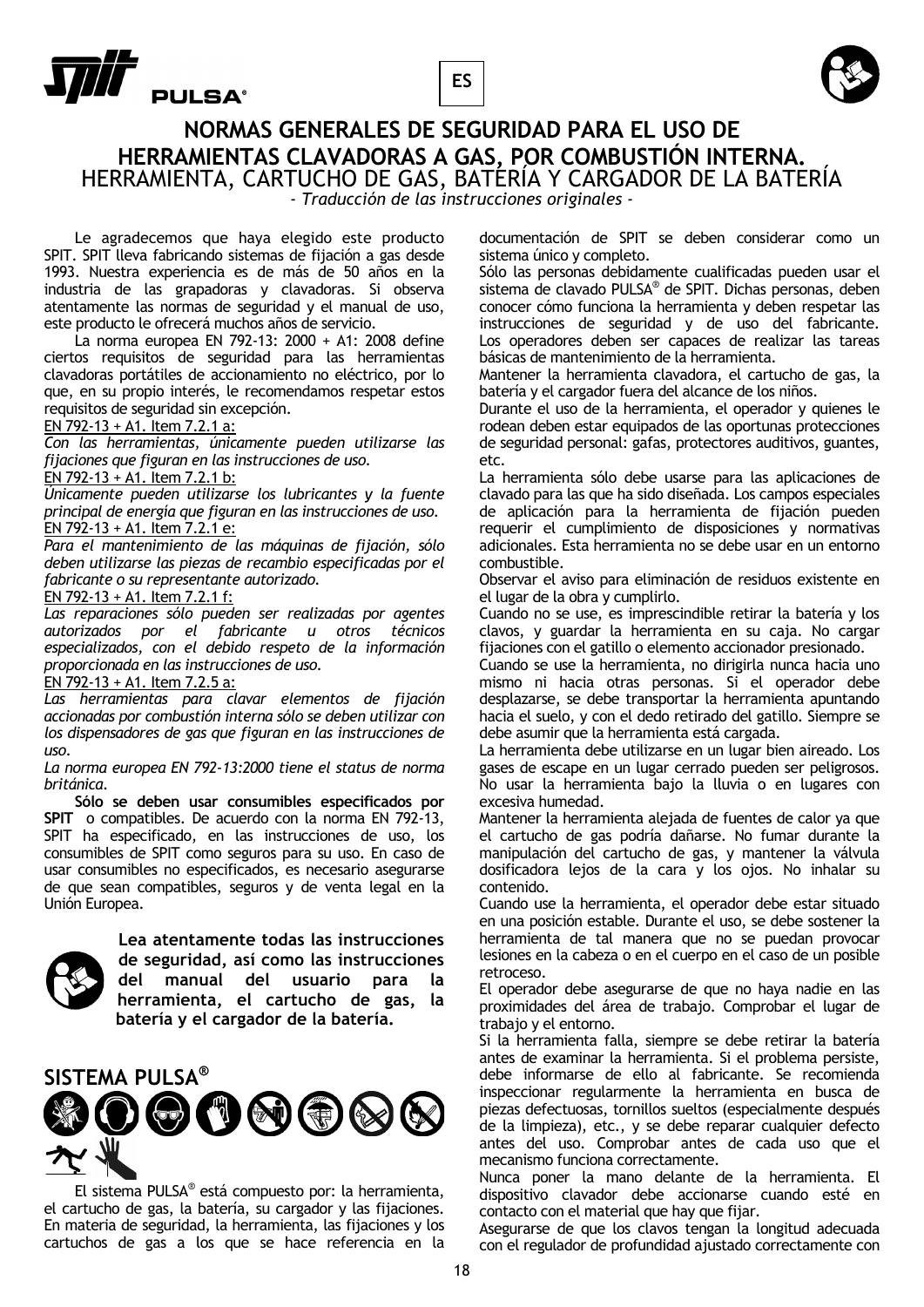# NORMAS GENERALES DE SEGURIDAD PARA EL USO DE HERRAMIENTAS CLAVADORAS A GAS, POR COMBUSTIÓN INTERNA.

HERRAMIENTA, CARTUCHO DE GAS, BATERÍA Y CARGADOR DE LA BATERÍA

*- Traducción de las instrucciones originales -*

Le agradecemos que haya elegido este producto SPIT. SPIT lleva fabricando sistemas de fijación a gas desde 1993. Nuestra experiencia es de más de 50 años en la industria de las grapadoras y clavadoras. Si observa atentamente las normas de seguridad y el manual de uso, este producto le ofrecerá muchos años de servicio.

La norma europea EN 792-13: 2000 + A1: 2008 define ciertos requisitos de seguridad para las herramientas clavadoras portátiles de accionamiento no eléctrico, por lo que, en su propio interés, le recomendamos respetar estos requisitos de seguridad sin excepción.

EN 792-13 + A1. Item 7.2.1 a:

*Con las herramientas, únicamente pueden utilizarse las fijaciones que figuran en las instrucciones de uso.*

EN 792-13 + A1. Item 7.2.1 b:

*Únicamente pueden utilizarse los lubricantes y la fuente principal de energía que figuran en las instrucciones de uso.*

EN 792-13 + A1. Item 7.2.1 e:

*Para el mantenimiento de las máquinas de fijación, sólo deben utilizarse las piezas de recambio especificadas por el fabricante o su representante autorizado.*

EN 792-13 + A1. Item 7.2.1 f:

*Las reparaciones sólo pueden ser realizadas por agentes autorizados por el fabricante u otros técnicos especializados, con el debido respeto de la información proporcionada en las instrucciones de uso.*

EN 792-13 + A1. Item 7.2.5 a:

*Las herramientas para clavar elementos de fijación accionadas por combustión interna sólo se deben utilizar con los dispensadores de gas que figuran en las instrucciones de uso.*

*La norma europea EN 792-13:2000 tiene el status de norma británica.*

**Sólo se deben usar consumibles especificados por SPIT** o compatibles. De acuerdo con la norma EN 792-13, SPIT ha especificado, en las instrucciones de uso, los consumibles de SPIT como seguros para su uso. En caso de usar consumibles no especificados, es necesario asegurarse de que sean compatibles, seguros y de venta legal en la Unión Europea.

**Lea atentamente todas las instrucciones de seguridad, así como las instrucciones del manual del usuario para la herramienta, el cartucho de gas, la batería y el cargador de la batería.**

## SISTEMA PULSA®

El sistema PULSA® está compuesto por: la herramienta, el cartucho de gas, la batería, su cargador y las fijaciones. En materia de seguridad, la herramienta, las fijaciones y los cartuchos de gas a los que se hace referencia en la documentación de SPIT se deben considerar como un sistema único y completo.

Sólo las personas debidamente cualificadas pueden usar el sistema de clavado PULSA® de SPIT. Dichas personas, deben conocer cómo funciona la herramienta y deben respetar las instrucciones de seguridad y de uso del fabricante. Los operadores deben ser capaces de realizar las tareas básicas de mantenimiento de la herramienta.

Mantener la herramienta clavadora, el cartucho de gas, la batería y el cargador fuera del alcance de los niños.

Durante el uso de la herramienta, el operador y quienes le rodean deben estar equipados de las oportunas protecciones de seguridad personal: gafas, protectores auditivos, guantes, etc.

La herramienta sólo debe usarse para las aplicaciones de clavado para las que ha sido diseñada. Los campos especiales de aplicación para la herramienta de fijación pueden requerir el cumplimiento de disposiciones y normativas adicionales. Esta herramienta no se debe usar en un entorno combustible.

Observar el aviso para eliminación de residuos existente en el lugar de la obra y cumplirlo.

Cuando no se use, es imprescindible retirar la batería y los clavos, y guardar la herramienta en su caja. No cargar fijaciones con el gatillo o elemento accionador presionado.

Cuando se use la herramienta, no dirigirla nunca hacia uno mismo ni hacia otras personas. Si el operador debe desplazarse, se debe transportar la herramienta apuntando hacia el suelo, y con el dedo retirado del gatillo. Siempre se debe asumir que la herramienta está cargada.

La herramienta debe utilizarse en un lugar bien aireado. Los gases de escape en un lugar cerrado pueden ser peligrosos. No usar la herramienta bajo la lluvia o en lugares con excesiva humedad.

Mantener la herramienta alejada de fuentes de calor ya que el cartucho de gas podría dañarse. No fumar durante la manipulación del cartucho de gas, y mantener la válvula dosificadora lejos de la cara y los ojos. No inhalar su contenido.

Cuando use la herramienta, el operador debe estar situado en una posición estable. Durante el uso, se debe sostener la herramienta de tal manera que no se puedan provocar lesiones en la cabeza o en el cuerpo en el caso de un posible retroceso.

El operador debe asegurarse de que no haya nadie en las proximidades del área de trabajo. Comprobar el lugar de trabajo y el entorno.

Si la herramienta falla, siempre se debe retirar la batería antes de examinar la herramienta. Si el problema persiste, debe informarse de ello al fabricante. Se recomienda inspeccionar regularmente la herramienta en busca de piezas defectuosas, tornillos sueltos (especialmente después de la limpieza), etc., y se debe reparar cualquier defecto antes del uso. Comprobar antes de cada uso que el mecanismo funciona correctamente.

Nunca poner la mano delante de la herramienta. El dispositivo clavador debe accionarse cuando esté en contacto con el material que hay que fijar.

Asegurarse de que los clavos tengan la longitud adecuada con el regulador de profundidad ajustado correctamente con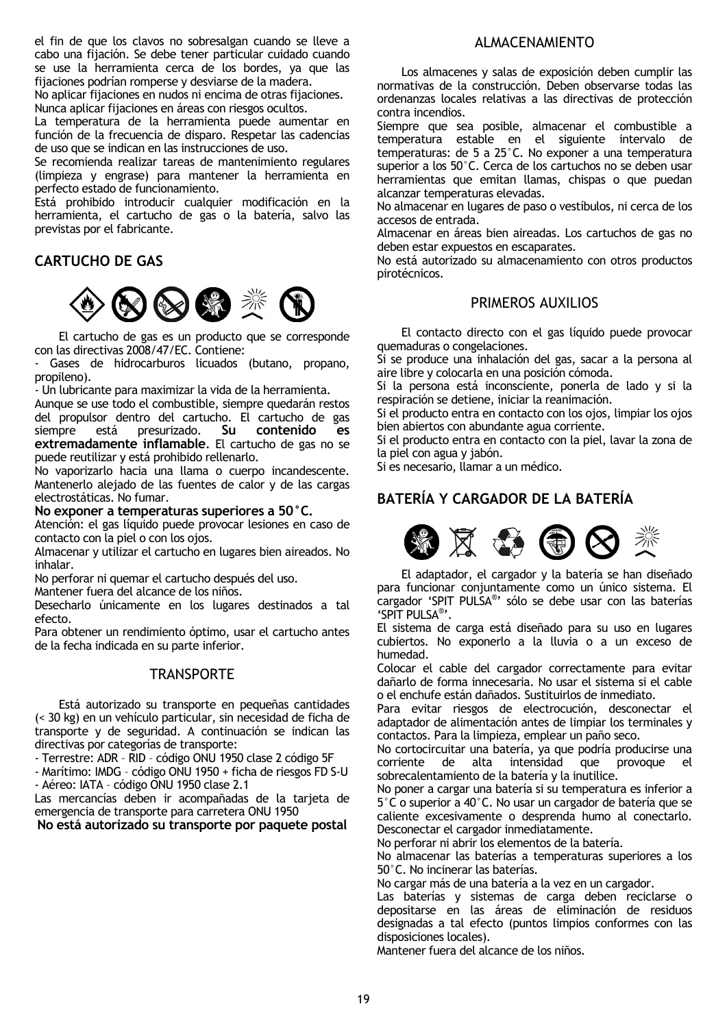el fin de que los clavos no sobresalgan cuando se lleve a cabo una fijación. Se debe tener particular cuidado cuando se use la herramienta cerca de los bordes, ya que las fijaciones podrían romperse y desviarse de la madera.
No aplicar fijaciones en nudos ni encima de otras fijaciones.
Nunca aplicar fijaciones en áreas con riesgos ocultos.
La temperatura de la herramienta puede aumentar en función de la frecuencia de disparo. Respetar las cadencias de uso que se indican en las instrucciones de uso.
Se recomienda realizar tareas de mantenimiento regulares (limpieza y engrase) para mantener la herramienta en perfecto estado de funcionamiento.
Está prohibido introducir cualquier modificación en la herramienta, el cartucho de gas o la batería, salvo las previstas por el fabricante.

## CARTUCHO DE GAS

El cartucho de gas es un producto que se corresponde con las directivas 2008/47/EC. Contiene:
- Gases de hidrocarburos licuados (butano, propano, propileno).
- Un lubricante para maximizar la vida de la herramienta.

Aunque se use todo el combustible, siempre quedarán restos del propulsor dentro del cartucho. El cartucho de gas siempre está presurizado. **Su contenido es extremadamente inflamable**. El cartucho de gas no se puede reutilizar y está prohibido rellenarlo.
No vaporizarlo hacia una llama o cuerpo incandescente. Mantenerlo alejado de las fuentes de calor y de las cargas electrostáticas. No fumar.
**No exponer a temperaturas superiores a 50°C.**
Atención: el gas líquido puede provocar lesiones en caso de contacto con la piel o con los ojos.
Almacenar y utilizar el cartucho en lugares bien aireados. No inhalar.
No perforar ni quemar el cartucho después del uso.
Mantener fuera del alcance de los niños.
Desecharlo únicamente en los lugares destinados a tal efecto.
Para obtener un rendimiento óptimo, usar el cartucho antes de la fecha indicada en su parte inferior.

## TRANSPORTE

Está autorizado su transporte en pequeñas cantidades (< 30 kg) en un vehículo particular, sin necesidad de ficha de transporte y de seguridad. A continuación se indican las directivas por categorías de transporte:
- Terrestre: ADR – RID – código ONU 1950 clase 2 código 5F
- Marítimo: IMDG – código ONU 1950 + ficha de riesgos FD S-U
- Aéreo: IATA – código ONU 1950 clase 2.1

Las mercancías deben ir acompañadas de la tarjeta de emergencia de transporte para carretera ONU 1950
**No está autorizado su transporte por paquete postal**

## ALMACENAMIENTO

Los almacenes y salas de exposición deben cumplir las normativas de la construcción. Deben observarse todas las ordenanzas locales relativas a las directivas de protección contra incendios.
Siempre que sea posible, almacenar el combustible a temperatura estable en el siguiente intervalo de temperaturas: de 5 a 25°C. No exponer a una temperatura superior a los 50°C. Cerca de los cartuchos no se deben usar herramientas que emitan llamas, chispas o que puedan alcanzar temperaturas elevadas.
No almacenar en lugares de paso o vestíbulos, ni cerca de los accesos de entrada.
Almacenar en áreas bien aireadas. Los cartuchos de gas no deben estar expuestos en escaparates.
No está autorizado su almacenamiento con otros productos pirotécnicos.

## PRIMEROS AUXILIOS

El contacto directo con el gas líquido puede provocar quemaduras o congelaciones.
Si se produce una inhalación del gas, sacar a la persona al aire libre y colocarla en una posición cómoda.
Si la persona está inconsciente, ponerla de lado y si la respiración se detiene, iniciar la reanimación.
Si el producto entra en contacto con los ojos, limpiar los ojos bien abiertos con abundante agua corriente.
Si el producto entra en contacto con la piel, lavar la zona de la piel con agua y jabón.
Si es necesario, llamar a un médico.

## BATERÍA Y CARGADOR DE LA BATERÍA

El adaptador, el cargador y la batería se han diseñado para funcionar conjuntamente como un único sistema. El cargador 'SPIT PULSA®' sólo se debe usar con las baterías 'SPIT PULSA®'.
El sistema de carga está diseñado para su uso en lugares cubiertos. No exponerlo a la lluvia o a un exceso de humedad.
Colocar el cable del cargador correctamente para evitar dañarlo de forma innecesaria. No usar el sistema si el cable o el enchufe están dañados. Sustituirlos de inmediato.
Para evitar riesgos de electrocución, desconectar el adaptador de alimentación antes de limpiar los terminales y contactos. Para la limpieza, emplear un paño seco.
No cortocircuitar una batería, ya que podría producirse una corriente de alta intensidad que provoque el sobrecalentamiento de la batería y la inutilice.
No poner a cargar una batería si su temperatura es inferior a 5°C o superior a 40°C. No usar un cargador de batería que se caliente excesivamente o desprenda humo al conectarlo. Desconectar el cargador inmediatamente.
No perforar ni abrir los elementos de la batería.
No almacenar las baterías a temperaturas superiores a los 50°C. No incinerar las baterías.
No cargar más de una batería a la vez en un cargador.
Las baterías y sistemas de carga deben reciclarse o depositarse en las áreas de eliminación de residuos designadas a tal efecto (puntos limpios conformes con las disposiciones locales).
Mantener fuera del alcance de los niños.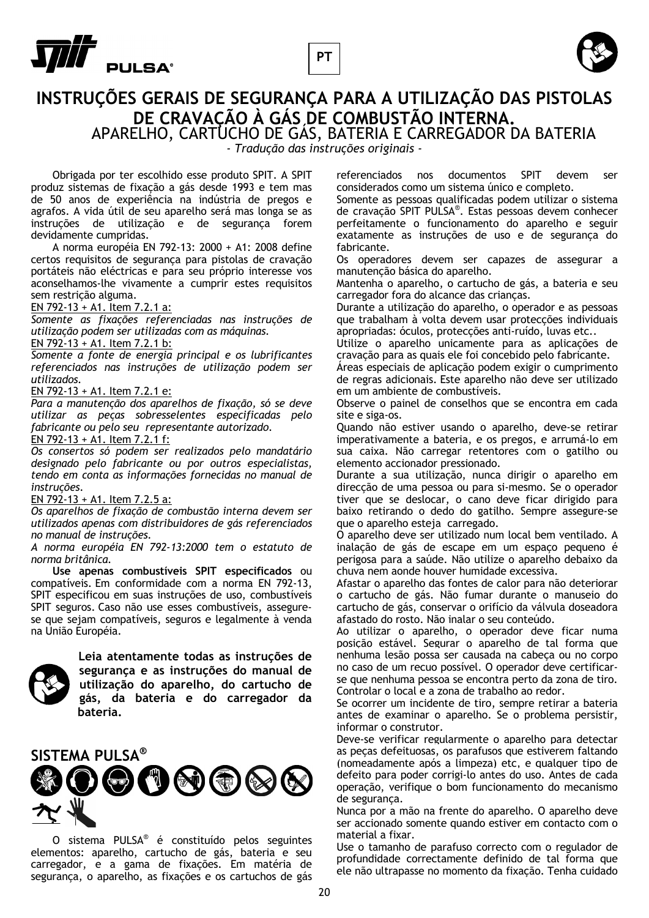PT

# INSTRUÇÕES GERAIS DE SEGURANÇA PARA A UTILIZAÇÃO DAS PISTOLAS DE CRAVAÇÃO À GÁS DE COMBUSTÃO INTERNA.

## APARELHO, CARTUCHO DE GÁS, BATERIA E CARREGADOR DA BATERIA

*- Tradução das instruções originais -*

Obrigada por ter escolhido esse produto SPIT. A SPIT produz sistemas de fixação a gás desde 1993 e tem mas de 50 anos de experiência na indústria de pregos e agrafos. A vida útil de seu aparelho será mas longa se as instruções de utilização e de segurança forem devidamente cumpridas.

A norma européia EN 792-13: 2000 + A1: 2008 define certos requisitos de segurança para pistolas de cravação portáteis não eléctricas e para seu próprio interesse vos aconselhamos-lhe vivamente a cumprir estes requisitos sem restrição alguma.

EN 792-13 + A1. Item 7.2.1 a:

*Somente as fixações referenciadas nas instruções de utilização podem ser utilizadas com as máquinas.*

EN 792-13 + A1. Item 7.2.1 b:

*Somente a fonte de energia principal e os lubrificantes referenciados nas instruções de utilização podem ser utilizados.*

EN 792-13 + A1. Item 7.2.1 e:

*Para a manutenção dos aparelhos de fixação, só se deve utilizar as peças sobresselentes especificadas pelo fabricante ou pelo seu representante autorizado.*

EN 792-13 + A1. Item 7.2.1 f:

*Os consertos só podem ser realizados pelo mandatário designado pelo fabricante ou por outros especialistas, tendo em conta as informações fornecidas no manual de instruções.*

EN 792-13 + A1. Item 7.2.5 a:

*Os aparelhos de fixação de combustão interna devem ser utilizados apenas com distribuidores de gás referenciados no manual de instruções.*

*A norma européia EN 792-13:2000 tem o estatuto de norma britânica.*

**Use apenas combustíveis SPIT especificados** ou compatíveis. Em conformidade com a norma EN 792-13, SPIT especificou em suas instruções de uso, combustíveis SPIT seguros. Caso não use esses combustíveis, assegure-se que sejam compatíveis, seguros e legalmente à venda na União Européia.

**Leia atentamente todas as instruções de segurança e as instruções do manual de utilização do aparelho, do cartucho de gás, da bateria e do carregador da bateria.**

## SISTEMA PULSA®

O sistema PULSA® é constituído pelos seguintes elementos: aparelho, cartucho de gás, bateria e seu carregador, e a gama de fixações. Em matéria de segurança, o aparelho, as fixações e os cartuchos de gás referenciados nos documentos SPIT devem ser considerados como um sistema único e completo.

Somente as pessoas qualificadas podem utilizar o sistema de cravação SPIT PULSA®. Estas pessoas devem conhecer perfeitamente o funcionamento do aparelho e seguir exatamente as instruções de uso e de segurança do fabricante.

Os operadores devem ser capazes de assegurar a manutenção básica do aparelho.

Mantenha o aparelho, o cartucho de gás, a bateria e seu carregador fora do alcance das crianças.

Durante a utilização do aparelho, o operador e as pessoas que trabalham à volta devem usar protecções individuais apropriadas: óculos, protecções anti-ruído, luvas etc..

Utilize o aparelho unicamente para as aplicações de cravação para as quais ele foi concebido pelo fabricante.

Áreas especiais de aplicação podem exigir o cumprimento de regras adicionais. Este aparelho não deve ser utilizado em um ambiente de combustíveis.

Observe o painel de conselhos que se encontra em cada site e siga-os.

Quando não estiver usando o aparelho, deve-se retirar imperativamente a bateria, e os pregos, e arrumá-lo em sua caixa. Não carregar retentores com o gatilho ou elemento accionador pressionado.

Durante a sua utilização, nunca dirigir o aparelho em direcção de uma pessoa ou para si-mesmo. Se o operador tiver que se deslocar, o cano deve ficar dirigido para baixo retirando o dedo do gatilho. Sempre assegure-se que o aparelho esteja carregado.

O aparelho deve ser utilizado num local bem ventilado. A inalação de gás de escape em um espaço pequeno é perigosa para a saúde. Não utilize o aparelho debaixo da chuva nem aonde houver humidade excessiva.

Afastar o aparelho das fontes de calor para não deteriorar o cartucho de gás. Não fumar durante o manuseio do cartucho de gás, conservar o orifício da válvula doseadora afastado do rosto. Não inalar o seu conteúdo.

Ao utilizar o aparelho, o operador deve ficar numa posição estável. Segurar o aparelho de tal forma que nenhuma lesão possa ser causada na cabeça ou no corpo no caso de um recuo possível. O operador deve certificar-se que nenhuma pessoa se encontra perto da zona de tiro. Controlar o local e a zona de trabalho ao redor.

Se ocorrer um incidente de tiro, sempre retirar a bateria antes de examinar o aparelho. Se o problema persistir, informar o construtor.

Deve-se verificar regularmente o aparelho para detectar as peças defeituosas, os parafusos que estiverem faltando (nomeadamente após a limpeza) etc, e qualquer tipo de defeito para poder corrigi-lo antes do uso. Antes de cada operação, verifique o bom funcionamento do mecanismo de segurança.

Nunca por a mão na frente do aparelho. O aparelho deve ser accionado somente quando estiver em contacto com o material a fixar.

Use o tamanho de parafuso correcto com o regulador de profundidade correctamente definido de tal forma que ele não ultrapasse no momento da fixação. Tenha cuidado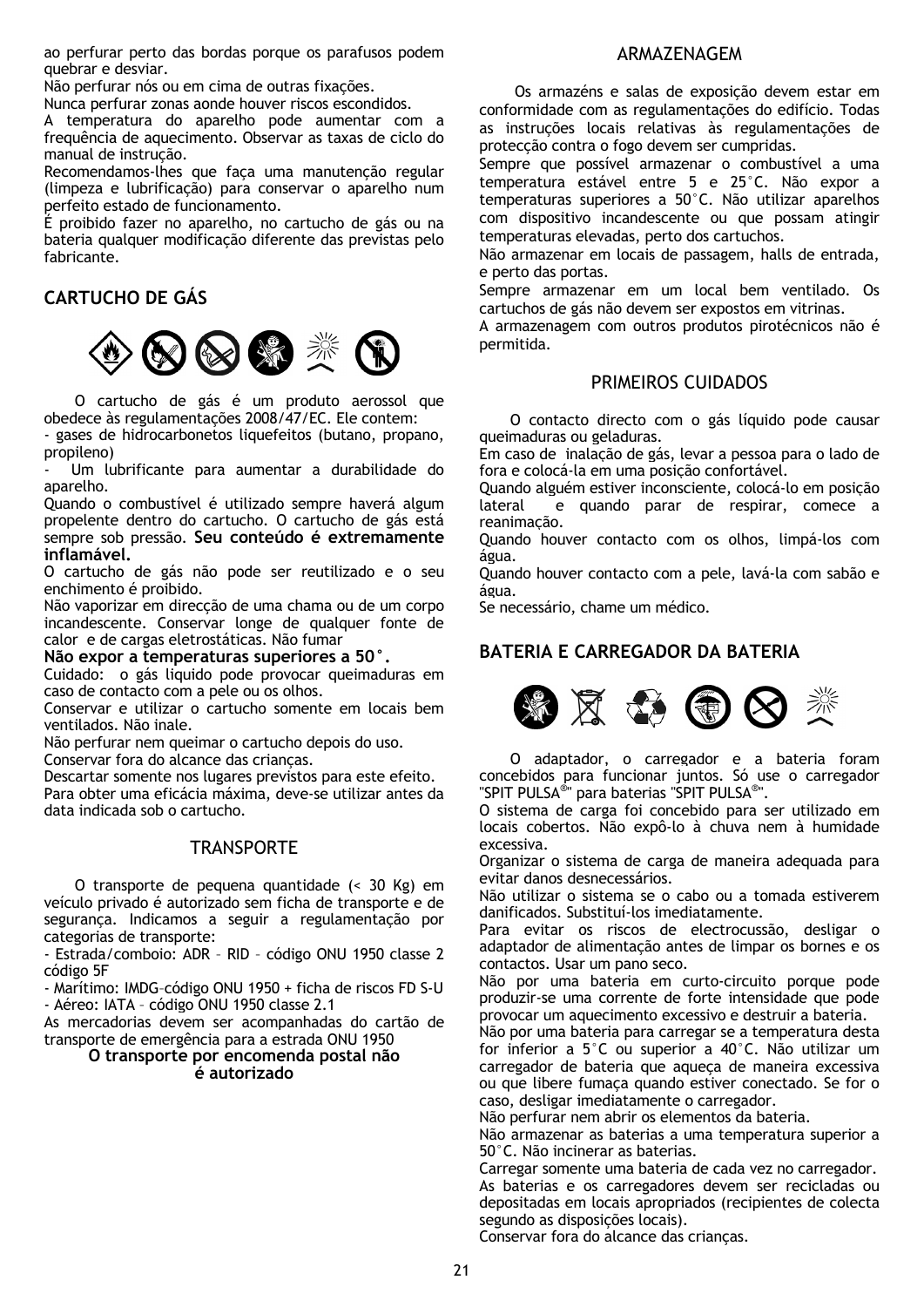ao perfurar perto das bordas porque os parafusos podem quebrar e desviar.
Não perfurar nós ou em cima de outras fixações.
Nunca perfurar zonas aonde houver riscos escondidos.
A temperatura do aparelho pode aumentar com a frequência de aquecimento. Observar as taxas de ciclo do manual de instrução.
Recomendamos-lhes que faça uma manutenção regular (limpeza e lubrificação) para conservar o aparelho num perfeito estado de funcionamento.
É proibido fazer no aparelho, no cartucho de gás ou na bateria qualquer modificação diferente das previstas pelo fabricante.

## CARTUCHO DE GÁS

O cartucho de gás é um produto aerossol que obedece às regulamentações 2008/47/EC. Ele contem:
- gases de hidrocarbonetos liquefeitos (butano, propano, propileno)
- Um lubrificante para aumentar a durabilidade do aparelho.

Quando o combustível é utilizado sempre haverá algum propelente dentro do cartucho. O cartucho de gás está sempre sob pressão. **Seu conteúdo é extremamente inflamável.**
O cartucho de gás não pode ser reutilizado e o seu enchimento é proibido.
Não vaporizar em direcção de uma chama ou de um corpo incandescente. Conservar longe de qualquer fonte de calor e de cargas eletrostáticas. Não fumar
**Não expor a temperaturas superiores a 50°.**
Cuidado: o gás liquido pode provocar queimaduras em caso de contacto com a pele ou os olhos.
Conservar e utilizar o cartucho somente em locais bem ventilados. Não inale.
Não perfurar nem queimar o cartucho depois do uso.
Conservar fora do alcance das crianças.
Descartar somente nos lugares previstos para este efeito.
Para obter uma eficácia máxima, deve-se utilizar antes da data indicada sob o cartucho.

## TRANSPORTE

O transporte de pequena quantidade (< 30 Kg) em veículo privado é autorizado sem ficha de transporte e de segurança. Indicamos a seguir a regulamentação por categorias de transporte:
- Estrada/comboio: ADR – RID – código ONU 1950 classe 2 código 5F
- Marítimo: IMDG–código ONU 1950 + ficha de riscos FD S-U
- Aéreo: IATA – código ONU 1950 classe 2.1

As mercadorias devem ser acompanhadas do cartão de transporte de emergência para a estrada ONU 1950
**O transporte por encomenda postal não é autorizado**

## ARMAZENAGEM

Os armazéns e salas de exposição devem estar em conformidade com as regulamentações do edifício. Todas as instruções locais relativas às regulamentações de protecção contra o fogo devem ser cumpridas.
Sempre que possível armazenar o combustível a uma temperatura estável entre 5 e 25°C. Não expor a temperaturas superiores a 50°C. Não utilizar aparelhos com dispositivo incandescente ou que possam atingir temperaturas elevadas, perto dos cartuchos.
Não armazenar em locais de passagem, halls de entrada, e perto das portas.
Sempre armazenar em um local bem ventilado. Os cartuchos de gás não devem ser expostos em vitrinas.
A armazenagem com outros produtos pirotécnicos não é permitida.

## PRIMEIROS CUIDADOS

O contacto directo com o gás líquido pode causar queimaduras ou geladuras.
Em caso de inalação de gás, levar a pessoa para o lado de fora e colocá-la em uma posição confortável.
Quando alguém estiver inconsciente, colocá-lo em posição lateral e quando parar de respirar, comece a reanimação.
Quando houver contacto com os olhos, limpá-los com água.
Quando houver contacto com a pele, lavá-la com sabão e água.
Se necessário, chame um médico.

## BATERIA E CARREGADOR DA BATERIA

O adaptador, o carregador e a bateria foram concebidos para funcionar juntos. Só use o carregador "SPIT PULSA®" para baterias "SPIT PULSA®".
O sistema de carga foi concebido para ser utilizado em locais cobertos. Não expô-lo à chuva nem à humidade excessiva.
Organizar o sistema de carga de maneira adequada para evitar danos desnecessários.
Não utilizar o sistema se o cabo ou a tomada estiverem danificados. Substituí-los imediatamente.
Para evitar os riscos de electrocussão, desligar o adaptador de alimentação antes de limpar os bornes e os contactos. Usar um pano seco.
Não por uma bateria em curto-circuito porque pode produzir-se uma corrente de forte intensidade que pode provocar um aquecimento excessivo e destruir a bateria.
Não por uma bateria para carregar se a temperatura desta for inferior a 5°C ou superior a 40°C. Não utilizar um carregador de bateria que aqueça de maneira excessiva ou que libere fumaça quando estiver conectado. Se for o caso, desligar imediatamente o carregador.
Não perfurar nem abrir os elementos da bateria.
Não armazenar as baterias a uma temperatura superior a 50°C. Não incinerar as baterias.
Carregar somente uma bateria de cada vez no carregador.
As baterias e os carregadores devem ser recicladas ou depositadas em locais apropriados (recipientes de colecta segundo as disposições locais).
Conservar fora do alcance das crianças.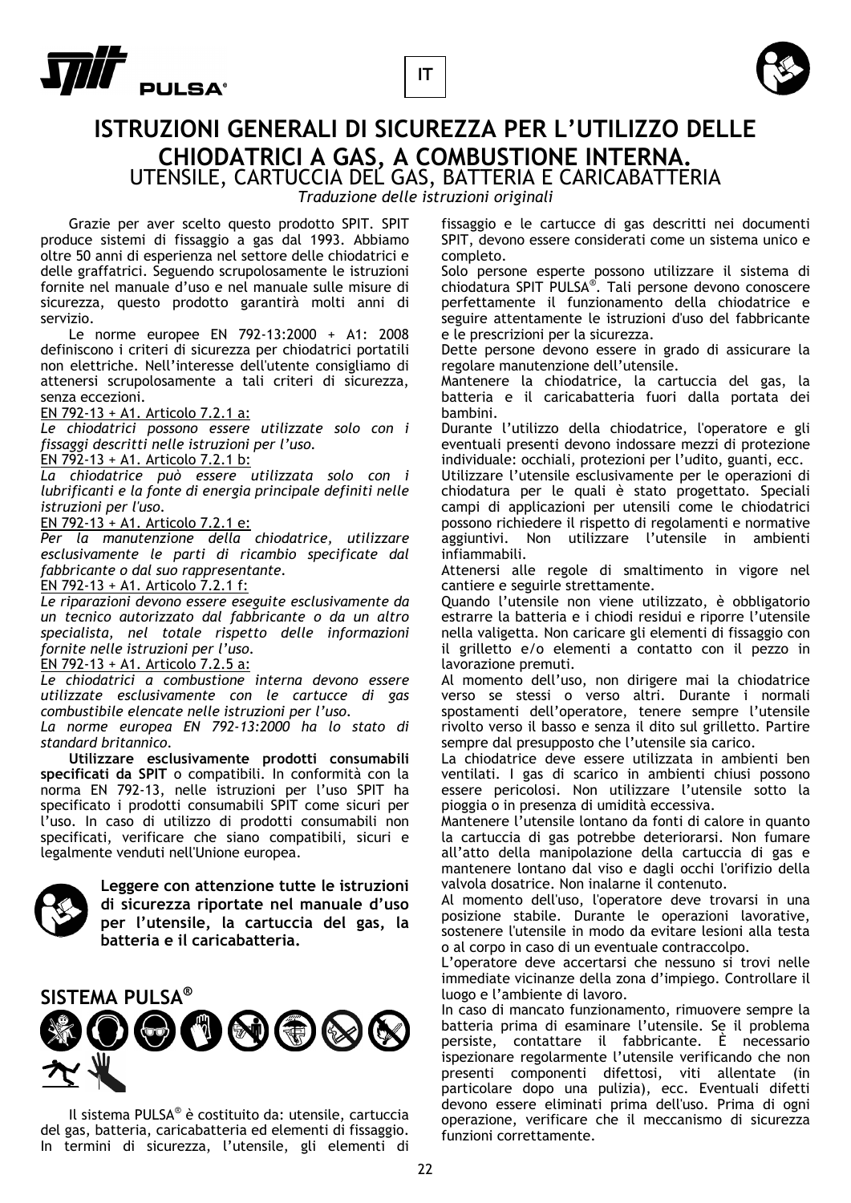IT

# ISTRUZIONI GENERALI DI SICUREZZA PER L'UTILIZZO DELLE CHIODATRICI A GAS, A COMBUSTIONE INTERNA.

## UTENSILE, CARTUCCIA DEL GAS, BATTERIA E CARICABATTERIA

*Traduzione delle istruzioni originali*

Grazie per aver scelto questo prodotto SPIT. SPIT produce sistemi di fissaggio a gas dal 1993. Abbiamo oltre 50 anni di esperienza nel settore delle chiodatrici e delle graffatrici. Seguendo scrupolosamente le istruzioni fornite nel manuale d'uso e nel manuale sulle misure di sicurezza, questo prodotto garantirà molti anni di servizio.

Le norme europee EN 792-13:2000 + A1: 2008 definiscono i criteri di sicurezza per chiodatrici portatili non elettriche. Nell'interesse dell'utente consigliamo di attenersi scrupolosamente a tali criteri di sicurezza, senza eccezioni.

EN 792-13 + A1. Articolo 7.2.1 a:

*Le chiodatrici possono essere utilizzate solo con i fissaggi descritti nelle istruzioni per l'uso.*

EN 792-13 + A1. Articolo 7.2.1 b:

*La chiodatrice può essere utilizzata solo con i lubrificanti e la fonte di energia principale definiti nelle istruzioni per l'uso.*

EN 792-13 + A1. Articolo 7.2.1 e:

*Per la manutenzione della chiodatrice, utilizzare esclusivamente le parti di ricambio specificate dal fabbricante o dal suo rappresentante.*

EN 792-13 + A1. Articolo 7.2.1 f:

*Le riparazioni devono essere eseguite esclusivamente da un tecnico autorizzato dal fabbricante o da un altro specialista, nel totale rispetto delle informazioni fornite nelle istruzioni per l'uso.*

EN 792-13 + A1. Articolo 7.2.5 a:

*Le chiodatrici a combustione interna devono essere utilizzate esclusivamente con le cartucce di gas combustibile elencate nelle istruzioni per l'uso.*

*La norme europea EN 792-13:2000 ha lo stato di standard britannico.*

**Utilizzare esclusivamente prodotti consumabili specificati da SPIT** o compatibili. In conformità con la norma EN 792-13, nelle istruzioni per l'uso SPIT ha specificato i prodotti consumabili SPIT come sicuri per l'uso. In caso di utilizzo di prodotti consumabili non specificati, verificare che siano compatibili, sicuri e legalmente venduti nell'Unione europea.

**Leggere con attenzione tutte le istruzioni di sicurezza riportate nel manuale d'uso per l'utensile, la cartuccia del gas, la batteria e il caricabatteria.**

## SISTEMA PULSA®

Il sistema PULSA® è costituito da: utensile, cartuccia del gas, batteria, caricabatteria ed elementi di fissaggio. In termini di sicurezza, l'utensile, gli elementi di fissaggio e le cartucce di gas descritti nei documenti SPIT, devono essere considerati come un sistema unico e completo.

Solo persone esperte possono utilizzare il sistema di chiodatura SPIT PULSA®. Tali persone devono conoscere perfettamente il funzionamento della chiodatrice e seguire attentamente le istruzioni d'uso del fabbricante e le prescrizioni per la sicurezza.

Dette persone devono essere in grado di assicurare la regolare manutenzione dell'utensile.

Mantenere la chiodatrice, la cartuccia del gas, la batteria e il caricabatteria fuori dalla portata dei bambini.

Durante l'utilizzo della chiodatrice, l'operatore e gli eventuali presenti devono indossare mezzi di protezione individuale: occhiali, protezioni per l'udito, guanti, ecc.

Utilizzare l'utensile esclusivamente per le operazioni di chiodatura per le quali è stato progettato. Speciali campi di applicazioni per utensili come le chiodatrici possono richiedere il rispetto di regolamenti e normative aggiuntivi. Non utilizzare l'utensile in ambienti infiammabili.

Attenersi alle regole di smaltimento in vigore nel cantiere e seguirle strettamente.

Quando l'utensile non viene utilizzato, è obbligatorio estrarre la batteria e i chiodi residui e riporre l'utensile nella valigetta. Non caricare gli elementi di fissaggio con il grilletto e/o elementi a contatto con il pezzo in lavorazione premuti.

Al momento dell'uso, non dirigere mai la chiodatrice verso se stessi o verso altri. Durante i normali spostamenti dell'operatore, tenere sempre l'utensile rivolto verso il basso e senza il dito sul grilletto. Partire sempre dal presupposto che l'utensile sia carico.

La chiodatrice deve essere utilizzata in ambienti ben ventilati. I gas di scarico in ambienti chiusi possono essere pericolosi. Non utilizzare l'utensile sotto la pioggia o in presenza di umidità eccessiva.

Mantenere l'utensile lontano da fonti di calore in quanto la cartuccia di gas potrebbe deteriorarsi. Non fumare all'atto della manipolazione della cartuccia di gas e mantenere lontano dal viso e dagli occhi l'orifizio della valvola dosatrice. Non inalarne il contenuto.

Al momento dell'uso, l'operatore deve trovarsi in una posizione stabile. Durante le operazioni lavorative, sostenere l'utensile in modo da evitare lesioni alla testa o al corpo in caso di un eventuale contraccolpo.

L'operatore deve accertarsi che nessuno si trovi nelle immediate vicinanze della zona d'impiego. Controllare il luogo e l'ambiente di lavoro.

In caso di mancato funzionamento, rimuovere sempre la batteria prima di esaminare l'utensile. Se il problema persiste, contattare il fabbricante. È necessario ispezionare regolarmente l'utensile verificando che non presenti componenti difettosi, viti allentate (in particolare dopo una pulizia), ecc. Eventuali difetti devono essere eliminati prima dell'uso. Prima di ogni operazione, verificare che il meccanismo di sicurezza funzioni correttamente.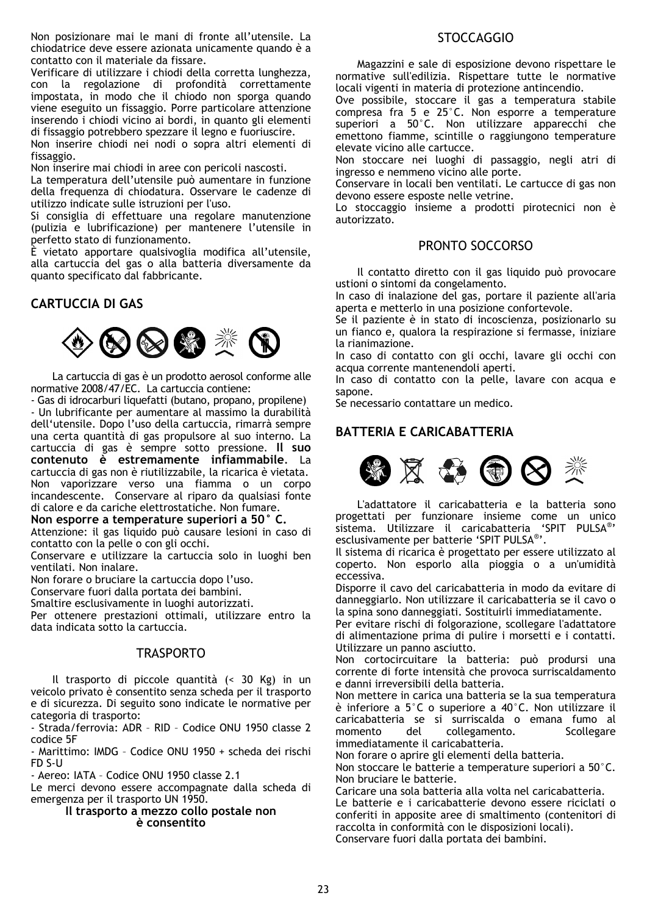Non posizionare mai le mani di fronte all'utensile. La chiodatrice deve essere azionata unicamente quando è a contatto con il materiale da fissare.
Verificare di utilizzare i chiodi della corretta lunghezza, con la regolazione di profondità correttamente impostata, in modo che il chiodo non sporga quando viene eseguito un fissaggio. Porre particolare attenzione inserendo i chiodi vicino ai bordi, in quanto gli elementi di fissaggio potrebbero spezzare il legno e fuoriuscire.
Non inserire chiodi nei nodi o sopra altri elementi di fissaggio.
Non inserire mai chiodi in aree con pericoli nascosti.
La temperatura dell'utensile può aumentare in funzione della frequenza di chiodatura. Osservare le cadenze di utilizzo indicate sulle istruzioni per l'uso.
Si consiglia di effettuare una regolare manutenzione (pulizia e lubrificazione) per mantenere l'utensile in perfetto stato di funzionamento.
È vietato apportare qualsivoglia modifica all'utensile, alla cartuccia del gas o alla batteria diversamente da quanto specificato dal fabbricante.

## CARTUCCIA DI GAS

La cartuccia di gas è un prodotto aerosol conforme alle normative 2008/47/EC. La cartuccia contiene:
- Gas di idrocarburi liquefatti (butano, propano, propilene)
- Un lubrificante per aumentare al massimo la durabilità dell'utensile. Dopo l'uso della cartuccia, rimarrà sempre una certa quantità di gas propulsore al suo interno. La cartuccia di gas è sempre sotto pressione. **Il suo contenuto è estremamente infiammabile**. La cartuccia di gas non è riutilizzabile, la ricarica è vietata. Non vaporizzare verso una fiamma o un corpo incandescente. Conservare al riparo da qualsiasi fonte di calore e da cariche elettrostatiche. Non fumare.

**Non esporre a temperature superiori a 50° C.**

Attenzione: il gas liquido può causare lesioni in caso di contatto con la pelle o con gli occhi.
Conservare e utilizzare la cartuccia solo in luoghi ben ventilati. Non inalare.
Non forare o bruciare la cartuccia dopo l'uso.
Conservare fuori dalla portata dei bambini.
Smaltire esclusivamente in luoghi autorizzati.
Per ottenere prestazioni ottimali, utilizzare entro la data indicata sotto la cartuccia.

### TRASPORTO

Il trasporto di piccole quantità (< 30 Kg) in un veicolo privato è consentito senza scheda per il trasporto e di sicurezza. Di seguito sono indicate le normative per categoria di trasporto:
- Strada/ferrovia: ADR – RID – Codice ONU 1950 classe 2 codice 5F
- Marittimo: IMDG – Codice ONU 1950 + scheda dei rischi FD S-U
- Aereo: IATA – Codice ONU 1950 classe 2.1

Le merci devono essere accompagnate dalla scheda di emergenza per il trasporto UN 1950.

**Il trasporto a mezzo collo postale non è consentito**

### STOCCAGGIO

Magazzini e sale di esposizione devono rispettare le normative sull'edilizia. Rispettare tutte le normative locali vigenti in materia di protezione antincendio.
Ove possibile, stoccare il gas a temperatura stabile compresa fra 5 e 25°C. Non esporre a temperature superiori a 50°C. Non utilizzare apparecchi che emettono fiamme, scintille o raggiungono temperature elevate vicino alle cartucce.
Non stoccare nei luoghi di passaggio, negli atri di ingresso e nemmeno vicino alle porte.
Conservare in locali ben ventilati. Le cartucce di gas non devono essere esposte nelle vetrine.
Lo stoccaggio insieme a prodotti pirotecnici non è autorizzato.

### PRONTO SOCCORSO

Il contatto diretto con il gas liquido può provocare ustioni o sintomi da congelamento.
In caso di inalazione del gas, portare il paziente all'aria aperta e metterlo in una posizione confortevole.
Se il paziente è in stato di incoscienza, posizionarlo su un fianco e, qualora la respirazione si fermasse, iniziare la rianimazione.
In caso di contatto con gli occhi, lavare gli occhi con acqua corrente mantenendoli aperti.
In caso di contatto con la pelle, lavare con acqua e sapone.
Se necessario contattare un medico.

## BATTERIA E CARICABATTERIA

L'adattatore il caricabatteria e la batteria sono progettati per funzionare insieme come un unico sistema. Utilizzare il caricabatteria 'SPIT PULSA®' esclusivamente per batterie 'SPIT PULSA®'.
Il sistema di ricarica è progettato per essere utilizzato al coperto. Non esporlo alla pioggia o a un'umidità eccessiva.
Disporre il cavo del caricabatteria in modo da evitare di danneggiarlo. Non utilizzare il caricabatteria se il cavo o la spina sono danneggiati. Sostituirli immediatamente.
Per evitare rischi di folgorazione, scollegare l'adattatore di alimentazione prima di pulire i morsetti e i contatti. Utilizzare un panno asciutto.
Non cortocircuitare la batteria: può prodursi una corrente di forte intensità che provoca surriscaldamento e danni irreversibili della batteria.
Non mettere in carica una batteria se la sua temperatura è inferiore a 5°C o superiore a 40°C. Non utilizzare il caricabatteria se si surriscalda o emana fumo al momento del collegamento. Scollegare immediatamente il caricabatteria.
Non forare o aprire gli elementi della batteria.
Non stoccare le batterie a temperature superiori a 50°C. Non bruciare le batterie.
Caricare una sola batteria alla volta nel caricabatteria.
Le batterie e i caricabatterie devono essere riciclati o conferiti in apposite aree di smaltimento (contenitori di raccolta in conformità con le disposizioni locali).
Conservare fuori dalla portata dei bambini.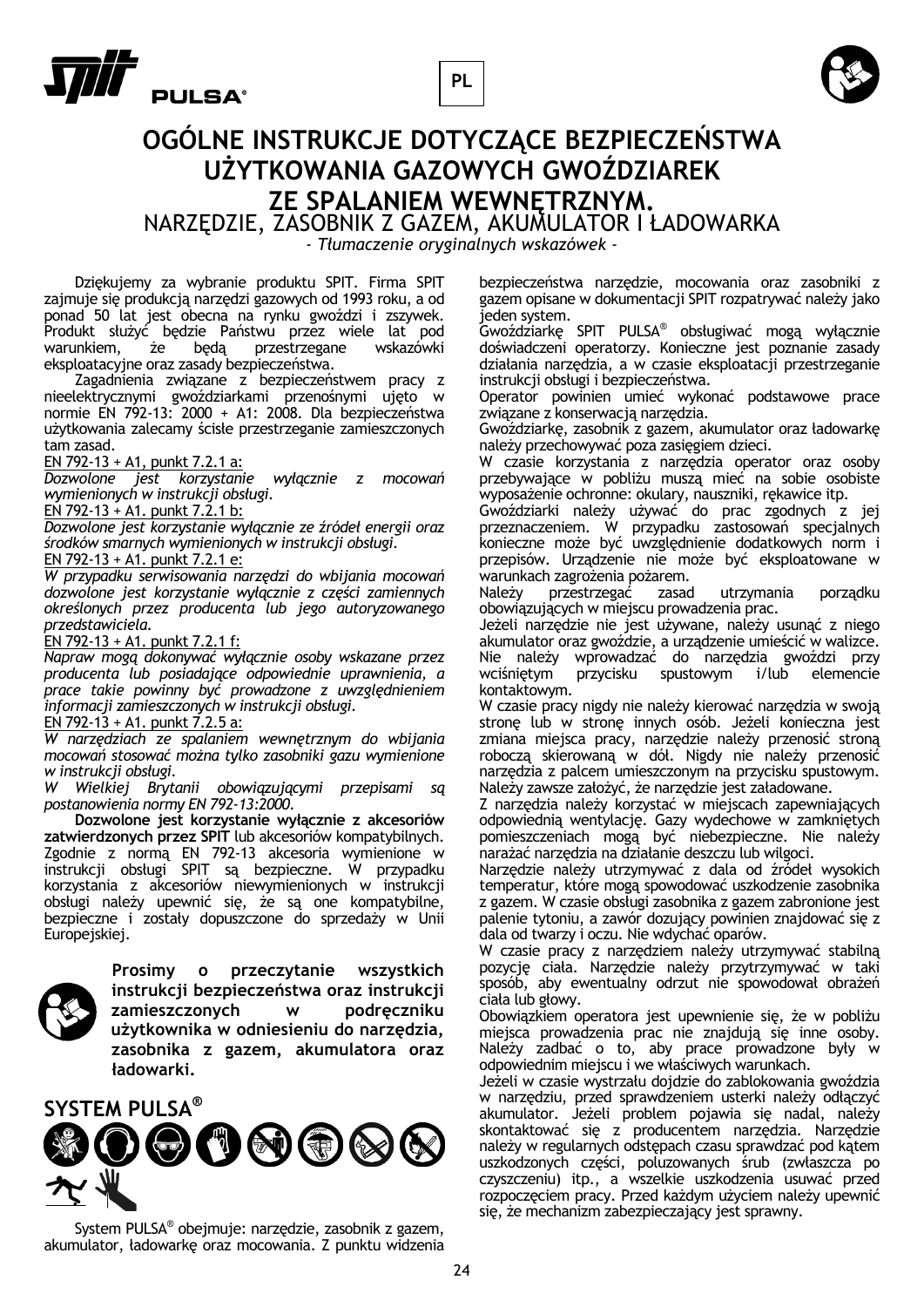PL

# OGÓLNE INSTRUKCJE DOTYCZĄCE BEZPIECZEŃSTWA UŻYTKOWANIA GAZOWYCH GWOŹDZIAREK ZE SPALANIEM WEWNĘTRZNYM.

## NARZĘDZIE, ZASOBNIK Z GAZEM, AKUMULATOR I ŁADOWARKA

*- Tłumaczenie oryginalnych wskazówek -*

Dziękujemy za wybranie produktu SPIT. Firma SPIT zajmuje się produkcją narzędzi gazowych od 1993 roku, a od ponad 50 lat jest obecna na rynku gwoździ i zszywek. Produkt służyć będzie Państwu przez wiele lat pod warunkiem, że będą przestrzegane wskazówki eksploatacyjne oraz zasady bezpieczeństwa.

Zagadnienia związane z bezpieczeństwem pracy z nieelektrycznymi gwoździarkami przenośnymi ujęto w normie EN 792-13: 2000 + A1: 2008. Dla bezpieczeństwa użytkowania zalecamy ścisłe przestrzeganie zamieszczonych tam zasad.

EN 792-13 + A1, punkt 7.2.1 a:
*Dozwolone jest korzystanie wyłącznie z mocowań wymienionych w instrukcji obsługi.*

EN 792-13 + A1. punkt 7.2.1 b:
*Dozwolone jest korzystanie wyłącznie ze źródeł energii oraz środków smarnych wymienionych w instrukcji obsługi.*

EN 792-13 + A1. punkt 7.2.1 e:
*W przypadku serwisowania narzędzi do wbijania mocowań dozwolone jest korzystanie wyłącznie z części zamiennych określonych przez producenta lub jego autoryzowanego przedstawiciela.*

EN 792-13 + A1. punkt 7.2.1 f:
*Napraw mogą dokonywać wyłącznie osoby wskazane przez producenta lub posiadające odpowiednie uprawnienia, a prace takie powinny być prowadzone z uwzględnieniem informacji zamieszczonych w instrukcji obsługi.*

EN 792-13 + A1. punkt 7.2.5 a:
*W narzędziach ze spalaniem wewnętrznym do wbijania mocowań stosować można tylko zasobniki gazu wymienione w instrukcji obsługi.*

*W Wielkiej Brytanii obowiązującymi przepisami są postanowienia normy EN 792-13:2000.*

**Dozwolone jest korzystanie wyłącznie z akcesoriów zatwierdzonych przez SPIT** lub akcesoriów kompatybilnych. Zgodnie z normą EN 792-13 akcesoria wymienione w instrukcji obsługi SPIT są bezpieczne. W przypadku korzystania z akcesoriów niewymienionych w instrukcji obsługi należy upewnić się, że są one kompatybilne, bezpieczne i zostały dopuszczone do sprzedaży w Unii Europejskiej.

**Prosimy o przeczytanie wszystkich instrukcji bezpieczeństwa oraz instrukcji zamieszczonych w podręczniku użytkownika w odniesieniu do narzędzia, zasobnika z gazem, akumulatora oraz ładowarki.**

## SYSTEM PULSA®

System PULSA® obejmuje: narzędzie, zasobnik z gazem, akumulator, ładowarkę oraz mocowania. Z punktu widzenia bezpieczeństwa narzędzie, mocowania oraz zasobniki z gazem opisane w dokumentacji SPIT rozpatrywać należy jako jeden system.

Gwoździarkę SPIT PULSA® obsługiwać mogą wyłącznie doświadczeni operatorzy. Konieczne jest poznanie zasady działania narzędzia, a w czasie eksploatacji przestrzeganie instrukcji obsługi i bezpieczeństwa.

Operator powinien umieć wykonać podstawowe prace związane z konserwacją narzędzia.

Gwoździarkę, zasobnik z gazem, akumulator oraz ładowarkę należy przechowywać poza zasięgiem dzieci.

W czasie korzystania z narzędzia operator oraz osoby przebywające w pobliżu muszą mieć na sobie osobiste wyposażenie ochronne: okulary, nauszniki, rękawice itp.

Gwoździarki należy używać do prac zgodnych z jej przeznaczeniem. W przypadku zastosowań specjalnych konieczne może być uwzględnienie dodatkowych norm i przepisów. Urządzenie nie może być eksploatowane w warunkach zagrożenia pożarem.

Należy przestrzegać zasad utrzymania porządku obowiązujących w miejscu prowadzenia prac.

Jeżeli narzędzie nie jest używane, należy usunąć z niego akumulator oraz gwoździe, a urządzenie umieścić w walizce. Nie należy wprowadzać do narzędzia gwoździ przy wciśniętym przycisku spustowym i/lub elemencie kontaktowym.

W czasie pracy nigdy nie należy kierować narzędzia w swoją stronę lub w stronę innych osób. Jeżeli konieczna jest zmiana miejsca pracy, narzędzie należy przenosić stroną roboczą skierowaną w dół. Nigdy nie należy przenosić narzędzia z palcem umieszczonym na przycisku spustowym. Należy zawsze założyć, że narzędzie jest załadowane.

Z narzędzia należy korzystać w miejscach zapewniających odpowiednią wentylację. Gazy wydechowe w zamkniętych pomieszczeniach mogą być niebezpieczne. Nie należy narażać narzędzia na działanie deszczu lub wilgoci.

Narzędzie należy utrzymywać z dala od źródeł wysokich temperatur, które mogą spowodować uszkodzenie zasobnika z gazem. W czasie obsługi zasobnika z gazem zabronione jest palenie tytoniu, a zawór dozujący powinien znajdować się z dala od twarzy i oczu. Nie wdychać oparów.

W czasie pracy z narzędziem należy utrzymywać stabilną pozycję ciała. Narzędzie należy przytrzymywać w taki sposób, aby ewentualny odrzut nie spowodował obrażeń ciała lub głowy.

Obowiązkiem operatora jest upewnienie się, że w pobliżu miejsca prowadzenia prac nie znajdują się inne osoby. Należy zadbać o to, aby prace prowadzone były w odpowiednim miejscu i we właściwych warunkach.

Jeżeli w czasie wystrzału dojdzie do zablokowania gwoździa w narzędziu, przed sprawdzeniem usterki należy odłączyć akumulator. Jeżeli problem pojawia się nadal, należy skontaktować się z producentem narzędzia. Narzędzie należy w regularnych odstępach czasu sprawdzać pod kątem uszkodzonych części, poluzowanych śrub (zwłaszcza po czyszczeniu) itp., a wszelkie uszkodzenia usuwać przed rozpoczęciem pracy. Przed każdym użyciem należy upewnić się, że mechanizm zabezpieczający jest sprawny.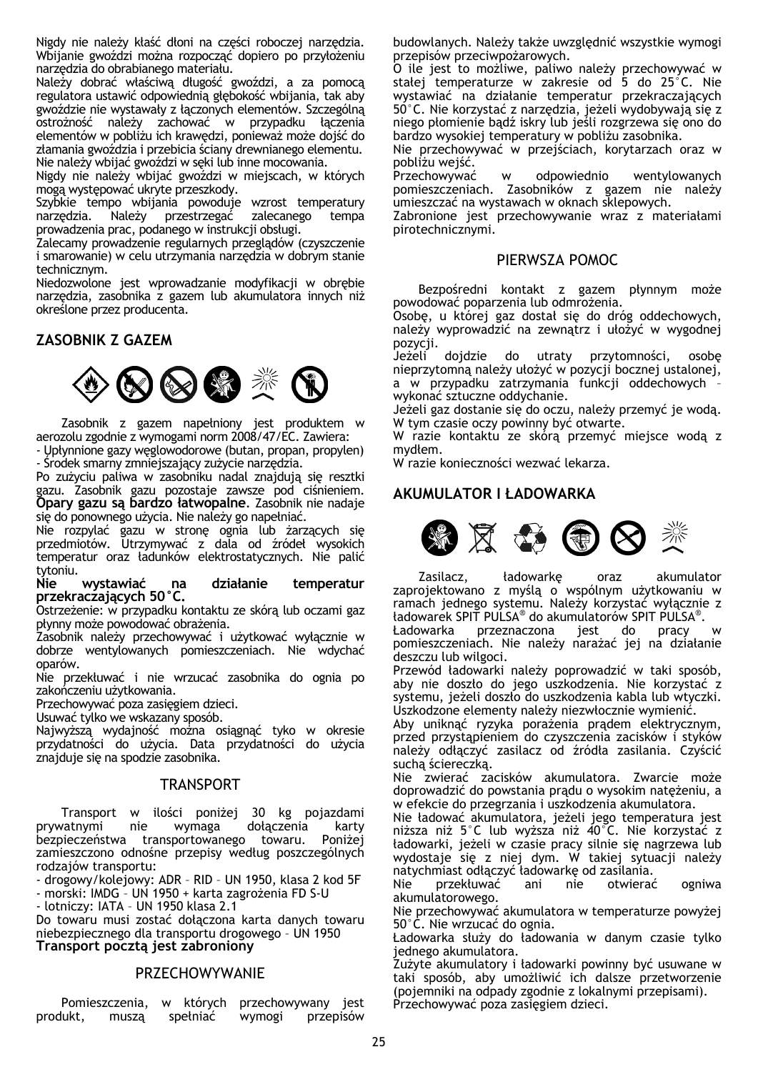Nigdy nie należy kłaść dłoni na części roboczej narzędzia. Wbijanie gwoździ można rozpocząć dopiero po przyłożeniu narzędzia do obrabianego materiału.

Należy dobrać właściwą długość gwoździ, a za pomocą regulatora ustawić odpowiednią głębokość wbijania, tak aby gwoździe nie wystawały z łączonych elementów. Szczególną ostrożność należy zachować w przypadku łączenia elementów w pobliżu ich krawędzi, ponieważ może dojść do złamania gwoździa i przebicia ściany drewnianego elementu.

Nie należy wbijać gwoździ w sęki lub inne mocowania.

Nigdy nie należy wbijać gwoździ w miejscach, w których mogą występować ukryte przeszkody.

Szybkie tempo wbijania powoduje wzrost temperatury narzędzia. Należy przestrzegać zalecanego tempa prowadzenia prac, podanego w instrukcji obsługi.

Zalecamy prowadzenie regularnych przeglądów (czyszczenie i smarowanie) w celu utrzymania narzędzia w dobrym stanie technicznym.

Niedozwolone jest wprowadzanie modyfikacji w obrębie narzędzia, zasobnika z gazem lub akumulatora innych niż określone przez producenta.

## ZASOBNIK Z GAZEM

Zasobnik z gazem napełniony jest produktem w aerozolu zgodnie z wymogami norm 2008/47/EC. Zawiera:

- Upłynnione gazy węglowodorowe (butan, propan, propylen)
- Środek smarny zmniejszający zużycie narzędzia.

Po zużyciu paliwa w zasobniku nadal znajdują się resztki gazu. Zasobnik gazu pozostaje zawsze pod ciśnieniem. **Opary gazu są bardzo łatwopalne**. Zasobnik nie nadaje się do ponownego użycia. Nie należy go napełniać.

Nie rozpylać gazu w stronę ognia lub żarzących się przedmiotów. Utrzymywać z dala od źródeł wysokich temperatur oraz ładunków elektrostatycznych. Nie palić tytoniu.

**Nie wystawiać na działanie temperatur przekraczających 50°C.**

Ostrzeżenie: w przypadku kontaktu ze skórą lub oczami gaz płynny może powodować obrażenia.

Zasobnik należy przechowywać i użytkować wyłącznie w dobrze wentylowanych pomieszczeniach. Nie wdychać oparów.

Nie przekłuwać i nie wrzucać zasobnika do ognia po zakończeniu użytkowania.

Przechowywać poza zasięgiem dzieci.

Usuwać tylko we wskazany sposób.

Najwyższą wydajność można osiągnąć tyko w okresie przydatności do użycia. Data przydatności do użycia znajduje się na spodzie zasobnika.

## TRANSPORT

Transport w ilości poniżej 30 kg pojazdami prywatnymi nie wymaga dołączenia karty bezpieczeństwa transportowanego towaru. Poniżej zamieszczono odnośne przepisy według poszczególnych rodzajów transportu:

- drogowy/kolejowy: ADR – RID – UN 1950, klasa 2 kod 5F
- morski: IMDG – UN 1950 + karta zagrożenia FD S-U
- lotniczy: IATA – UN 1950 klasa 2.1

Do towaru musi zostać dołączona karta danych towaru niebezpiecznego dla transportu drogowego – UN 1950

**Transport pocztą jest zabroniony**

## PRZECHOWYWANIE

Pomieszczenia, w których przechowywany jest produkt, muszą spełniać wymogi przepisów budowlanych. Należy także uwzględnić wszystkie wymogi przepisów przeciwpożarowych.

O ile jest to możliwe, paliwo należy przechowywać w stałej temperaturze w zakresie od 5 do 25°C. Nie wystawiać na działanie temperatur przekraczających 50°C. Nie korzystać z narzędzia, jeżeli wydobywają się z niego płomienie bądź iskry lub jeśli rozgrzewa się ono do bardzo wysokiej temperatury w pobliżu zasobnika.

Nie przechowywać w przejściach, korytarzach oraz w pobliżu wejść.

Przechowywać w odpowiednio wentylowanych pomieszczeniach. Zasobników z gazem nie należy umieszczać na wystawach w oknach sklepowych.

Zabronione jest przechowywanie wraz z materiałami pirotechnicznymi.

## PIERWSZA POMOC

Bezpośredni kontakt z gazem płynnym może powodować poparzenia lub odmrożenia.

Osobę, u której gaz dostał się do dróg oddechowych, należy wyprowadzić na zewnątrz i ułożyć w wygodnej pozycji.

Jeżeli dojdzie do utraty przytomności, osobę nieprzytomną należy ułożyć w pozycji bocznej ustalonej, a w przypadku zatrzymania funkcji oddechowych – wykonać sztuczne oddychanie.

Jeżeli gaz dostanie się do oczu, należy przemyć je wodą. W tym czasie oczy powinny być otwarte.

W razie kontaktu ze skórą przemyć miejsce wodą z mydłem.

W razie konieczności wezwać lekarza.

## AKUMULATOR I ŁADOWARKA

Zasilacz, ładowarkę oraz akumulator zaprojektowano z myślą o wspólnym użytkowaniu w ramach jednego systemu. Należy korzystać wyłącznie z ładowarek SPIT PULSA® do akumulatorów SPIT PULSA®.

Ładowarka przeznaczona jest do pracy w pomieszczeniach. Nie należy narażać jej na działanie deszczu lub wilgoci.

Przewód ładowarki należy poprowadzić w taki sposób, aby nie doszło do jego uszkodzenia. Nie korzystać z systemu, jeżeli doszło do uszkodzenia kabla lub wtyczki. Uszkodzone elementy należy niezwłocznie wymienić.

Aby uniknąć ryzyka porażenia prądem elektrycznym, przed przystąpieniem do czyszczenia zacisków i styków należy odłączyć zasilacz od źródła zasilania. Czyścić suchą ściereczką.

Nie zwierać zacisków akumulatora. Zwarcie może doprowadzić do powstania prądu o wysokim natężeniu, a w efekcie do przegrzania i uszkodzenia akumulatora.

Nie ładować akumulatora, jeżeli jego temperatura jest niższa niż 5°C lub wyższa niż 40°C. Nie korzystać z ładowarki, jeżeli w czasie pracy silnie się nagrzewa lub wydostaje się z niej dym. W takiej sytuacji należy natychmiast odłączyć ładowarkę od zasilania.

Nie przekłuwać ani nie otwierać ogniwa akumulatorowego.

Nie przechowywać akumulatora w temperaturze powyżej 50°C. Nie wrzucać do ognia.

Ładowarka służy do ładowania w danym czasie tylko jednego akumulatora.

Zużyte akumulatory i ładowarki powinny być usuwane w taki sposób, aby umożliwić ich dalsze przetworzenie (pojemniki na odpady zgodnie z lokalnymi przepisami).

Przechowywać poza zasięgiem dzieci.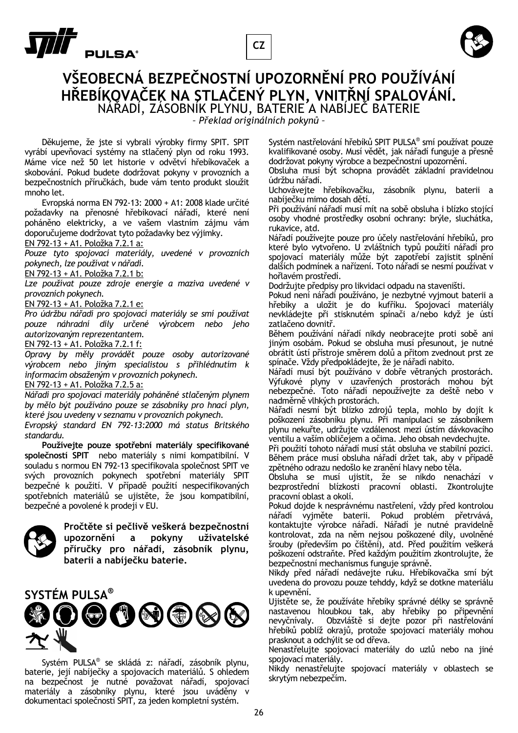CZ

# VŠEOBECNÁ BEZPEČNOSTNÍ UPOZORNĚNÍ PRO POUŽÍVÁNÍ HŘEBÍKOVAČEK NA STLAČENÝ PLYN, VNITŘNÍ SPALOVÁNÍ.

## NÁŘADÍ, ZÁSOBNÍK PLYNU, BATERIE A NABÍJEČ BATERIE

– *Překlad originálních pokynů* –

Děkujeme, že jste si vybrali výrobky firmy SPIT. SPIT vyrábí upevňovací systémy na stlačený plyn od roku 1993. Máme více než 50 let historie v odvětví hřebíkovaček a skobování. Pokud budete dodržovat pokyny v provozních a bezpečnostních příručkách, bude vám tento produkt sloužit mnoho let.

Evropská norma EN 792-13: 2000 + A1: 2008 klade určité požadavky na přenosné hřebíkovací nářadí, které není poháněno elektricky, a ve vašem vlastním zájmu vám doporučujeme dodržovat tyto požadavky bez výjimky.

EN 792-13 + A1. Položka 7.2.1 a:

*Pouze tyto spojovací materiály, uvedené v provozních pokynech, lze používat v nářadí.*

EN 792-13 + A1. Položka 7.2.1 b:

*Lze používat pouze zdroje energie a maziva uvedené v provozních pokynech.*

EN 792-13 + A1. Položka 7.2.1 e:

*Pro údržbu nářadí pro spojovací materiály se smí používat pouze náhradní díly určené výrobcem nebo jeho autorizovaným reprezentantem.*

EN 792-13 + A1. Položka 7.2.1 f:

*Opravy by měly provádět pouze osoby autorizované výrobcem nebo jiným specialistou s přihlédnutím k informacím obsaženým v provozních pokynech.*

EN 792-13 + A1. Položka 7.2.5 a:

*Nářadí pro spojovací materiály poháněné stlačeným plynem by mělo být používáno pouze se zásobníky pro hnací plyn, které jsou uvedeny v seznamu v provozních pokynech.*

*Evropský standard EN 792-13:2000 má status Britského standardu.*

**Používejte pouze spotřební materiály specifikované společností SPIT** nebo materiály s nimi kompatibilní. V souladu s normou EN 792-13 specifikovala společnost SPIT ve svých provozních pokynech spotřební materiály SPIT bezpečné k použití. V případě použití nespecifikovaných spotřebních materiálů se ujistěte, že jsou kompatibilní, bezpečné a povolené k prodeji v EU.

**Pročtěte si pečlivě veškerá bezpečnostní upozornění a pokyny uživatelské příručky pro nářadí, zásobník plynu, baterii a nabíječku baterie.**

## SYSTÉM PULSA®

Systém PULSA® se skládá z: nářadí, zásobník plynu, baterie, její nabíječky a spojovacích materiálů. S ohledem na bezpečnost je nutné považovat nářadí, spojovací materiály a zásobníky plynu, které jsou uváděny v dokumentaci společnosti SPIT, za jeden kompletní systém.

Systém nastřelování hřebíků SPIT PULSA® smí používat pouze kvalifikované osoby. Musí vědět, jak nářadí funguje a přesně dodržovat pokyny výrobce a bezpečnostní upozornění.

Obsluha musí být schopna provádět základní pravidelnou údržbu nářadí.

Uchovávejte hřebíkovačku, zásobník plynu, baterii a nabíječku mimo dosah dětí.

Při používání nářadí musí mít na sobě obsluha i blízko stojící osoby vhodné prostředky osobní ochrany: brýle, sluchátka, rukavice, atd.

Nářadí používejte pouze pro účely nastřelování hřebíků, pro které bylo vytvořeno. U zvláštních typů použití nářadí pro spojovací materiály může být zapotřebí zajistit splnění dalších podmínek a nařízení. Toto nářadí se nesmí používat v hořlavém prostředí.

Dodržujte předpisy pro likvidaci odpadu na staveništi.

Pokud není nářadí používáno, je nezbytné vyjmout baterii a hřebíky a uložit je do kufříku. Spojovací materiály nevkládejte při stisknutém spínači a/nebo když je ústí zatlačeno dovnitř.

Během používání nářadí nikdy neobracejte proti sobě ani jiným osobám. Pokud se obsluha musí přesunout, je nutné obrátit ústí přístroje směrem dolů a přitom zvednout prst ze spínače. Vždy předpokládejte, že je nářadí nabito.

Nářadí musí být používáno v dobře větraných prostorách. Výfukové plyny v uzavřených prostorách mohou být nebezpečné. Toto nářadí nepoužívejte za deště nebo v nadměrně vlhkých prostorách.

Nářadí nesmí být blízko zdrojů tepla, mohlo by dojít k poškození zásobníku plynu. Při manipulaci se zásobníkem plynu nekuřte, udržujte vzdálenost mezi ústím dávkovacího ventilu a vaším obličejem a očima. Jeho obsah nevdechujte.

Při použití tohoto nářadí musí stát obsluha ve stabilní pozici. Během práce musí obsluha nářadí držet tak, aby v případě zpětného odrazu nedošlo ke zranění hlavy nebo těla.

Obsluha se musí ujistit, že se nikdo nenachází v bezprostřední blízkosti pracovní oblasti. Zkontrolujte pracovní oblast a okolí.

Pokud dojde k nesprávnému nastřelení, vždy před kontrolou nářadí vyjměte baterii. Pokud problém přetrvává, kontaktujte výrobce nářadí. Nářadí je nutné pravidelně kontrolovat, zda na něm nejsou poškozené díly, uvolněné šrouby (především po čištění), atd. Před použitím veškerá poškození odstraňte. Před každým použitím zkontrolujte, že bezpečnostní mechanismus funguje správně.

Nikdy před nářadí nedávejte ruku. Hřebíkovačka smí být uvedena do provozu pouze tehddy, když se dotkne materiálu k upevnění.

Ujistěte se, že používáte hřebíky správné délky se správně nastavenou hloubkou tak, aby hřebíky po připevnění nevyčnívaly. Obzvláště si dejte pozor při nastřelování hřebíků poblíž okrajů, protože spojovací materiály mohou prasknout a odchýlit se od dřeva.

Nenastřelujte spojovací materiály do uzlů nebo na jiné spojovací materiály.

Nikdy nenastřelujte spojovací materiály v oblastech se skrytým nebezpečím.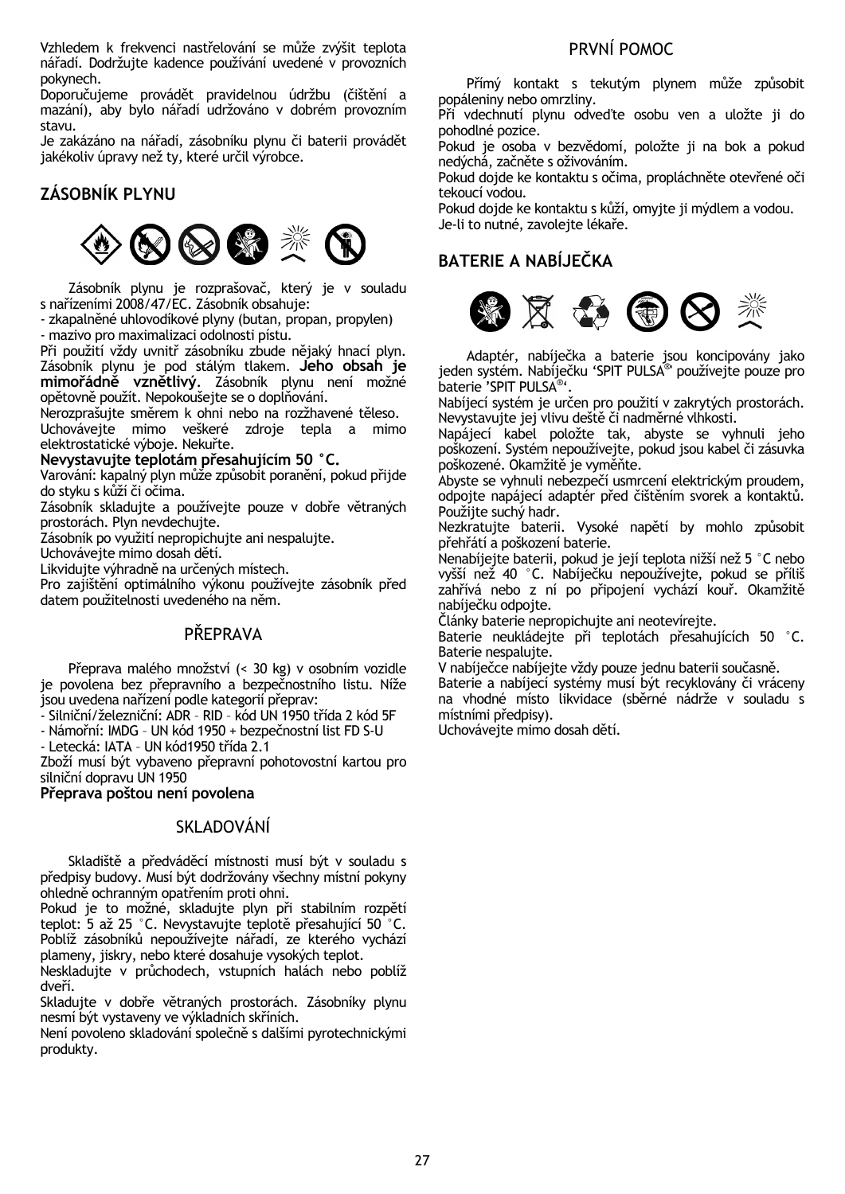Vzhledem k frekvenci nastřelování se může zvýšit teplota nářadí. Dodržujte kadence používání uvedené v provozních pokynech.

Doporučujeme provádět pravidelnou údržbu (čištění a mazání), aby bylo nářadí udržováno v dobrém provozním stavu.

Je zakázáno na nářadí, zásobníku plynu či baterii provádět jakékoliv úpravy než ty, které určil výrobce.

## ZÁSOBNÍK PLYNU

Zásobník plynu je rozprašovač, který je v souladu s nařízeními 2008/47/EC. Zásobník obsahuje:

- zkapalněné uhlovodíkové plyny (butan, propan, propylen)
- mazivo pro maximalizaci odolnosti pístu.

Při použití vždy uvnitř zásobníku zbude nějaký hnací plyn. Zásobník plynu je pod stálým tlakem. **Jeho obsah je mimořádně vznětlivý**. Zásobník plynu není možné opětovně použít. Nepokoušejte se o doplňování.

Nerozprašujte směrem k ohni nebo na rozžhavené těleso.

Uchovávejte mimo veškeré zdroje tepla a mimo elektrostatické výboje. Nekuřte.

**Nevystavujte teplotám přesahujícím 50 °C.**

Varování: kapalný plyn může způsobit poranění, pokud přijde do styku s kůží či očima.

Zásobník skladujte a používejte pouze v dobře větraných prostorách. Plyn nevdechujte.

Zásobník po využití nepropichujte ani nespalujte.

Uchovávejte mimo dosah dětí.

Likvidujte výhradně na určených místech.

Pro zajištění optimálního výkonu používejte zásobník před datem použitelnosti uvedeného na něm.

## PŘEPRAVA

Přeprava malého množství (< 30 kg) v osobním vozidle je povolena bez přepravního a bezpečnostního listu. Níže jsou uvedena nařízení podle kategorií přeprav:

- Silniční/železniční: ADR – RID – kód UN 1950 třída 2 kód 5F
- Námořní: IMDG – UN kód 1950 + bezpečnostní list FD S-U
- Letecká: IATA – UN kód1950 třída 2.1

Zboží musí být vybaveno přepravní pohotovostní kartou pro silniční dopravu UN 1950

**Přeprava poštou není povolena**

## SKLADOVÁNÍ

Skladiště a předváděcí místnosti musí být v souladu s předpisy budovy. Musí být dodržovány všechny místní pokyny ohledně ochranným opatřením proti ohni.

Pokud je to možné, skladujte plyn při stabilním rozpětí teplot: 5 až 25 °C. Nevystavujte teplotě přesahující 50 °C. Poblíž zásobníků nepoužívejte nářadí, ze kterého vychází plameny, jiskry, nebo které dosahuje vysokých teplot.

Neskladujte v průchodech, vstupních halách nebo poblíž dveří.

Skladujte v dobře větraných prostorách. Zásobníky plynu nesmí být vystaveny ve výkladních skříních.

Není povoleno skladování společně s dalšími pyrotechnickými produkty.

## PRVNÍ POMOC

Přímý kontakt s tekutým plynem může způsobit popáleniny nebo omrzliny.

Při vdechnutí plynu odveďte osobu ven a uložte ji do pohodlné pozice.

Pokud je osoba v bezvědomí, položte ji na bok a pokud nedýchá, začněte s oživováním.

Pokud dojde ke kontaktu s očima, propláchněte otevřené oči tekoucí vodou.

Pokud dojde ke kontaktu s kůží, omyjte ji mýdlem a vodou.

Je-li to nutné, zavolejte lékaře.

## BATERIE A NABÍJEČKA

Adaptér, nabíječka a baterie jsou koncipovány jako jeden systém. Nabíječku 'SPIT PULSA®' používejte pouze pro baterie 'SPIT PULSA®'.

Nabíjecí systém je určen pro použití v zakrytých prostorách. Nevystavujte jej vlivu deště či nadměrné vlhkosti.

Napájecí kabel položte tak, abyste se vyhnuli jeho poškození. Systém nepoužívejte, pokud jsou kabel či zásuvka poškozené. Okamžitě je vyměňte.

Abyste se vyhnuli nebezpečí usmrcení elektrickým proudem, odpojte napájecí adaptér před čištěním svorek a kontaktů. Použijte suchý hadr.

Nezkratujte baterii. Vysoké napětí by mohlo způsobit přehřátí a poškození baterie.

Nenabíjejte baterii, pokud je její teplota nižší než 5 °C nebo vyšší než 40 °C. Nabíječku nepoužívejte, pokud se příliš zahřívá nebo z ní po připojení vychází kouř. Okamžitě nabíječku odpojte.

Články baterie nepropichujte ani neotevírejte.

Baterie neukládejte při teplotách přesahujících 50 °C. Baterie nespalujte.

V nabíječce nabíjejte vždy pouze jednu baterii současně.

Baterie a nabíjecí systémy musí být recyklovány či vráceny na vhodné místo likvidace (sběrné nádrže v souladu s místními předpisy).

Uchovávejte mimo dosah dětí.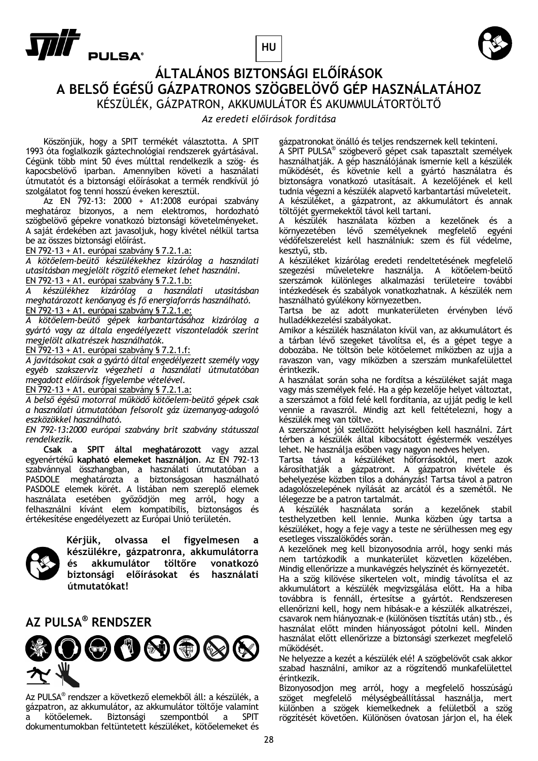# ÁLTALÁNOS BIZTONSÁGI ELŐÍRÁSOK A BELSŐ ÉGÉSŰ GÁZPATRONOS SZÖGBELÖVŐ GÉP HASZNÁLATÁHOZ

KÉSZÜLÉK, GÁZPATRON, AKKUMULÁTOR ÉS AKUMMULÁTORTÖLTŐ

*Az eredeti előírások fordítása*

Köszönjük, hogy a SPIT termékét választotta. A SPIT 1993 óta foglalkozik gáztechnológiai rendszerek gyártásával. Cégünk több mint 50 éves múlttal rendelkezik a szög- és kapocsbelövő iparban. Amennyiben követi a használati útmutatót és a biztonsági előírásokat a termék rendkívül jó szolgálatot fog tenni hosszú éveken keresztül.

Az EN 792-13: 2000 + A1:2008 európai szabvány meghatároz bizonyos, a nem elektromos, hordozható szögbelövő gépekre vonatkozó biztonsági követelményeket. A saját érdekében azt javasoljuk, hogy kivétel nélkül tartsa be az összes biztonsági előírást.

EN 792-13 + A1. európai szabvány § 7.2.1.a:

*A kötőelem-beütő készülékekhez kizárólag a használati utasításban megjelölt rögzítő elemeket lehet használni.*

EN 792-13 + A1. európai szabvány § 7.2.1.b:

*A készülékhez kizárólag a használati utasításban meghatározott kenőanyag és fő energiaforrás használható.*

EN 792-13 + A1. európai szabvány § 7.2.1.e:

*A kötőelem-beütő gépek karbantartásához kizárólag a gyártó vagy az általa engedélyezett viszonteladók szerint megjelölt alkatrészek használhatók.*

EN 792-13 + A1. európai szabvány § 7.2.1.f:

*A javításokat csak a gyártó által engedélyezett személy vagy egyéb szakszerviz végezheti a használati útmutatóban megadott előírások figyelembe vételével.*

EN 792-13 + A1. európai szabvány § 7.2.1.a:

*A belső égésű motorral működő kötőelem-beütő gépek csak a használati útmutatóban felsorolt gáz üzemanyag-adagoló eszközökkel használható.*

*EN 792-13:2000 európai szabvány brit szabvány státusszal rendelkezik.*

**Csak a SPIT által meghatározott** vagy azzal egyenértékű **kapható elemeket használjon**. Az EN 792-13 szabvánnyal összhangban, a használati útmutatóban a PASDOLE meghatározta a biztonságosan használható PASDOLE elemek körét. A listában nem szereplő elemek használata esetében győződjön meg arról, hogy a felhasználni kívánt elem kompatibilis, biztonságos és értékesítése engedélyezett az Európai Unió területén.

**Kérjük, olvassa el figyelmesen a készülékre, gázpatronra, akkumulátorra és akkumulátor töltőre vonatkozó biztonsági előírásokat és használati útmutatókat!**

## AZ PULSA® RENDSZER

Az PULSA® rendszer a következő elemekből áll: a készülék, a gázpatron, az akkumulátor, az akkumulátor töltője valamint a kötőelemek. Biztonsági szempontból a SPIT dokumentumokban feltüntetett készüléket, kötőelemeket és gázpatronokat önálló és teljes rendszernek kell tekinteni.

A SPIT PULSA® szögbeverő gépet csak tapasztalt személyek használhatják. A gép használójának ismernie kell a készülék működését, és követnie kell a gyártó használatra és biztonságra vonatkozó utasításait. A kezelőjének el kell tudnia végezni a készülék alapvető karbantartási műveleteit.

A készüléket, a gázpatront, az akkumulátort és annak töltőjét gyermekektől távol kell tartani.

A készülék használata közben a kezelőnek és a környezetében lévő személyeknek megfelelő egyéni védőfelszerelést kell használniuk: szem és fül védelme, kesztyű, stb.

A készüléket kizárólag eredeti rendeltetésének megfelelő szegezési műveletekre használja. A kötőelem-beütő szerszámok különleges alkalmazási területeire további intézkedések és szabályok vonatkozhatnak. A készülék nem használható gyúlékony környezetben.

Tartsa be az adott munkaterületen érvényben lévő hulladékkezelési szabályokat.

Amikor a készülék használatán kívül van, az akkumulátort és a tárban lévő szegeket távolítsa el, és a gépet tegye a dobozába. Ne töltsön bele kötőelemet miközben az ujja a ravaszon van, vagy miközben a szerszám munkafelülettel érintkezik.

A használat során soha ne fordítsa a készüléket saját maga vagy más személyek felé. Ha a gép kezelője helyet változtat, a szerszámot a föld felé kell fordítania, az ujját pedig le kell vennie a ravaszról. Mindig azt kell feltételezni, hogy a készülék meg van töltve.

A szerszámot jól szellőzött helyiségben kell használni. Zárt térben a készülék által kibocsátott égéstermék veszélyes lehet. Ne használja esőben vagy nagyon nedves helyen.

Tartsa távol a készüléket hőforrásoktól, mert azok károsíthatják a gázpatront. A gázpatron kivétele és behelyezése közben tilos a dohányzás! Tartsa távol a patron adagolószelepének nyílását az arcától és a szemétől. Ne lélegezze be a patron tartalmát.

A készülék használata során a kezelőnek stabil testhelyzetben kell lennie. Munka közben úgy tartsa a készüléket, hogy a feje vagy a teste ne sérülhessen meg egy esetleges visszalökődés során.

A kezelőnek meg kell bizonyosodnia arról, hogy senki más nem tartózkodik a munkaterület közvetlen közelében.

Mindig ellenőrizze a munkavégzés helyszínét és környezetét.

Ha a szög kilövése sikertelen volt, mindig távolítsa el az akkumulátort a készülék megvizsgálása előtt. Ha a hiba továbbra is fennáll, értesítse a gyártót. Rendszeresen ellenőrizni kell, hogy nem hibásak-e a készülék alkatrészei, csavarok nem hiányoznak-e (különösen tisztítás után) stb., és használat előtt minden hiányosságot pótolni kell. Minden használat előtt ellenőrizze a biztonsági szerkezet megfelelő működését.

Ne helyezze a kezét a készülék elé! A szögbelövőt csak akkor szabad használni, amikor az a rögzítendő munkafelülettel érintkezik.

Bizonyosodjon meg arról, hogy a megfelelő hosszúságú szöget megfelelő mélységbeállítással használja, mert különben a szögek kiemelkednek a felületből a szög rögzítését követően. Különösen óvatosan járjon el, ha élek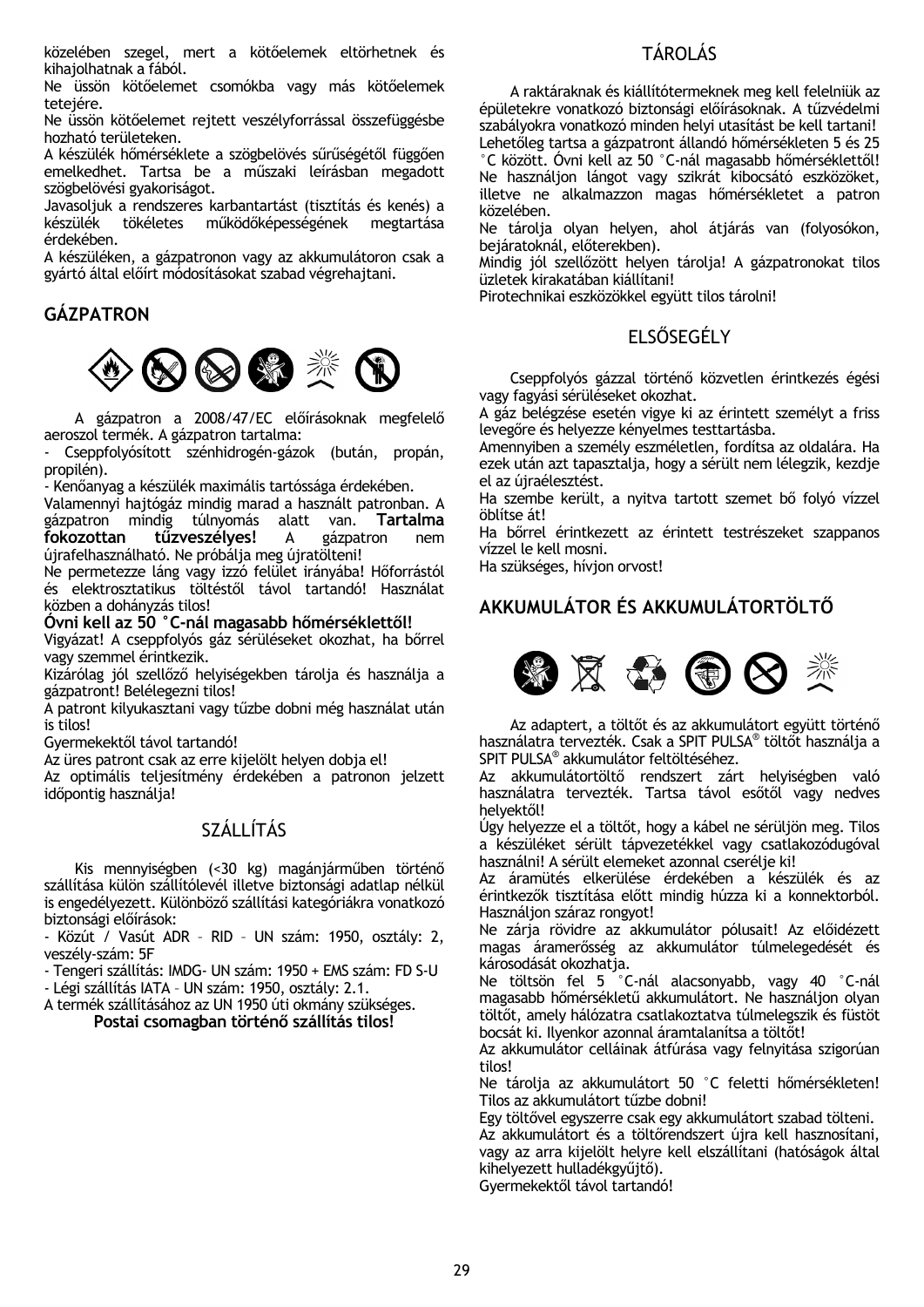közelében szegel, mert a kötőelemek eltörhetnek és kihajolhatnak a fából.

Ne üssön kötőelemet csomókba vagy más kötőelemek tetejére.

Ne üssön kötőelemet rejtett veszélyforrással összefüggésbe hozható területeken.

A készülék hőmérséklete a szögbelövés sűrűségétől függően emelkedhet. Tartsa be a műszaki leírásban megadott szögbelövési gyakoriságot.

Javasoljuk a rendszeres karbantartást (tisztítás és kenés) a készülék tökéletes működőképességének megtartása érdekében.

A készüléken, a gázpatronon vagy az akkumulátoron csak a gyártó által előírt módosításokat szabad végrehajtani.

## GÁZPATRON

A gázpatron a 2008/47/EC előírásoknak megfelelő aeroszol termék. A gázpatron tartalma:

- Cseppfolyósított szénhidrogén-gázok (bután, propán, propilén).
- Kenőanyag a készülék maximális tartóssága érdekében.

Valamennyi hajtógáz mindig marad a használt patronban. A gázpatron mindig túlnyomás alatt van. **Tartalma fokozottan tűzveszélyes!** A gázpatron nem újrafelhasználható. Ne próbálja meg újratölteni!

Ne permetezze láng vagy izzó felület irányába! Hőforrástól és elektrosztatikus töltéstől távol tartandó! Használat közben a dohányzás tilos!

**Óvni kell az 50 °C-nál magasabb hőmérséklettől!**

Vigyázat! A cseppfolyós gáz sérüléseket okozhat, ha bőrrel vagy szemmel érintkezik.

Kizárólag jól szellőző helyiségekben tárolja és használja a gázpatront! Belélegezni tilos!

A patront kilyukasztani vagy tűzbe dobni még használat után is tilos!

Gyermekektől távol tartandó!

Az üres patront csak az erre kijelölt helyen dobja el!

Az optimális teljesítmény érdekében a patronon jelzett időpontig használja!

## SZÁLLÍTÁS

Kis mennyiségben (<30 kg) magánjárműben történő szállítása külön szállítólevél illetve biztonsági adatlap nélkül is engedélyezett. Különböző szállítási kategóriákra vonatkozó biztonsági előírások:

- Közút / Vasút ADR – RID – UN szám: 1950, osztály: 2, veszély-szám: 5F
- Tengeri szállítás: IMDG- UN szám: 1950 + EMS szám: FD S-U
- Légi szállítás IATA – UN szám: 1950, osztály: 2.1.

A termék szállításához az UN 1950 úti okmány szükséges.

**Postai csomagban történő szállítás tilos!**

## TÁROLÁS

A raktáraknak és kiállítótermeknek meg kell felelniük az épületekre vonatkozó biztonsági előírásoknak. A tűzvédelmi szabályokra vonatkozó minden helyi utasítást be kell tartani! Lehetőleg tartsa a gázpatront állandó hőmérsékleten 5 és 25 °C között. Óvni kell az 50 °C-nál magasabb hőmérséklettől! Ne használjon lángot vagy szikrát kibocsátó eszközöket, illetve ne alkalmazzon magas hőmérsékletet a patron közelében.

Ne tárolja olyan helyen, ahol átjárás van (folyosókon, bejáratoknál, előterekben).

Mindig jól szellőzött helyen tárolja! A gázpatronokat tilos üzletek kirakatában kiállítani!

Pirotechnikai eszközökkel együtt tilos tárolni!

## ELSŐSEGÉLY

Cseppfolyós gázzal történő közvetlen érintkezés égési vagy fagyási sérüléseket okozhat.

A gáz belégzése esetén vigye ki az érintett személyt a friss levegőre és helyezze kényelmes testtartásba.

Amennyiben a személy eszméletlen, fordítsa az oldalára. Ha ezek után azt tapasztalja, hogy a sérült nem lélegzik, kezdje el az újraélesztést.

Ha szembe került, a nyitva tartott szemet bő folyó vízzel öblítse át!

Ha bőrrel érintkezett az érintett testrészeket szappanos vízzel le kell mosni.

Ha szükséges, hívjon orvost!

## AKKUMULÁTOR ÉS AKKUMULÁTORTÖLTŐ

Az adaptert, a töltőt és az akkumulátort együtt történő használatra tervezték. Csak a SPIT PULSA® töltőt használja a SPIT PULSA® akkumulátor feltöltéséhez.

Az akkumulátortöltő rendszert zárt helyiségben való használatra tervezték. Tartsa távol esőtől vagy nedves helyektől!

Úgy helyezze el a töltőt, hogy a kábel ne sérüljön meg. Tilos a készüléket sérült tápvezetékkel vagy csatlakozódugóval használni! A sérült elemeket azonnal cserélje ki!

Az áramütés elkerülése érdekében a készülék és az érintkezők tisztítása előtt mindig húzza ki a konnektorból. Használjon száraz rongyot!

Ne zárja rövidre az akkumulátor pólusait! Az előidézett magas áramerősség az akkumulátor túlmelegedését és károsodását okozhatja.

Ne töltsön fel 5 °C-nál alacsonyabb, vagy 40 °C-nál magasabb hőmérsékletű akkumulátort. Ne használjon olyan töltőt, amely hálózatra csatlakoztatva túlmelegszik és füstöt bocsát ki. Ilyenkor azonnal áramtalanítsa a töltőt!

Az akkumulátor celláinak átfúrása vagy felnyitása szigorúan tilos!

Ne tárolja az akkumulátort 50 °C feletti hőmérsékleten! Tilos az akkumulátort tűzbe dobni!

Egy töltővel egyszerre csak egy akkumulátort szabad tölteni.

Az akkumulátort és a töltőrendszert újra kell hasznosítani, vagy az arra kijelölt helyre kell elszállítani (hatóságok által kihelyezett hulladékgyűjtő).

Gyermekektől távol tartandó!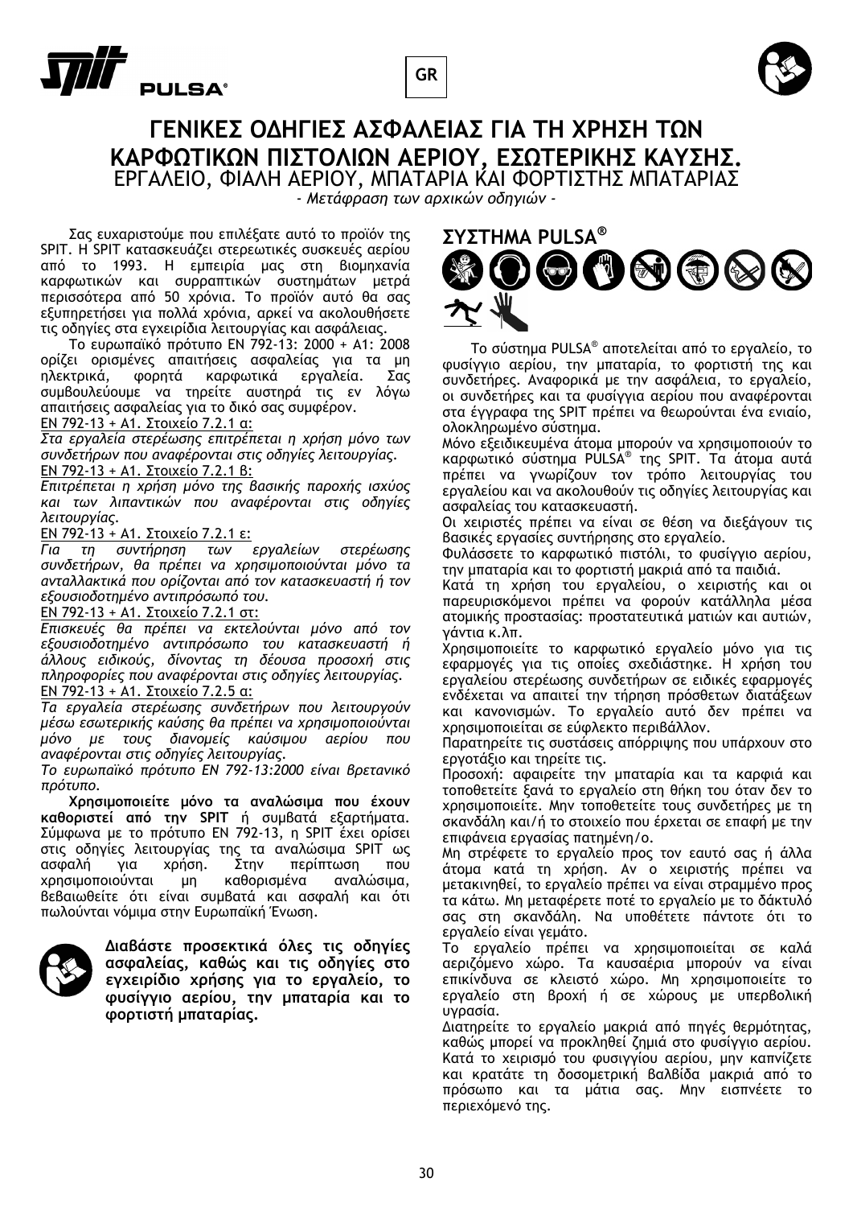# ΓΕΝΙΚΕΣ ΟΔΗΓΙΕΣ ΑΣΦΑΛΕΙΑΣ ΓΙΑ ΤΗ ΧΡΗΣΗ ΤΩΝ ΚΑΡΦΩΤΙΚΩΝ ΠΙΣΤΟΛΙΩΝ ΑΕΡΙΟΥ, ΕΣΩΤΕΡΙΚΗΣ ΚΑΥΣΗΣ.

ΕΡΓΑΛΕΙΟ, ΦΙΑΛΗ ΑΕΡΙΟΥ, ΜΠΑΤΑΡΙΑ ΚΑΙ ΦΟΡΤΙΣΤΗΣ ΜΠΑΤΑΡΙΑΣ

*- Μετάφραση των αρχικών οδηγιών -*

Σας ευχαριστούμε που επιλέξατε αυτό το προϊόν της SPIT. Η SPIT κατασκευάζει στερεωτικές συσκευές αερίου από το 1993. Η εμπειρία μας στη βιομηχανία καρφωτικών και συρραπτικών συστημάτων μετρά περισσότερα από 50 χρόνια. Το προϊόν αυτό θα σας εξυπηρετήσει για πολλά χρόνια, αρκεί να ακολουθήσετε τις οδηγίες στα εγχειρίδια λειτουργίας και ασφάλειας.

Το ευρωπαϊκό πρότυπο EN 792-13: 2000 + A1: 2008 ορίζει ορισμένες απαιτήσεις ασφαλείας για τα μη ηλεκτρικά, φορητά καρφωτικά εργαλεία. Σας συμβουλεύουμε να τηρείτε αυστηρά τις εν λόγω απαιτήσεις ασφαλείας για το δικό σας συμφέρον.

EN 792-13 + A1. Στοιχείο 7.2.1 α:

*Στα εργαλεία στερέωσης επιτρέπεται η χρήση μόνο των συνδετήρων που αναφέρονται στις οδηγίες λειτουργίας.*

EN 792-13 + A1. Στοιχείο 7.2.1 β:

*Επιτρέπεται η χρήση μόνο της βασικής παροχής ισχύος και των λιπαντικών που αναφέρονται στις οδηγίες λειτουργίας.*

EN 792-13 + A1. Στοιχείο 7.2.1 ε:

*Για τη συντήρηση των εργαλείων στερέωσης συνδετήρων, θα πρέπει να χρησιμοποιούνται μόνο τα ανταλλακτικά που ορίζονται από τον κατασκευαστή ή τον εξουσιοδοτημένο αντιπρόσωπό του.*

EN 792-13 + A1. Στοιχείο 7.2.1 στ:

*Επισκευές θα πρέπει να εκτελούνται μόνο από τον εξουσιοδοτημένο αντιπρόσωπο του κατασκευαστή ή άλλους ειδικούς, δίνοντας τη δέουσα προσοχή στις πληροφορίες που αναφέρονται στις οδηγίες λειτουργίας.*

EN 792-13 + A1. Στοιχείο 7.2.5 α:

*Τα εργαλεία στερέωσης συνδετήρων που λειτουργούν μέσω εσωτερικής καύσης θα πρέπει να χρησιμοποιούνται μόνο με τους διανομείς καύσιμου αερίου που αναφέρονται στις οδηγίες λειτουργίας.*

*Το ευρωπαϊκό πρότυπο EN 792-13:2000 είναι βρετανικό πρότυπο.*

**Χρησιμοποιείτε μόνο τα αναλώσιμα που έχουν καθοριστεί από την SPIT** ή συμβατά εξαρτήματα. Σύμφωνα με το πρότυπο EN 792-13, η SPIT έχει ορίσει στις οδηγίες λειτουργίας της τα αναλώσιμα SPIT ως ασφαλή για χρήση. Στην περίπτωση που χρησιμοποιούνται μη καθορισμένα αναλώσιμα, βεβαιωθείτε ότι είναι συμβατά και ασφαλή και ότι πωλούνται νόμιμα στην Ευρωπαϊκή Ένωση.

**Διαβάστε προσεκτικά όλες τις οδηγίες ασφαλείας, καθώς και τις οδηγίες στο εγχειρίδιο χρήσης για το εργαλείο, το φυσίγγιο αερίου, την μπαταρία και το φορτιστή μπαταρίας.**

## ΣΥΣΤΗΜΑ PULSA®

Το σύστημα PULSA® αποτελείται από το εργαλείο, το φυσίγγιο αερίου, την μπαταρία, το φορτιστή της και συνδετήρες. Αναφορικά με την ασφάλεια, το εργαλείο, οι συνδετήρες και τα φυσίγγια αερίου που αναφέρονται στα έγγραφα της SPIT πρέπει να θεωρούνται ένα ενιαίο, ολοκληρωμένο σύστημα.

Μόνο εξειδικευμένα άτομα μπορούν να χρησιμοποιούν το καρφωτικό σύστημα PULSA® της SPIT. Τα άτομα αυτά πρέπει να γνωρίζουν τον τρόπο λειτουργίας του εργαλείου και να ακολουθούν τις οδηγίες λειτουργίας και ασφαλείας του κατασκευαστή.

Οι χειριστές πρέπει να είναι σε θέση να διεξάγουν τις βασικές εργασίες συντήρησης στο εργαλείο.

Φυλάσσετε το καρφωτικό πιστόλι, το φυσίγγιο αερίου, την μπαταρία και το φορτιστή μακριά από τα παιδιά.

Κατά τη χρήση του εργαλείου, ο χειριστής και οι παρευρισκόμενοι πρέπει να φορούν κατάλληλα μέσα ατομικής προστασίας: προστατευτικά ματιών και αυτιών, γάντια κ.λπ.

Χρησιμοποιείτε το καρφωτικό εργαλείο μόνο για τις εφαρμογές για τις οποίες σχεδιάστηκε. Η χρήση του εργαλείου στερέωσης συνδετήρων σε ειδικές εφαρμογές ενδέχεται να απαιτεί την τήρηση πρόσθετων διατάξεων και κανονισμών. Το εργαλείο αυτό δεν πρέπει να χρησιμοποιείται σε εύφλεκτο περιβάλλον.

Παρατηρείτε τις συστάσεις απόρριψης που υπάρχουν στο εργοτάξιο και τηρείτε τις.

Προσοχή: αφαιρείτε την μπαταρία και τα καρφιά και τοποθετείτε ξανά το εργαλείο στη θήκη του όταν δεν το χρησιμοποιείτε. Μην τοποθετείτε τους συνδετήρες με τη σκανδάλη και/ή το στοιχείο που έρχεται σε επαφή με την επιφάνεια εργασίας πατημένη/ο.

Μη στρέφετε το εργαλείο προς τον εαυτό σας ή άλλα άτομα κατά τη χρήση. Αν ο χειριστής πρέπει να μετακινηθεί, το εργαλείο πρέπει να είναι στραμμένο προς τα κάτω. Μη μεταφέρετε ποτέ το εργαλείο με το δάκτυλό σας στη σκανδάλη. Να υποθέτετε πάντοτε ότι το εργαλείο είναι γεμάτο.

Το εργαλείο πρέπει να χρησιμοποιείται σε καλά αεριζόμενο χώρο. Τα καυσαέρια μπορούν να είναι επικίνδυνα σε κλειστό χώρο. Μη χρησιμοποιείτε το εργαλείο στη βροχή ή σε χώρους με υπερβολική υγρασία.

Διατηρείτε το εργαλείο μακριά από πηγές θερμότητας, καθώς μπορεί να προκληθεί ζημιά στο φυσίγγιο αερίου. Κατά το χειρισμό του φυσιγγίου αερίου, μην καπνίζετε και κρατάτε τη δοσομετρική βαλβίδα μακριά από το πρόσωπο και τα μάτια σας. Μην εισπνέετε το περιεχόμενό της.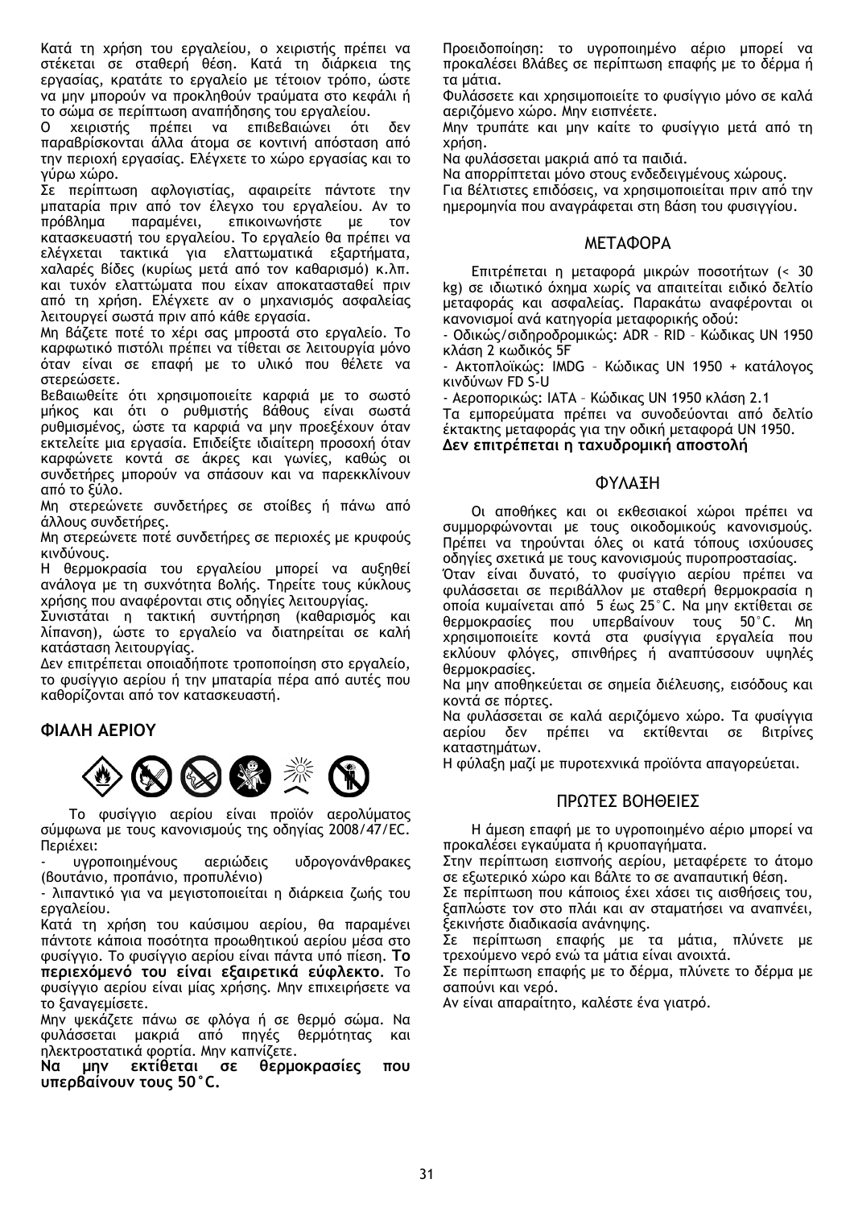Κατά τη χρήση του εργαλείου, ο χειριστής πρέπει να στέκεται σε σταθερή θέση. Κατά τη διάρκεια της εργασίας, κρατάτε το εργαλείο με τέτοιον τρόπο, ώστε να μην μπορούν να προκληθούν τραύματα στο κεφάλι ή το σώμα σε περίπτωση αναπήδησης του εργαλείου.

Ο χειριστής πρέπει να επιβεβαιώνει ότι δεν παραβρίσκονται άλλα άτομα σε κοντινή απόσταση από την περιοχή εργασίας. Ελέγχετε το χώρο εργασίας και το γύρω χώρο.

Σε περίπτωση αφλογιστίας, αφαιρείτε πάντοτε την μπαταρία πριν από τον έλεγχο του εργαλείου. Αν το πρόβλημα παραμένει, επικοινωνήστε με τον κατασκευαστή του εργαλείου. Το εργαλείο θα πρέπει να ελέγχεται τακτικά για ελαττωματικά εξαρτήματα, χαλαρές βίδες (κυρίως μετά από τον καθαρισμό) κ.λπ. και τυχόν ελαττώματα που είχαν αποκατασταθεί πριν από τη χρήση. Ελέγχετε αν ο μηχανισμός ασφαλείας λειτουργεί σωστά πριν από κάθε εργασία.

Μη βάζετε ποτέ το χέρι σας μπροστά στο εργαλείο. Το καρφωτικό πιστόλι πρέπει να τίθεται σε λειτουργία μόνο όταν είναι σε επαφή με το υλικό που θέλετε να στερεώσετε.

Βεβαιωθείτε ότι χρησιμοποιείτε καρφιά με το σωστό μήκος και ότι ο ρυθμιστής βάθους είναι σωστά ρυθμισμένος, ώστε τα καρφιά να μην προεξέχουν όταν εκτελείτε μια εργασία. Επιδείξτε ιδιαίτερη προσοχή όταν καρφώνετε κοντά σε άκρες και γωνίες, καθώς οι συνδετήρες μπορούν να σπάσουν και να παρεκκλίνουν από το ξύλο.

Μη στερεώνετε συνδετήρες σε στοίβες ή πάνω από άλλους συνδετήρες.

Μη στερεώνετε ποτέ συνδετήρες σε περιοχές με κρυφούς κινδύνους.

Η θερμοκρασία του εργαλείου μπορεί να αυξηθεί ανάλογα με τη συχνότητα βολής. Τηρείτε τους κύκλους χρήσης που αναφέρονται στις οδηγίες λειτουργίας.

Συνιστάται η τακτική συντήρηση (καθαρισμός και λίπανση), ώστε το εργαλείο να διατηρείται σε καλή κατάσταση λειτουργίας.

Δεν επιτρέπεται οποιαδήποτε τροποποίηση στο εργαλείο, το φυσίγγιο αερίου ή την μπαταρία πέρα από αυτές που καθορίζονται από τον κατασκευαστή.

## ΦΙΑΛΗ ΑΕΡΙΟΥ

Το φυσίγγιο αερίου είναι προϊόν αερολύματος σύμφωνα με τους κανονισμούς της οδηγίας 2008/47/ΕC. Περιέχει:

- υγροποιημένους αεριώδεις υδρογονάνθρακες (βουτάνιο, προπάνιο, προπυλένιο)
- λιπαντικό για να μεγιστοποιείται η διάρκεια ζωής του εργαλείου.

Κατά τη χρήση του καύσιμου αερίου, θα παραμένει πάντοτε κάποια ποσότητα προωθητικού αερίου μέσα στο φυσίγγιο. Το φυσίγγιο αερίου είναι πάντα υπό πίεση. **Το περιεχόμενό του είναι εξαιρετικά εύφλεκτο**. Το φυσίγγιο αερίου είναι μίας χρήσης. Μην επιχειρήσετε να το ξαναγεμίσετε.

Μην ψεκάζετε πάνω σε φλόγα ή σε θερμό σώμα. Να φυλάσσεται μακριά από πηγές θερμότητας και ηλεκτροστατικά φορτία. Μην καπνίζετε.

**Να μην εκτίθεται σε θερμοκρασίες που υπερβαίνουν τους 50°C.**

Προειδοποίηση: το υγροποιημένο αέριο μπορεί να προκαλέσει βλάβες σε περίπτωση επαφής με το δέρμα ή τα μάτια.

Φυλάσσετε και χρησιμοποιείτε το φυσίγγιο μόνο σε καλά αεριζόμενο χώρο. Μην εισπνέετε.

Μην τρυπάτε και μην καίτε το φυσίγγιο μετά από τη χρήση.

Να φυλάσσεται μακριά από τα παιδιά.

Να απορρίπτεται μόνο στους ενδεδειγμένους χώρους.

Για βέλτιστες επιδόσεις, να χρησιμοποιείται πριν από την ημερομηνία που αναγράφεται στη βάση του φυσιγγίου.

## ΜΕΤΑΦΟΡΑ

Επιτρέπεται η μεταφορά μικρών ποσοτήτων (< 30 kg) σε ιδιωτικό όχημα χωρίς να απαιτείται ειδικό δελτίο μεταφοράς και ασφαλείας. Παρακάτω αναφέρονται οι κανονισμοί ανά κατηγορία μεταφορικής οδού:

- Οδικώς/σιδηροδρομικώς: ADR – RID – Κώδικας UN 1950 κλάση 2 κωδικός 5F
- Ακτοπλοϊκώς: IMDG – Κώδικας UN 1950 + κατάλογος κινδύνων FD S-U
- Αεροπορικώς: IATA – Κώδικας UN 1950 κλάση 2.1

Τα εμπορεύματα πρέπει να συνοδεύονται από δελτίο έκτακτης μεταφοράς για την οδική μεταφορά UN 1950.

**Δεν επιτρέπεται η ταχυδρομική αποστολή**

## ΦΥΛΑΞΗ

Οι αποθήκες και οι εκθεσιακοί χώροι πρέπει να συμμορφώνονται με τους οικοδομικούς κανονισμούς. Πρέπει να τηρούνται όλες οι κατά τόπους ισχύουσες οδηγίες σχετικά με τους κανονισμούς πυροπροστασίας.

Όταν είναι δυνατό, το φυσίγγιο αερίου πρέπει να φυλάσσεται σε περιβάλλον με σταθερή θερμοκρασία η οποία κυμαίνεται από 5 έως 25°C. Να μην εκτίθεται σε θερμοκρασίες που υπερβαίνουν τους 50°C. Μη χρησιμοποιείτε κοντά στα φυσίγγια εργαλεία που εκλύουν φλόγες, σπινθήρες ή αναπτύσσουν υψηλές θερμοκρασίες.

Να μην αποθηκεύεται σε σημεία διέλευσης, εισόδους και κοντά σε πόρτες.

Να φυλάσσεται σε καλά αεριζόμενο χώρο. Τα φυσίγγια αερίου δεν πρέπει να εκτίθενται σε βιτρίνες καταστημάτων.

Η φύλαξη μαζί με πυροτεχνικά προϊόντα απαγορεύεται.

## ΠΡΩΤΕΣ ΒΟΗΘΕΙΕΣ

Η άμεση επαφή με το υγροποιημένο αέριο μπορεί να προκαλέσει εγκαύματα ή κρυοπαγήματα.

Στην περίπτωση εισπνοής αερίου, μεταφέρετε το άτομο σε εξωτερικό χώρο και βάλτε το σε αναπαυτική θέση.

Σε περίπτωση που κάποιος έχει χάσει τις αισθήσεις του, ξαπλώστε τον στο πλάι και αν σταματήσει να αναπνέει, ξεκινήστε διαδικασία ανάνηψης.

Σε περίπτωση επαφής με τα μάτια, πλύνετε με τρεχούμενο νερό ενώ τα μάτια είναι ανοιχτά.

Σε περίπτωση επαφής με το δέρμα, πλύνετε το δέρμα με σαπούνι και νερό.

Αν είναι απαραίτητο, καλέστε ένα γιατρό.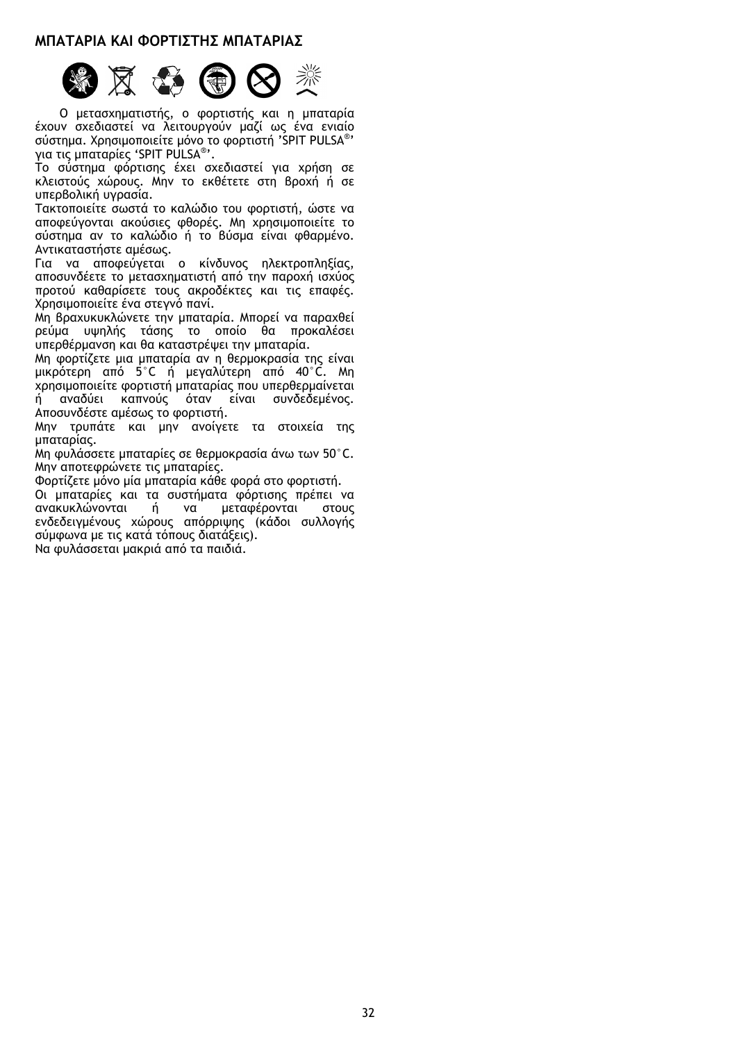## ΜΠΑΤΑΡΙΑ ΚΑΙ ΦΟΡΤΙΣΤΗΣ ΜΠΑΤΑΡΙΑΣ

Ο μετασχηματιστής, ο φορτιστής και η μπαταρία έχουν σχεδιαστεί να λειτουργούν μαζί ως ένα ενιαίο σύστημα. Χρησιμοποιείτε μόνο το φορτιστή 'SPIT PULSA®' για τις μπαταρίες 'SPIT PULSA®'.

Το σύστημα φόρτισης έχει σχεδιαστεί για χρήση σε κλειστούς χώρους. Μην το εκθέτετε στη βροχή ή σε υπερβολική υγρασία.

Τακτοποιείτε σωστά το καλώδιο του φορτιστή, ώστε να αποφεύγονται ακούσιες φθορές. Μη χρησιμοποιείτε το σύστημα αν το καλώδιο ή το βύσμα είναι φθαρμένο. Αντικαταστήστε αμέσως.

Για να αποφεύγεται ο κίνδυνος ηλεκτροπληξίας, αποσυνδέετε το μετασχηματιστή από την παροχή ισχύος προτού καθαρίσετε τους ακροδέκτες και τις επαφές. Χρησιμοποιείτε ένα στεγνό πανί.

Μη βραχυκυκλώνετε την μπαταρία. Μπορεί να παραχθεί ρεύμα υψηλής τάσης το οποίο θα προκαλέσει υπερθέρμανση και θα καταστρέψει την μπαταρία.

Μη φορτίζετε μια μπαταρία αν η θερμοκρασία της είναι μικρότερη από 5°C ή μεγαλύτερη από 40°C. Μη χρησιμοποιείτε φορτιστή μπαταρίας που υπερθερμαίνεται ή αναδύει καπνούς όταν είναι συνδεδεμένος. Αποσυνδέστε αμέσως το φορτιστή.

Μην τρυπάτε και μην ανοίγετε τα στοιχεία της μπαταρίας.

Μη φυλάσσετε μπαταρίες σε θερμοκρασία άνω των 50°C.

Μην αποτεφρώνετε τις μπαταρίες.

Φορτίζετε μόνο μία μπαταρία κάθε φορά στο φορτιστή.

Οι μπαταρίες και τα συστήματα φόρτισης πρέπει να ανακυκλώνονται ή να μεταφέρονται στους ενδεδειγμένους χώρους απόρριψης (κάδοι συλλογής σύμφωνα με τις κατά τόπους διατάξεις).

Να φυλάσσεται μακριά από τα παιδιά.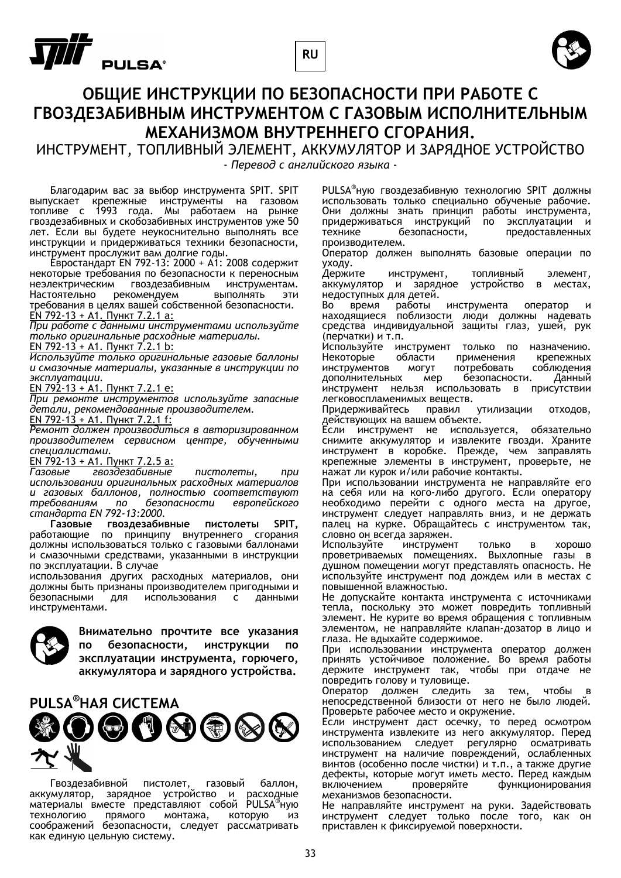RU

# ОБЩИЕ ИНСТРУКЦИИ ПО БЕЗОПАСНОСТИ ПРИ РАБОТЕ С ГВОЗДЕЗАБИВНЫМ ИНСТРУМЕНТОМ С ГАЗОВЫМ ИСПОЛНИТЕЛЬНЫМ МЕХАНИЗМОМ ВНУТРЕННЕГО СГОРАНИЯ.

ИНСТРУМЕНТ, ТОПЛИВНЫЙ ЭЛЕМЕНТ, АККУМУЛЯТОР И ЗАРЯДНОЕ УСТРОЙСТВО

*- Перевод с английского языка -*

Благодарим вас за выбор инструмента SPIT. SPIT выпускает крепежные инструменты на газовом топливе с 1993 года. Мы работаем на рынке гвоздезабивных и скобозабивных инструментов уже 50 лет. Если вы будете неукоснительно выполнять все инструкции и придерживаться техники безопасности, инструмент прослужит вам долгие годы.

Евростандарт EN 792-13: 2000 + A1: 2008 содержит некоторые требования по безопасности к переносным неэлектрическим гвоздезабивным инструментам. Настоятельно рекомендуем выполнять эти требования в целях вашей собственной безопасности.

EN 792-13 + A1. Пункт 7.2.1 a:

*При работе с данными инструментами используйте только оригинальные расходные материалы.*

EN 792-13 + A1. Пункт 7.2.1 b:

*Используйте только оригинальные газовые баллоны и смазочные материалы, указанные в инструкции по эксплуатации.*

EN 792-13 + A1. Пункт 7.2.1 e:

*При ремонте инструментов используйте запасные детали, рекомендованные производителем.*

EN 792-13 + A1. Пункт 7.2.1 f:

*Ремонт должен производиться в авторизированном производителем сервисном центре, обученными специалистами.*

EN 792-13 + A1. Пункт 7.2.5 a:

*Газовые гвоздезабивные пистолеты, при использовании оригинальных расходных материалов и газовых баллонов, полностью соответствуют требованиям по безопасности европейского стандарта EN 792-13:2000.*

**Газовые гвоздезабивные пистолеты SPIT**, работающие по принципу внутреннего сгорания должны использоваться только с газовыми баллонами и смазочными средствами, указанными в инструкции по эксплуатации. В случае использования других расходных материалов, они должны быть признаны производителем пригодными и безопасными для использования с данными инструментами.

**Внимательно прочтите все указания по безопасности, инструкции по эксплуатации инструмента, горючего, аккумулятора и зарядного устройства.**

## PULSA®НАЯ СИСТЕМА

Гвоздезабивной пистолет, газовый баллон, аккумулятор, зарядное устройство и расходные материалы вместе представляют собой PULSA®ную технологию прямого монтажа, которую из соображений безопасности, следует рассматривать как единую цельную систему.

PULSA®ную гвоздезабивную технологию SPIT должны использовать только специально обученые рабочие. Они должны знать принцип работы инструмента, придерживаться инструкций по эксплуатации и технике безопасности, предоставленных производителем.

Оператор должен выполнять базовые операции по уходу.

Держите инструмент, топливный элемент, аккумулятор и зарядное устройство в местах, недоступных для детей.

Во время работы инструмента оператор и находящиеся поблизости люди должны надевать средства индивидуальной защиты глаз, ушей, рук (перчатки) и т.п.

Используйте инструмент только по назначению. Некоторые области применения крепежных инструментов могут потребовать соблюдения дополнительных мер безопасности. Данный инструмент нельзя использовать в присутствии легковоспламенимых веществ.

Придерживайтесь правил утилизации отходов, действующих на вашем объекте.

Если инструмент не используется, обязательно снимите аккумулятор и извлеките гвозди. Храните инструмент в коробке. Прежде, чем заправлять крепежные элементы в инструмент, проверьте, не нажат ли курок и/или рабочие контакты.

При использовании инструмента не направляйте его на себя или на кого-либо другого. Если оператору необходимо перейти с одного места на другое, инструмент следует направлять вниз, и не держать палец на курке. Обращайтесь с инструментом так, словно он всегда заряжен.

Используйте инструмент только в хорошо проветриваемых помещениях. Выхлопные газы в душном помещении могут представлять опасность. Не используйте инструмент под дождем или в местах с повышенной влажностью.

Не допускайте контакта инструмента с источниками тепла, поскольку это может повредить топливный элемент. Не курите во время обращения с топливным элементом, не направляйте клапан-дозатор в лицо и глаза. Не вдыхайте содержимое.

При использовании инструмента оператор должен принять устойчивое положение. Во время работы держите инструмент так, чтобы при отдаче не повредить голову и туловище.

Оператор должен следить за тем, чтобы в непосредственной близости от него не было людей. Проверьте рабочее место и окружение.

Если инструмент даст осечку, то перед осмотром инструмента извлеките из него аккумулятор. Перед использованием следует регулярно осматривать инструмент на наличие повреждений, ослабленных винтов (особенно после чистки) и т.п., а также другие дефекты, которые могут иметь место. Перед каждым включением проверяйте функционирования механизмов безопасности.

Не направляйте инструмент на руки. Задействовать инструмент следует только после того, как он приставлен к фиксируемой поверхности.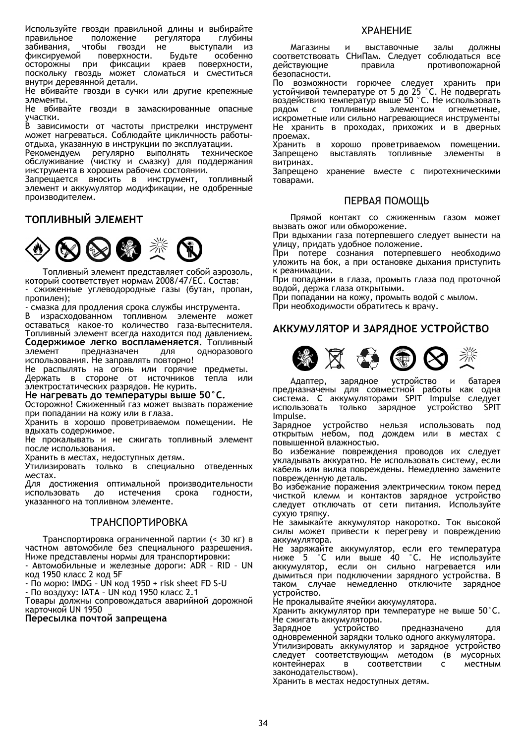Используйте гвозди правильной длины и выбирайте правильное положение регулятора глубины забивания, чтобы гвозди не выступали из фиксируемой поверхности. Будьте особенно осторожны при фиксации краев поверхности, поскольку гвоздь может сломаться и сместиться внутри деревянной детали.

Не вбивайте гвозди в сучки или другие крепежные элементы.

Не вбивайте гвозди в замаскированные опасные участки.

В зависимости от частоты пристрелки инструмент может нагреваться. Соблюдайте цикличность работы-отдыха, указанную в инструкции по эксплуатации.

Рекомендуем регулярно выполнять техническое обслуживание (чистку и смазку) для поддержания инструмента в хорошем рабочем состоянии.

Запрещается вносить в инструмент, топливный элемент и аккумулятор модификации, не одобренные производителем.

## ТОПЛИВНЫЙ ЭЛЕМЕНТ

Топливный элемент представляет собой аэрозоль, который соответствует нормам 2008/47/ЕС. Состав:

- сжиженные углеводородные газы (бутан, пропан, пропилен);
- смазка для продления срока службы инструмента.

В израсходованном топливном элементе может оставаться какое-то количество газа-вытеснителя. Топливный элемент всегда находится под давлением. **Содержимое легко воспламеняется**. Топливный элемент предназначен для одноразового использования. Не заправлять повторно!

Не распылять на огонь или горячие предметы. Держать в стороне от источников тепла или электростатических разрядов. Не курить.

**Не нагревать до температуры выше 50°C.**

Осторожно! Сжиженный газ может вызвать поражение при попадании на кожу или в глаза.

Хранить в хорошо проветриваемом помещении. Не вдыхать содержимое.

Не прокалывать и не сжигать топливный элемент после использования.

Хранить в местах, недоступных детям.

Утилизировать только в специально отведенных местах.

Для достижения оптимальной производительности использовать до истечения срока годности, указанного на топливном элементе.

### ТРАНСПОРТИРОВКА

Транспортировка ограниченной партии (< 30 кг) в частном автомобиле без специального разрешения. Ниже представлены нормы для транспортировки:

- Автомобильные и железные дороги: ADR – RID – UN код 1950 класс 2 код 5F
- По морю: IMDG – UN код 1950 + risk sheet FD S-U
- По воздуху: IATA – UN код 1950 класс 2.1

Товары должны сопровождаться аварийной дорожной карточкой UN 1950

**Пересылка почтой запрещена**

### ХРАНЕНИЕ

Магазины и выставочные залы должны соответствовать СНиПам. Следует соблюдаться все действующие правила противопожарной безопасности.

По возможности горючее следует хранить при устойчивой температуре от 5 до 25 °C. Не подвергать воздействию температур выше 50 °C. Не использовать рядом с топливным элементом огнеметные, искрометные или сильно нагревающиеся инструменты Не хранить в проходах, прихожих и в дверных проемах.

Хранить в хорошо проветриваемом помещении. Запрещено выставлять топливные элементы в витринах.

Запрещено хранение вместе с пиротехническими товарами.

### ПЕРВАЯ ПОМОЩЬ

Прямой контакт со сжиженным газом может вызвать ожог или обморожение.

При вдыхании газа потерпевшего следует вынести на улицу, придать удобное положение.

При потере сознания потерпевшего необходимо уложить на бок, а при остановке дыхания приступить к реанимации.

При попадании в глаза, промыть глаза под проточной водой, держа глаза открытыми.

При попадании на кожу, промыть водой с мылом.

При необходимости обратитесь к врачу.

## АККУМУЛЯТОР И ЗАРЯДНОЕ УСТРОЙСТВО

Адаптер, зарядное устройство и батарея предназначены для совместной работы как одна система. С аккумуляторами SPIT Impulse следует использовать только зарядное устройство SPIT Impulse.

Зарядное устройство нельзя использовать под открытым небом, под дождем или в местах с повышенной влажностью.

Во избежание повреждения проводов их следует укладывать аккуратно. Не использовать систему, если кабель или вилка повреждены. Немедленно замените поврежденную деталь.

Во избежание поражения электрическим током перед чисткой клемм и контактов зарядное устройство следует отключать от сети питания. Используйте сухую тряпку.

Не замыкайте аккумулятор накоротко. Ток высокой силы может привести к перегреву и повреждению аккумулятора.

Не заряжайте аккумулятор, если его температура ниже 5 °C или выше 40 °C. Не используйте аккумулятор, если он сильно нагревается или дымиться при подключении зарядного устройства. В таком случае немедленно отключите зарядное устройство.

Не прокалывайте ячейки аккумулятора.

Хранить аккумулятор при температуре не выше 50°C. Не сжигать аккумуляторы.

Зарядное устройство предназначено для одновременной зарядки только одного аккумулятора.

Утилизировать аккумулятор и зарядное устройство следует соответствующим методом (в мусорных контейнерах в соответствии с местным законодательством).

Хранить в местах недоступных детям.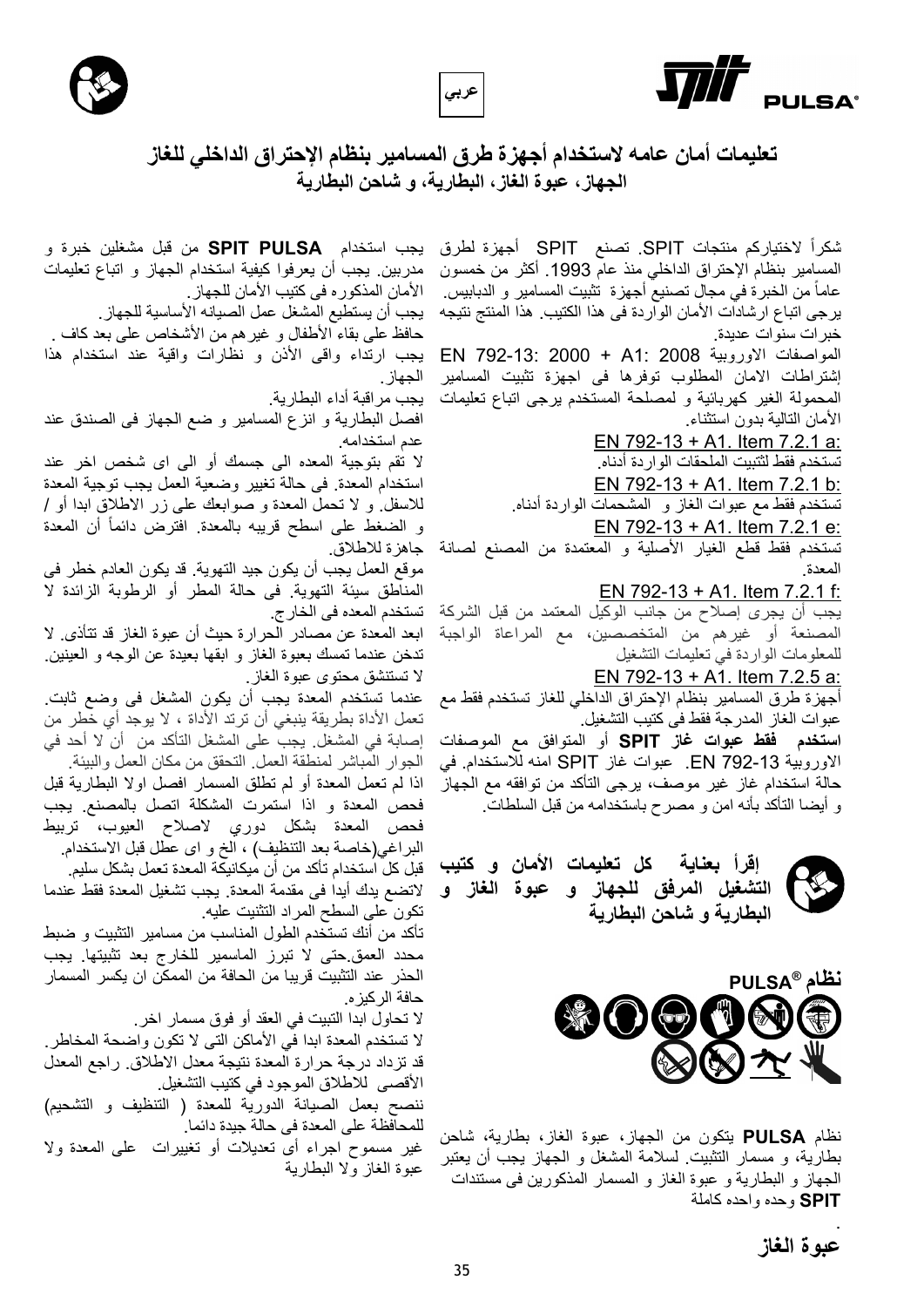عربي

# تعليمات أمان عامه لاستخدام أجهزة طرق المسامير بنظام الإحتراق الداخلي للغاز
## الجهاز، عبوة الغاز، البطارية، و شاحن البطارية

شكراً لاختياركم منتجات SPIT. تصنع SPIT أجهزة لطرق المسامير بنظام الإحتراق الداخلي منذ عام 1993. أكثر من خمسون عاماً من الخبرة في مجال تصنيع أجهزة تثبيت المسامير و الدبابيس. يرجى اتباع ارشادات الأمان الواردة فى هذا الكتيب. هذا المنتج نتيجه خبرات سنوات عديدة.

المواصفات الاوروبية EN 792-13: 2000 + A1: 2008 إشتراطات الامان المطلوب توفرها فى اجهزة تثبيت المسامير المحمولة الغير كهربائية و لمصلحة المستخدم يرجى اتباع تعليمات الأمان التالية بدون استثناء.

EN 792-13 + A1. Item 7.2.1 a:
تستخدم فقط لتثبيت الملحقات الواردة أدناه.

EN 792-13 + A1. Item 7.2.1 b:
تستخدم فقط مع عبوات الغاز و المشحمات الواردة أدناه.

EN 792-13 + A1. Item 7.2.1 e:
تستخدم فقط قطع الغيار الأصلية و المعتمدة من المصنع لصانة المعدة.

EN 792-13 + A1. Item 7.2.1 f:
يجب أن يجرى إصلاح من جانب الوكيل المعتمد من قبل الشركة المصنعة أو غيرهم من المتخصصين، مع المراعاة الواجبة للمعلومات الواردة في تعليمات التشغيل

EN 792-13 + A1. Item 7.2.5 a:
أجهزة طرق المسامير بنظام الإحتراق الداخلي للغاز تستخدم فقط مع عبوات الغاز المدرجة فقط فى كتيب التشغيل.

**استخدم فقط عبوات غاز SPIT** أو المتوافق مع الموصفات الاوروبية EN 792-13. عبوات غاز SPIT امنه للاستخدام. في حالة استخدام غاز غير موصف، يرجى التأكد من توافقه مع الجهاز و أيضا التأكد بأنه امن و مصرح باستخدامه من قبل السلطات.

**إقرأ بعناية كل تعليمات الأمان و كتيب التشغيل المرفق للجهاز و عبوة الغاز و البطارية و شاحن البطارية**

**نظام PULSA®**

نظام **PULSA** يتكون من الجهاز، عبوة الغاز، بطارية، شاحن بطارية، و مسمار التثبيت. لسلامة المشغل و الجهاز يجب أن يعتبر الجهاز و البطارية و عبوة الغاز و المسمار المذكورين فى مستندات **SPIT** وحده واحده كاملة

.

**عبوة الغاز**

يجب استخدام **SPIT PULSA** من قبل مشغلين خبرة و مدربين. يجب أن يعرفوا كيفية استخدام الجهاز و اتباع تعليمات الأمان المذكوره فى كتيب الأمان للجهاز.

يجب أن يستطيع المشغل عمل الصيانه الأساسية للجهاز.

حافظ على بقاء الأطفال و غيرهم من الأشخاص على بعد كاف .

يجب ارتداء واقى الأذن و نظارات واقية عند استخدام هذا الجهاز.

يجب مراقبة أداء البطارية.

افصل البطارية و انزع المسامير و ضع الجهاز فى الصندق عند عدم استخدامه.

لا تقم بتوجية المعده الى جسمك أو الى اى شخص اخر عند استخدام المعدة. فى حالة تغيير وضعية العمل يجب توجية المعدة للاسفل. و لا تحمل المعدة و صوابعك على زر الاطلاق ابدا أو / و الضغط على اسطح قريبه بالمعدة. افترض دائماً أن المعدة جاهزة للاطلاق.

موقع العمل يجب أن يكون جيد التهوية. قد يكون العادم خطر فى المناطق سيئة التهوية. فى حالة المطر أو الرطوبة الزائدة لا تستخدم المعده فى الخارج.

ابعد المعدة عن مصادر الحرارة حيث أن عبوة الغاز قد تتأذى. لا تدخن عندما تمسك بعبوة الغاز و ابقها بعيدة عن الوجه و العينين.

لا تستنشق محتوى عبوة الغاز.

عندما تستخدم المعدة يجب أن يكون المشغل فى وضع ثابت.

تعمل الأداة بطريقة ينبغي أن ترتد الأداة ، لا يوجد أي خطر من إصابة في المشغل. يجب على المشغل التأكد من أن لا أحد في الجوار المباشر لمنطقة العمل. التحقق من مكان العمل والبيئة.

اذا لم تعمل المعدة أو لم تطلق المسمار افصل اولا البطارية قبل فحص المعدة و اذا استمرت المشكلة اتصل بالمصنع. يجب فحص المعدة بشكل دوري لاصلاح العيوب، تربيط البراغي(خاصة بعد التنظيف) ، الخ و اى عطل قبل الاستخدام.

قبل كل استخدام تأكد من أن ميكانيكة المعدة تعمل بشكل سليم.

لاتضع يدك أبدا فى مقدمة المعدة. يجب تشغيل المعدة فقط عندما تكون على السطح المراد التثبيت عليه.

تأكد من أنك تستخدم الطول المناسب من مسامير التثبيت و ضبط محدد العمق.حتى لا تبرز الماسمير للخارج بعد تثبيتها. يجب الحذر عند التثبيت قريبا من الحافة من الممكن ان يكسر المسمار حافة الركيزه.

لا تحاول ابدا التبيت في العقد أو فوق مسمار اخر.

لا تستخدم المعدة ابدا في الأماكن التى لا تكون واضحة المخاطر.

قد تزداد درجة حرارة المعدة نتيجة معدل الاطلاق. راجع المعدل الأقصى للاطلاق الموجود في كتيب التشغيل.

ننصح بعمل الصيانة الدورية للمعدة ( التنظيف و التشحيم) للمحافظة على المعدة فى حالة جيدة دائما.

غير مسموح اجراء أى تعديلات أو تغييرات على المعدة ولا عبوة الغاز ولا البطارية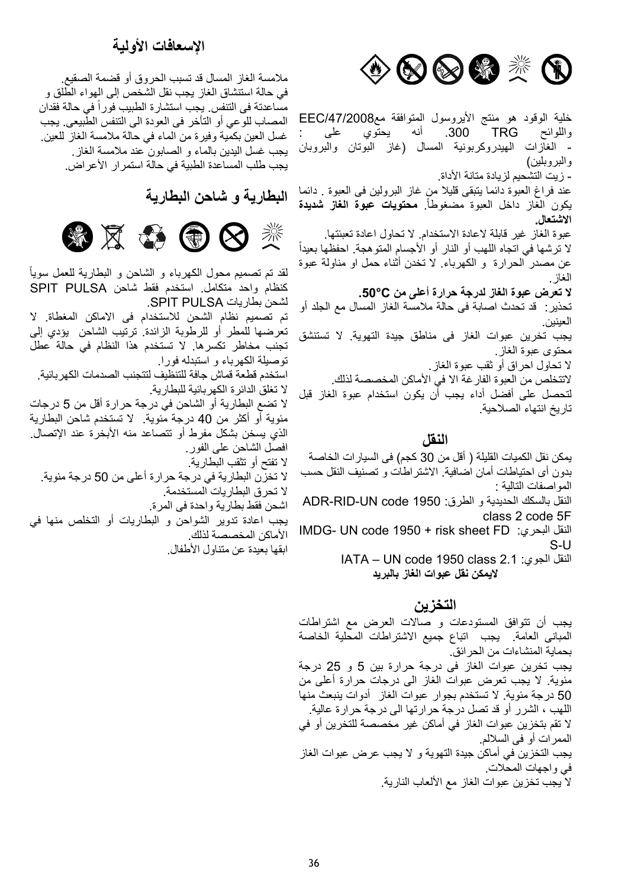خلية الوقود هو منتج الأيروسول المتوافقة معEEC/47/2008 واللوائح TRG 300. أنه يحتوي على :
- الغازات الهيدروكربونية المسال (غاز البوتان والبروبان والبروبلين)
- زيت التشحيم لزيادة متانة الأداة.

عند فراغ العبوة دائما يتبقى قليلا من غاز البرولين فى العبوة . دائما يكون الغاز داخل العبوة مضغوطاً. **محتويات عبوة الغاز شديدة الاشتعال.**

عبوة الغاز غير قابلة لاعادة الاستخدام. لا تحاول اعادة تعبئتها.
لا ترشها في اتجاه اللهب أو النار أو الأجسام المتوهجة. احفظها بعيداً عن مصدر الحرارة و الكهرباء. لا تخدن أثناء حمل او مناولة عبوة الغاز.

**لا تعرض عبوة الغاز لدرجة حرارة أعلى من 50°C.**

تحذير: قد تحدث اصابة فى حالة ملامسة الغاز المسال مع الجلد أو العينين.
يجب تخرين عبوات الغاز فى مناطق جيدة التهوية. لا تستنشق محتوى عبوة الغاز.
لا تحاول احراق أو ثقب عبوة الغاز.
لاتتخلص من العبوة الفارغة الا في الأماكن المخصصة لذلك.
لتحصل على أفضل أداء يجب أن يكون استخدام عبوة الغاز قبل تاريخ انتهاء الصلاحية.

## النقل

يمكن نقل الكميات القليلة ( أقل من 30 كجم) فى السيارات الخاصة بدون أى احتياطات أمان اضافية. الاشتراطات و تصنيف النقل حسب المواصفات التالية :

النقل بالسكك الحديدية و الطرق: ADR-RID-UN code 1950 class 2 code 5F

النقل البحري: IMDG- UN code 1950 + risk sheet FD S-U

النقل الجوي: IATA – UN code 1950 class 2.1

**لايمكن نقل عبوات الغاز بالبريد**

## التخزين

يجب أن تتوافق المستودعات و صالات العرض مع اشتراطات المبانى العامة. يجب اتباع جميع الاشتراطات المحلية الخاصة بحماية المنشاءات من الحرائق.
يجب تخزين عبوات الغاز فى درجة حرارة بين 5 و 25 درجة مئوية. لا يجب تعرض عبوات الغاز الى درجات حرارة أعلى من 50 درجة مئوية. لا تستخدم بجوار عبوات الغاز أدوات ينبعث منها اللهب ، الشرر أو قد تصل درجة حرارتها الى درجة حرارة عالية.
لا تقم بتخزين عبوات الغاز في أماكن غير مخصصة للتخزين أو في الممرات أو فى السلالم.
يجب التخزين في أماكن جيدة التهوية و لا يجب عرض عبوات الغاز في واجهات المحلات.
لا يجب تخزين عبوات الغاز مع الألعاب النارية.

## الإسعافات الأولية

ملامسة الغاز المسال قد تسبب الحروق أو قضمة الصقيع.
في حالة استنشاق الغاز يجب نقل الشخص إلى الهواء الطلق و مساعدتة فى التنفس. يجب استشارة الطبيب فوراً في حالة فقدان المصاب للوعي أو التأخر فى العودة الى التنفس الطبيعى. يجب غسل العين بكمية وفيرة من الماء في حالة ملامسة الغاز للعين.
يجب غسل اليدين بالماء و الصابون عند ملامسة الغاز.
يجب طلب المساعدة الطبية في حالة استمرار الأعراض.

## البطارية و شاحن البطارية

لقد تم تصميم محول الكهرباء و الشاحن و البطارية للعمل سوياً كنظام واحد متكامل. استخدم فقط شاحن SPIT PULSA لشحن بطاريات SPIT PULSA.
تم تصميم نظام الشحن للاستخدام فى الاماكن المغطاة. لا تعرضها للمطر أو للرطوبة الزائدة. ترتيب الشاحن يؤدي إلى تجنب مخاطر تكسرها. لا تستخدم هذا النظام في حالة عطل توصيلة الكهرباء و استبدله فورا.
استخدم قطعة قماش جافة للتنظيف لتتجنب الصدمات الكهربائية.
لا تغلق الدائرة الكهربائية للبطارية.
لا تضع البطارية أو الشاحن في درجة حرارة أقل من 5 درجات مئوية أو أكثر من 40 درجة مئوية. لا تستخدم شاحن البطارية الذي يسخن بشكل مفرط أو تتصاعد منه الأبخرة عند الإتصال.
افصل الشاحن على الفور.
لا تفتح أو تثقب البطارية.
لا تخزن البطارية في درجة حرارة أعلى من 50 درجة مئوية.
لا تحرق البطاريات المستخدمة.
اشحن فقط بطارية واحدة فى المرة.
يجب اعادة تدوير الشواحن و البطاريات أو التخلص منها في الأماكن المخصصة لذلك.
ابقها بعيدة عن متناول الأطفال.